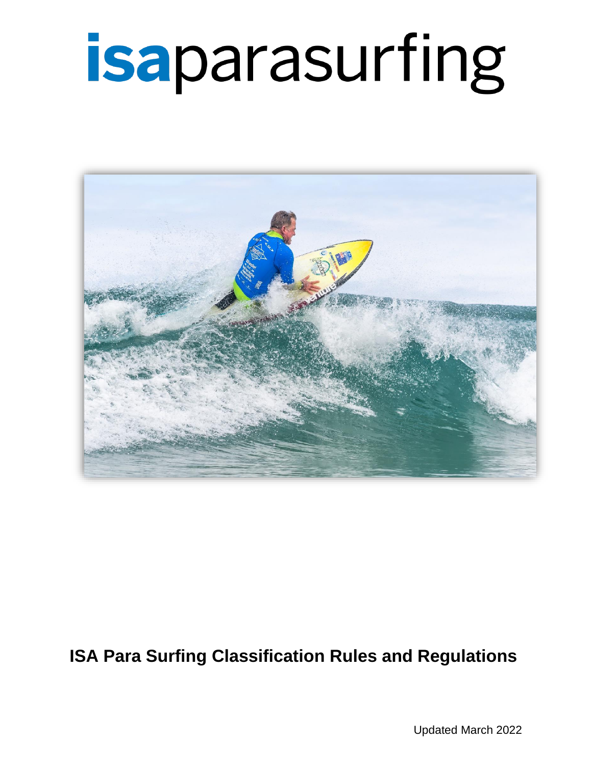# isaparasurfing

**ISA Para Surfing Classification Rules and Regulations**

Updated March 2022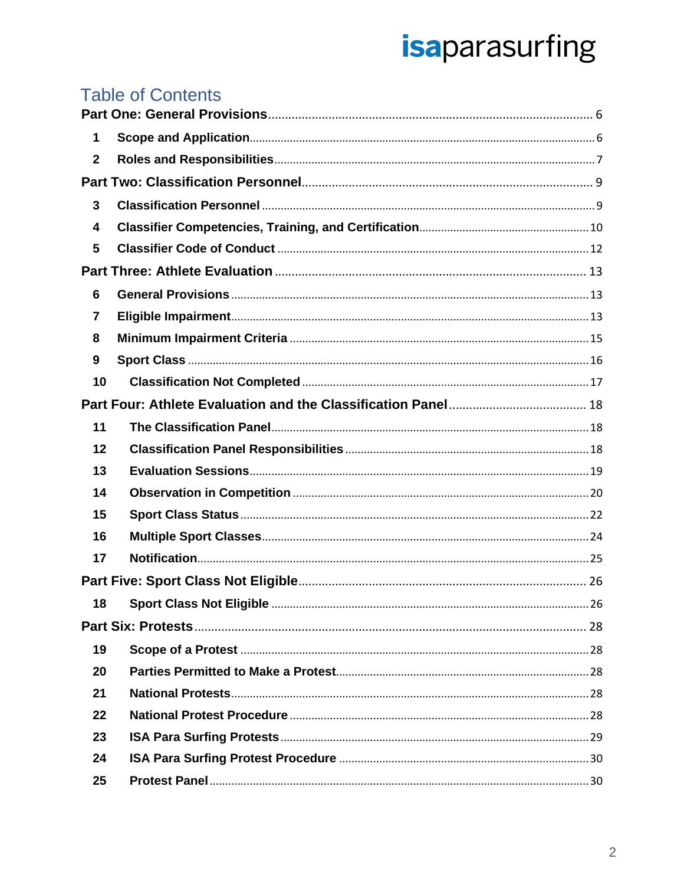# Table of Contents

**Part One: General Provisions** .......... 6

- **1 Scope and Application** .......... 6
- **2 Roles and Responsibilities** .......... 7

**Part Two: Classification Personnel** .......... 9

- **3 Classification Personnel** .......... 9
- **4 Classifier Competencies, Training, and Certification** .......... 10
- **5 Classifier Code of Conduct** .......... 12

**Part Three: Athlete Evaluation** .......... 13

- **6 General Provisions** .......... 13
- **7 Eligible Impairment** .......... 13
- **8 Minimum Impairment Criteria** .......... 15
- **9 Sport Class** .......... 16
- **10 Classification Not Completed** .......... 17

**Part Four: Athlete Evaluation and the Classification Panel** .......... 18

- **11 The Classification Panel** .......... 18
- **12 Classification Panel Responsibilities** .......... 18
- **13 Evaluation Sessions** .......... 19
- **14 Observation in Competition** .......... 20
- **15 Sport Class Status** .......... 22
- **16 Multiple Sport Classes** .......... 24
- **17 Notification** .......... 25

**Part Five: Sport Class Not Eligible** .......... 26

- **18 Sport Class Not Eligible** .......... 26

**Part Six: Protests** .......... 28

- **19 Scope of a Protest** .......... 28
- **20 Parties Permitted to Make a Protest** .......... 28
- **21 National Protests** .......... 28
- **22 National Protest Procedure** .......... 28
- **23 ISA Para Surfing Protests** .......... 29
- **24 ISA Para Surfing Protest Procedure** .......... 30
- **25 Protest Panel** .......... 30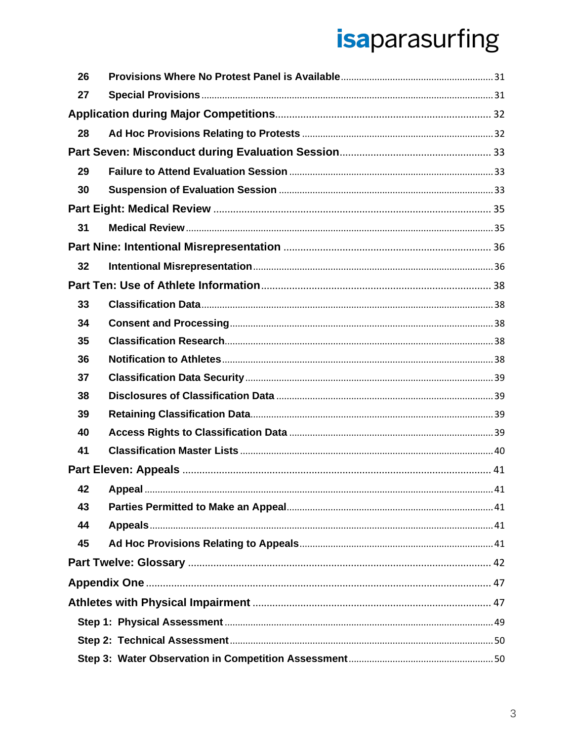| | | |
|---|---|---|
| 26 | **Provisions Where No Protest Panel is Available** | 31 |
| 27 | **Special Provisions** | 31 |
| **Application during Major Competitions** | | 32 |
| 28 | **Ad Hoc Provisions Relating to Protests** | 32 |
| **Part Seven: Misconduct during Evaluation Session** | | 33 |
| 29 | **Failure to Attend Evaluation Session** | 33 |
| 30 | **Suspension of Evaluation Session** | 33 |
| **Part Eight: Medical Review** | | 35 |
| 31 | **Medical Review** | 35 |
| **Part Nine: Intentional Misrepresentation** | | 36 |
| 32 | **Intentional Misrepresentation** | 36 |
| **Part Ten: Use of Athlete Information** | | 38 |
| 33 | **Classification Data** | 38 |
| 34 | **Consent and Processing** | 38 |
| 35 | **Classification Research** | 38 |
| 36 | **Notification to Athletes** | 38 |
| 37 | **Classification Data Security** | 39 |
| 38 | **Disclosures of Classification Data** | 39 |
| 39 | **Retaining Classification Data** | 39 |
| 40 | **Access Rights to Classification Data** | 39 |
| 41 | **Classification Master Lists** | 40 |
| **Part Eleven: Appeals** | | 41 |
| 42 | **Appeal** | 41 |
| 43 | **Parties Permitted to Make an Appeal** | 41 |
| 44 | **Appeals** | 41 |
| 45 | **Ad Hoc Provisions Relating to Appeals** | 41 |
| **Part Twelve: Glossary** | | 42 |
| **Appendix One** | | 47 |
| **Athletes with Physical Impairment** | | 47 |
| **Step 1: Physical Assessment** | | 49 |
| **Step 2: Technical Assessment** | | 50 |
| **Step 3: Water Observation in Competition Assessment** | | 50 |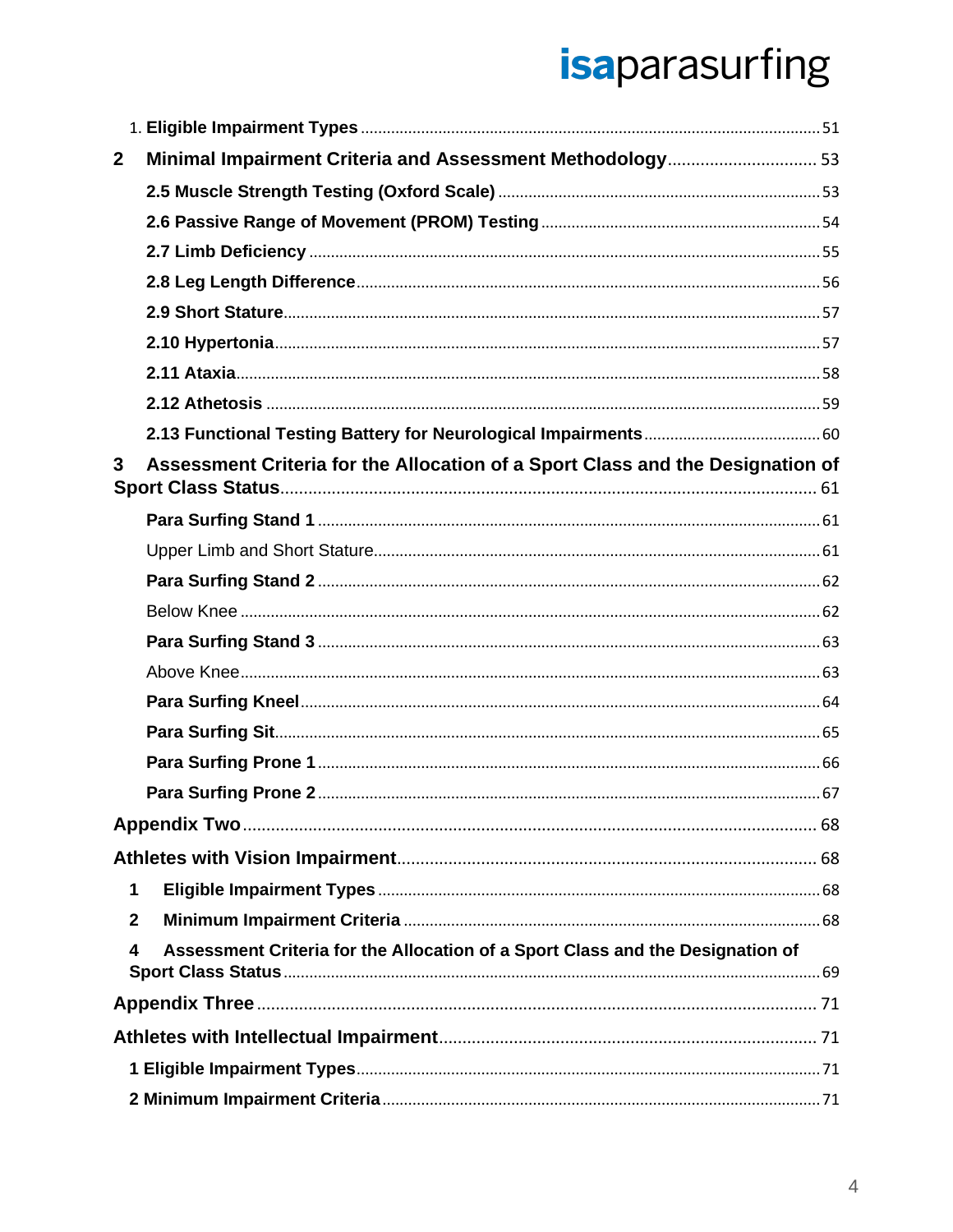1. **Eligible Impairment Types** ........................................................ 51

**2 Minimal Impairment Criteria and Assessment Methodology** ........................ 53

**2.5 Muscle Strength Testing (Oxford Scale)** ........................................ 53

**2.6 Passive Range of Movement (PROM) Testing** ....................................... 54

**2.7 Limb Deficiency** ................................................................. 55

**2.8 Leg Length Difference** ........................................................... 56

**2.9 Short Stature** ................................................................... 57

**2.10 Hypertonia** ..................................................................... 57

**2.11 Ataxia** ......................................................................... 58

**2.12 Athetosis** ...................................................................... 59

**2.13 Functional Testing Battery for Neurological Impairments** ........................ 60

**3 Assessment Criteria for the Allocation of a Sport Class and the Designation of Sport Class Status** ........................................................................ 61

**Para Surfing Stand 1** ................................................................ 61

Upper Limb and Short Stature ........................................................... 61

**Para Surfing Stand 2** ................................................................ 62

Below Knee ............................................................................. 62

**Para Surfing Stand 3** ................................................................ 63

Above Knee ............................................................................. 63

**Para Surfing Kneel** .................................................................. 64

**Para Surfing Sit** .................................................................... 65

**Para Surfing Prone 1** ................................................................ 66

**Para Surfing Prone 2** ................................................................ 67

**Appendix Two** ........................................................................ 68

**Athletes with Vision Impairment** ..................................................... 68

**1 Eligible Impairment Types** .......................................................... 68

**2 Minimum Impairment Criteria** ........................................................ 68

**4 Assessment Criteria for the Allocation of a Sport Class and the Designation of Sport Class Status** ........................................................................ 69

**Appendix Three** ...................................................................... 71

**Athletes with Intellectual Impairment** ............................................... 71

**1 Eligible Impairment Types** .......................................................... 71

**2 Minimum Impairment Criteria** ........................................................ 71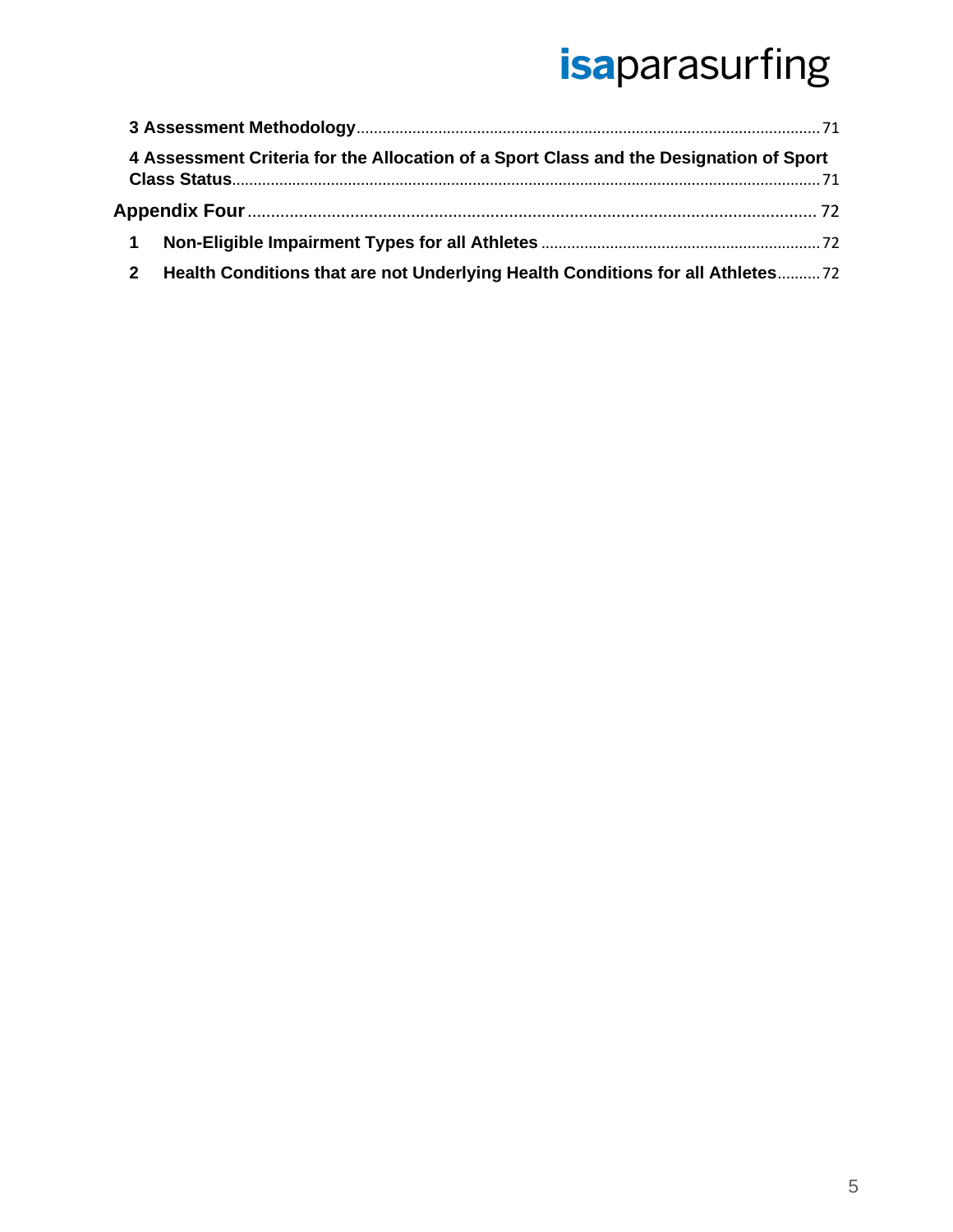3 Assessment Methodology ........ 71

4 Assessment Criteria for the Allocation of a Sport Class and the Designation of Sport Class Status ........ 71

Appendix Four ........ 72

1 Non-Eligible Impairment Types for all Athletes ........ 72

2 Health Conditions that are not Underlying Health Conditions for all Athletes ........ 72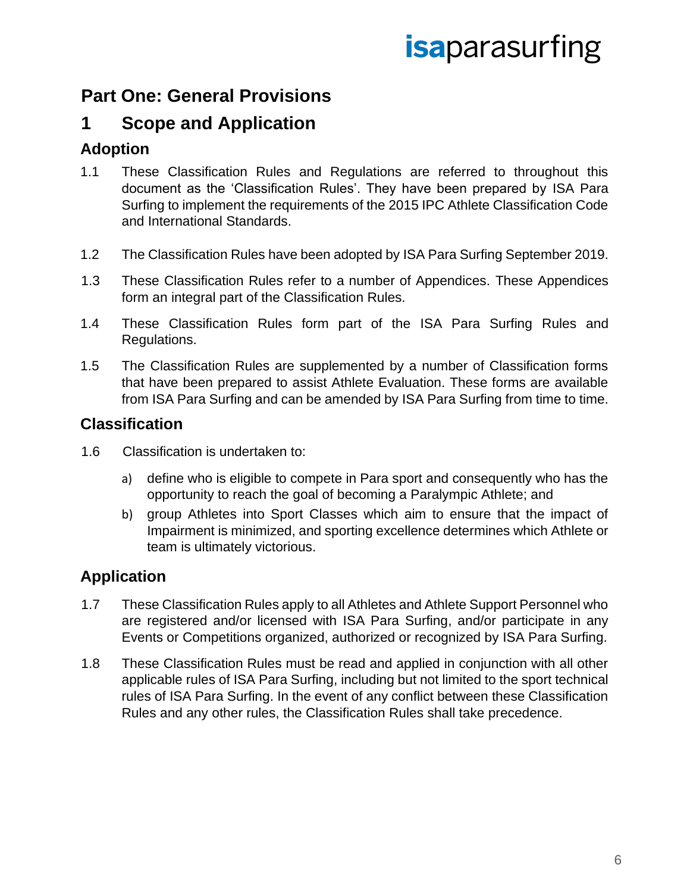# Part One: General Provisions

## 1 Scope and Application

### Adoption

1.1 These Classification Rules and Regulations are referred to throughout this document as the 'Classification Rules'. They have been prepared by ISA Para Surfing to implement the requirements of the 2015 IPC Athlete Classification Code and International Standards.

1.2 The Classification Rules have been adopted by ISA Para Surfing September 2019.

1.3 These Classification Rules refer to a number of Appendices. These Appendices form an integral part of the Classification Rules.

1.4 These Classification Rules form part of the ISA Para Surfing Rules and Regulations.

1.5 The Classification Rules are supplemented by a number of Classification forms that have been prepared to assist Athlete Evaluation. These forms are available from ISA Para Surfing and can be amended by ISA Para Surfing from time to time.

### Classification

1.6 Classification is undertaken to:

a) define who is eligible to compete in Para sport and consequently who has the opportunity to reach the goal of becoming a Paralympic Athlete; and

b) group Athletes into Sport Classes which aim to ensure that the impact of Impairment is minimized, and sporting excellence determines which Athlete or team is ultimately victorious.

### Application

1.7 These Classification Rules apply to all Athletes and Athlete Support Personnel who are registered and/or licensed with ISA Para Surfing, and/or participate in any Events or Competitions organized, authorized or recognized by ISA Para Surfing.

1.8 These Classification Rules must be read and applied in conjunction with all other applicable rules of ISA Para Surfing, including but not limited to the sport technical rules of ISA Para Surfing. In the event of any conflict between these Classification Rules and any other rules, the Classification Rules shall take precedence.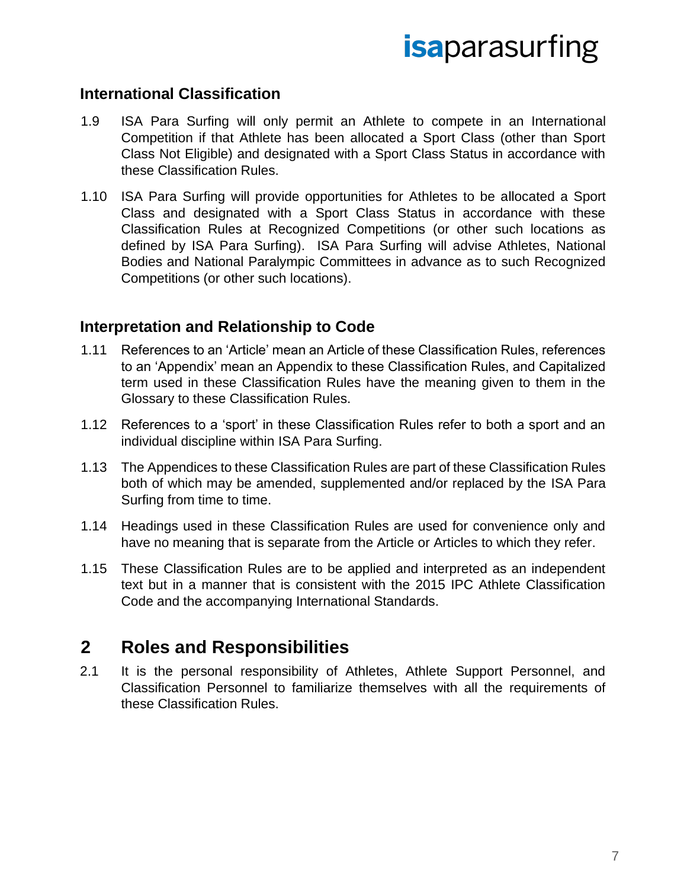### International Classification

1.9 ISA Para Surfing will only permit an Athlete to compete in an International Competition if that Athlete has been allocated a Sport Class (other than Sport Class Not Eligible) and designated with a Sport Class Status in accordance with these Classification Rules.

1.10 ISA Para Surfing will provide opportunities for Athletes to be allocated a Sport Class and designated with a Sport Class Status in accordance with these Classification Rules at Recognized Competitions (or other such locations as defined by ISA Para Surfing). ISA Para Surfing will advise Athletes, National Bodies and National Paralympic Committees in advance as to such Recognized Competitions (or other such locations).

### Interpretation and Relationship to Code

1.11 References to an 'Article' mean an Article of these Classification Rules, references to an 'Appendix' mean an Appendix to these Classification Rules, and Capitalized term used in these Classification Rules have the meaning given to them in the Glossary to these Classification Rules.

1.12 References to a 'sport' in these Classification Rules refer to both a sport and an individual discipline within ISA Para Surfing.

1.13 The Appendices to these Classification Rules are part of these Classification Rules both of which may be amended, supplemented and/or replaced by the ISA Para Surfing from time to time.

1.14 Headings used in these Classification Rules are used for convenience only and have no meaning that is separate from the Article or Articles to which they refer.

1.15 These Classification Rules are to be applied and interpreted as an independent text but in a manner that is consistent with the 2015 IPC Athlete Classification Code and the accompanying International Standards.

## 2 Roles and Responsibilities

2.1 It is the personal responsibility of Athletes, Athlete Support Personnel, and Classification Personnel to familiarize themselves with all the requirements of these Classification Rules.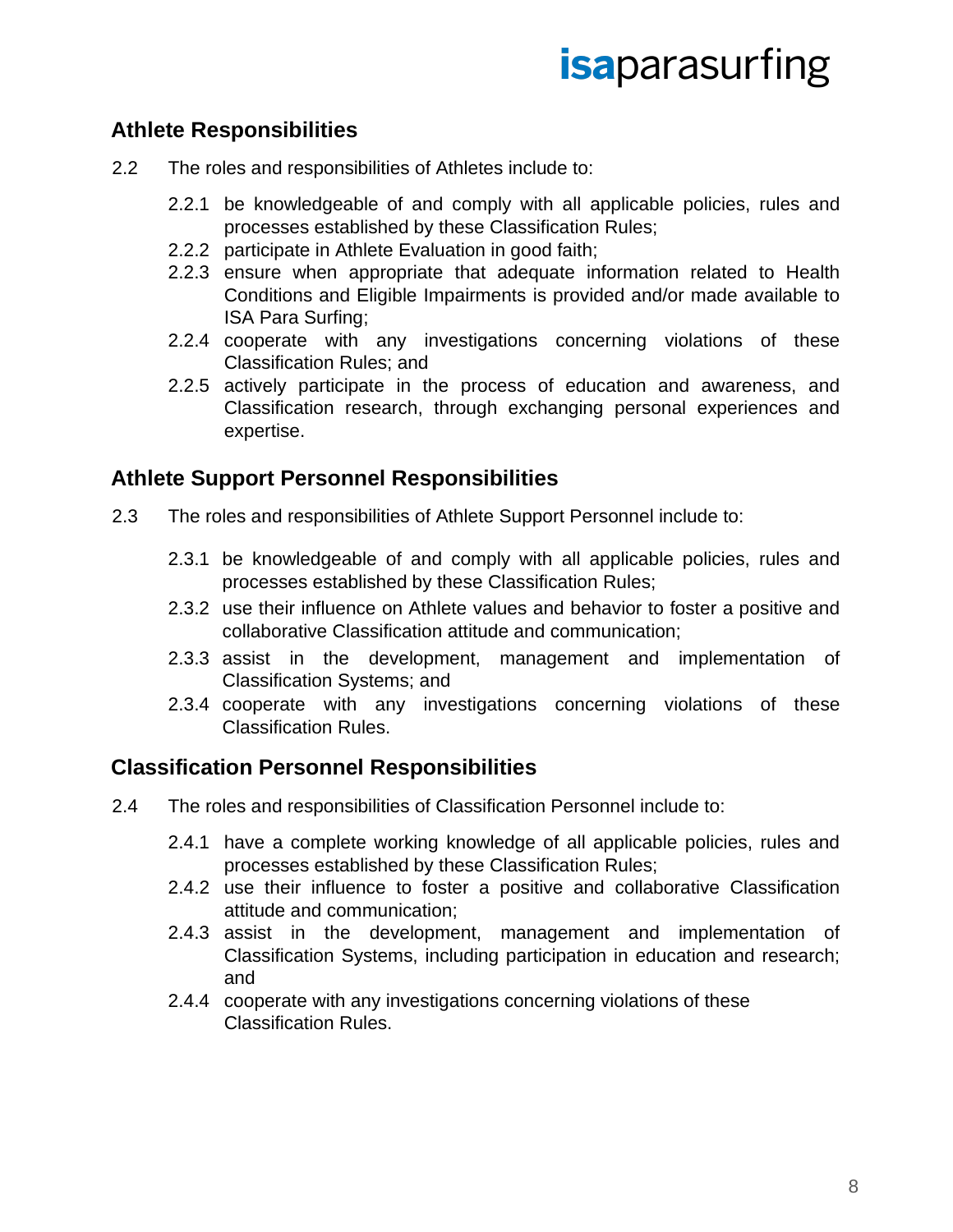## Athlete Responsibilities

2.2 The roles and responsibilities of Athletes include to:

- 2.2.1 be knowledgeable of and comply with all applicable policies, rules and processes established by these Classification Rules;
- 2.2.2 participate in Athlete Evaluation in good faith;
- 2.2.3 ensure when appropriate that adequate information related to Health Conditions and Eligible Impairments is provided and/or made available to ISA Para Surfing;
- 2.2.4 cooperate with any investigations concerning violations of these Classification Rules; and
- 2.2.5 actively participate in the process of education and awareness, and Classification research, through exchanging personal experiences and expertise.

## Athlete Support Personnel Responsibilities

2.3 The roles and responsibilities of Athlete Support Personnel include to:

- 2.3.1 be knowledgeable of and comply with all applicable policies, rules and processes established by these Classification Rules;
- 2.3.2 use their influence on Athlete values and behavior to foster a positive and collaborative Classification attitude and communication;
- 2.3.3 assist in the development, management and implementation of Classification Systems; and
- 2.3.4 cooperate with any investigations concerning violations of these Classification Rules.

## Classification Personnel Responsibilities

2.4 The roles and responsibilities of Classification Personnel include to:

- 2.4.1 have a complete working knowledge of all applicable policies, rules and processes established by these Classification Rules;
- 2.4.2 use their influence to foster a positive and collaborative Classification attitude and communication;
- 2.4.3 assist in the development, management and implementation of Classification Systems, including participation in education and research; and
- 2.4.4 cooperate with any investigations concerning violations of these Classification Rules.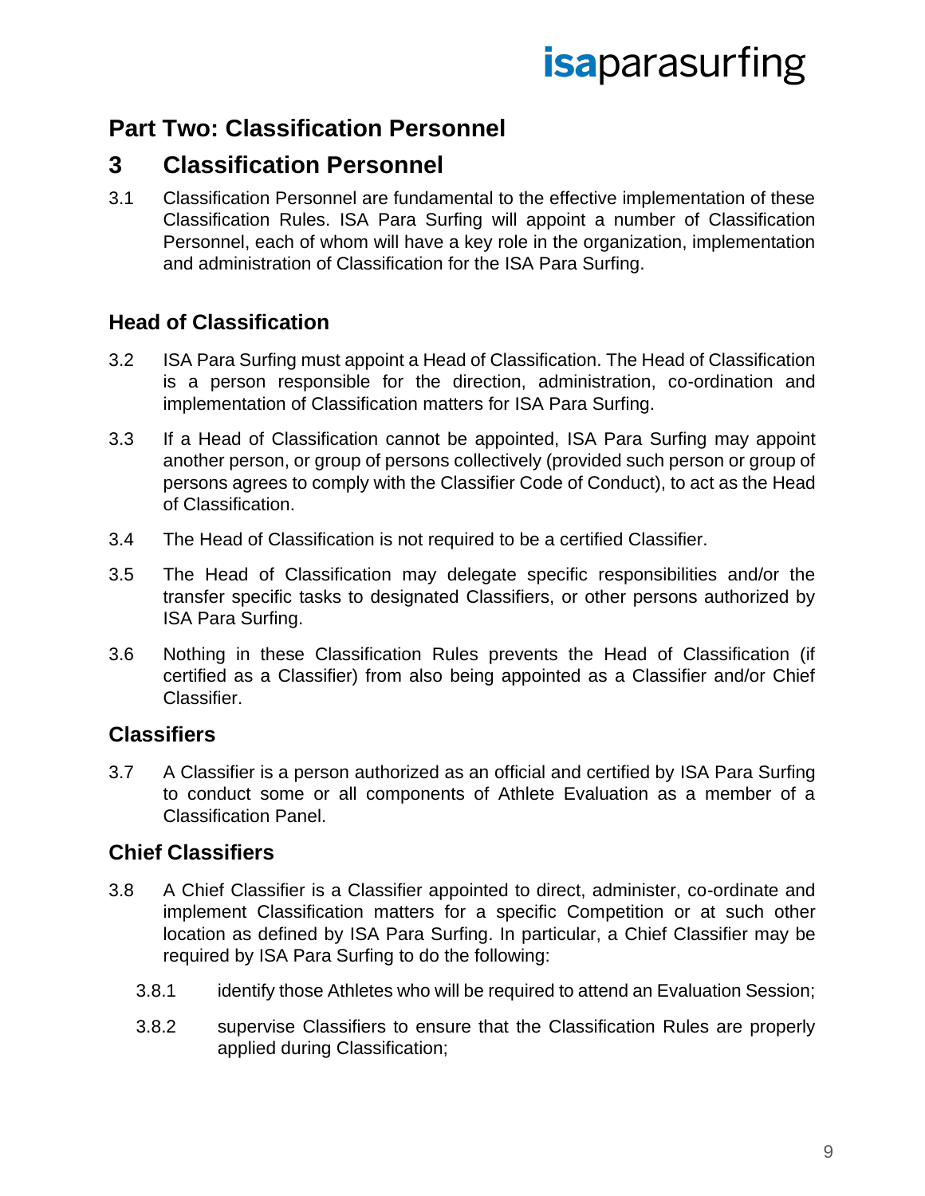# Part Two: Classification Personnel

## 3 Classification Personnel

3.1 Classification Personnel are fundamental to the effective implementation of these Classification Rules. ISA Para Surfing will appoint a number of Classification Personnel, each of whom will have a key role in the organization, implementation and administration of Classification for the ISA Para Surfing.

### Head of Classification

3.2 ISA Para Surfing must appoint a Head of Classification. The Head of Classification is a person responsible for the direction, administration, co-ordination and implementation of Classification matters for ISA Para Surfing.

3.3 If a Head of Classification cannot be appointed, ISA Para Surfing may appoint another person, or group of persons collectively (provided such person or group of persons agrees to comply with the Classifier Code of Conduct), to act as the Head of Classification.

3.4 The Head of Classification is not required to be a certified Classifier.

3.5 The Head of Classification may delegate specific responsibilities and/or the transfer specific tasks to designated Classifiers, or other persons authorized by ISA Para Surfing.

3.6 Nothing in these Classification Rules prevents the Head of Classification (if certified as a Classifier) from also being appointed as a Classifier and/or Chief Classifier.

### Classifiers

3.7 A Classifier is a person authorized as an official and certified by ISA Para Surfing to conduct some or all components of Athlete Evaluation as a member of a Classification Panel.

### Chief Classifiers

3.8 A Chief Classifier is a Classifier appointed to direct, administer, co-ordinate and implement Classification matters for a specific Competition or at such other location as defined by ISA Para Surfing. In particular, a Chief Classifier may be required by ISA Para Surfing to do the following:

3.8.1 identify those Athletes who will be required to attend an Evaluation Session;

3.8.2 supervise Classifiers to ensure that the Classification Rules are properly applied during Classification;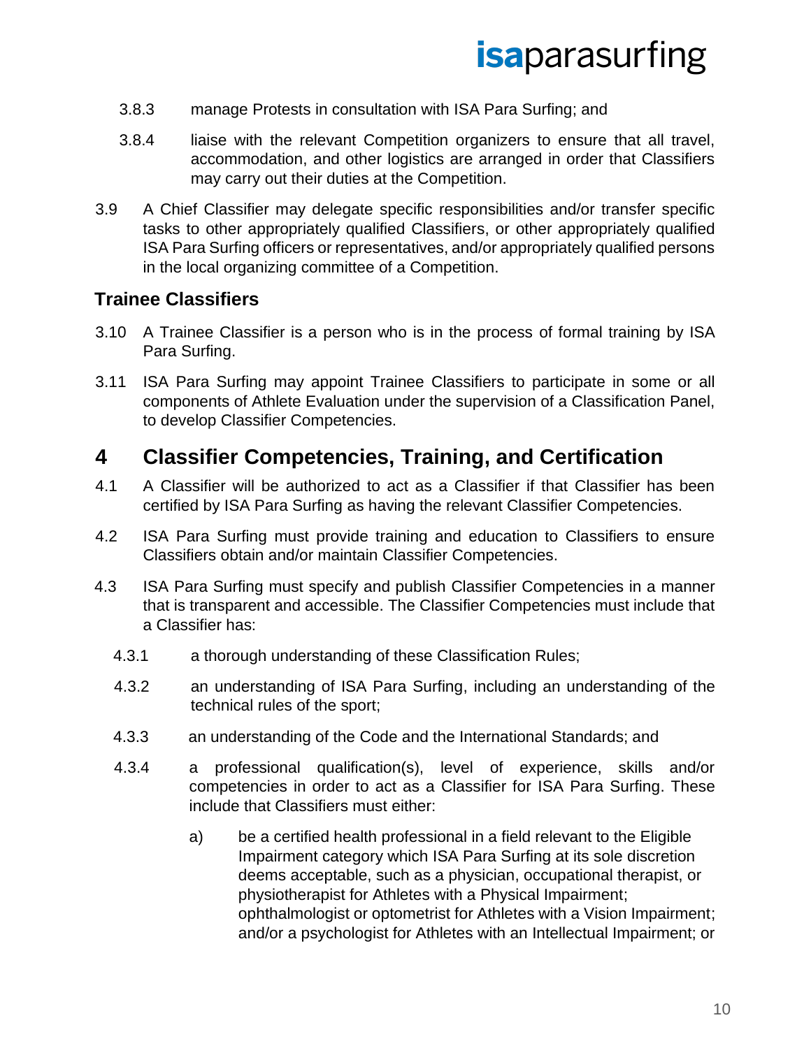3.8.3 manage Protests in consultation with ISA Para Surfing; and

3.8.4 liaise with the relevant Competition organizers to ensure that all travel, accommodation, and other logistics are arranged in order that Classifiers may carry out their duties at the Competition.

3.9 A Chief Classifier may delegate specific responsibilities and/or transfer specific tasks to other appropriately qualified Classifiers, or other appropriately qualified ISA Para Surfing officers or representatives, and/or appropriately qualified persons in the local organizing committee of a Competition.

### Trainee Classifiers

3.10 A Trainee Classifier is a person who is in the process of formal training by ISA Para Surfing.

3.11 ISA Para Surfing may appoint Trainee Classifiers to participate in some or all components of Athlete Evaluation under the supervision of a Classification Panel, to develop Classifier Competencies.

## 4 Classifier Competencies, Training, and Certification

4.1 A Classifier will be authorized to act as a Classifier if that Classifier has been certified by ISA Para Surfing as having the relevant Classifier Competencies.

4.2 ISA Para Surfing must provide training and education to Classifiers to ensure Classifiers obtain and/or maintain Classifier Competencies.

4.3 ISA Para Surfing must specify and publish Classifier Competencies in a manner that is transparent and accessible. The Classifier Competencies must include that a Classifier has:

4.3.1 a thorough understanding of these Classification Rules;

4.3.2 an understanding of ISA Para Surfing, including an understanding of the technical rules of the sport;

4.3.3 an understanding of the Code and the International Standards; and

4.3.4 a professional qualification(s), level of experience, skills and/or competencies in order to act as a Classifier for ISA Para Surfing. These include that Classifiers must either:

a) be a certified health professional in a field relevant to the Eligible Impairment category which ISA Para Surfing at its sole discretion deems acceptable, such as a physician, occupational therapist, or physiotherapist for Athletes with a Physical Impairment; ophthalmologist or optometrist for Athletes with a Vision Impairment; and/or a psychologist for Athletes with an Intellectual Impairment; or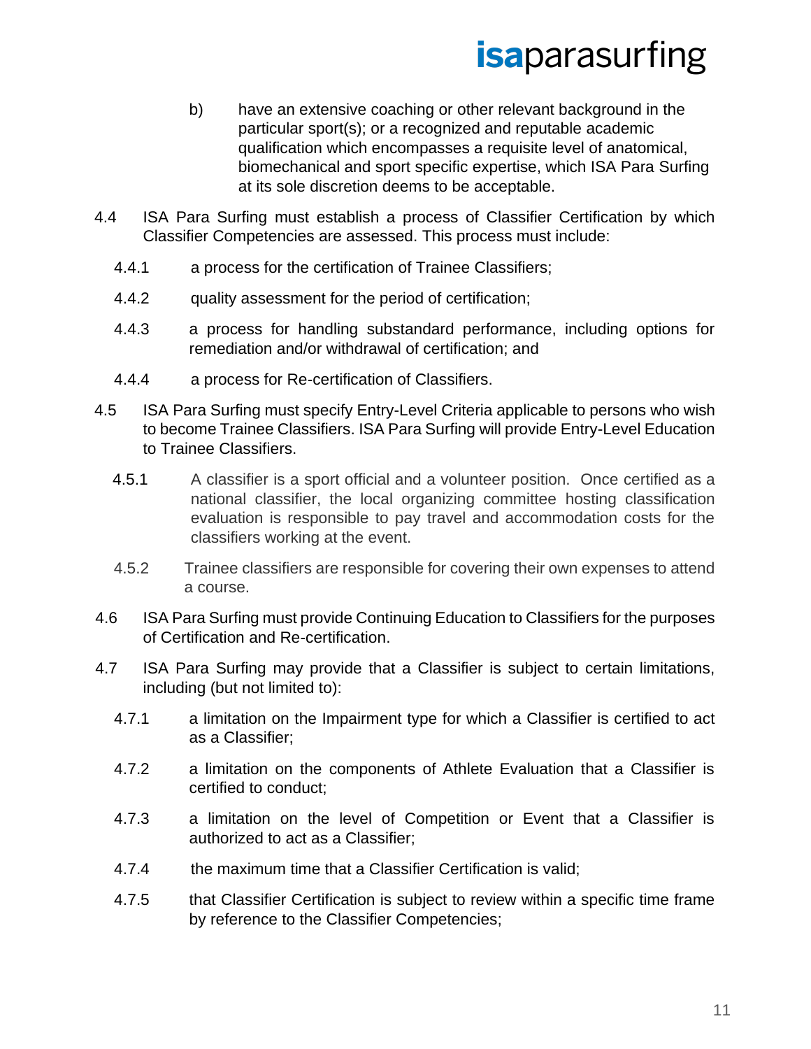b) have an extensive coaching or other relevant background in the particular sport(s); or a recognized and reputable academic qualification which encompasses a requisite level of anatomical, biomechanical and sport specific expertise, which ISA Para Surfing at its sole discretion deems to be acceptable.

4.4 ISA Para Surfing must establish a process of Classifier Certification by which Classifier Competencies are assessed. This process must include:

4.4.1 a process for the certification of Trainee Classifiers;

4.4.2 quality assessment for the period of certification;

4.4.3 a process for handling substandard performance, including options for remediation and/or withdrawal of certification; and

4.4.4 a process for Re-certification of Classifiers.

4.5 ISA Para Surfing must specify Entry-Level Criteria applicable to persons who wish to become Trainee Classifiers. ISA Para Surfing will provide Entry-Level Education to Trainee Classifiers.

4.5.1 A classifier is a sport official and a volunteer position. Once certified as a national classifier, the local organizing committee hosting classification evaluation is responsible to pay travel and accommodation costs for the classifiers working at the event.

4.5.2 Trainee classifiers are responsible for covering their own expenses to attend a course.

4.6 ISA Para Surfing must provide Continuing Education to Classifiers for the purposes of Certification and Re-certification.

4.7 ISA Para Surfing may provide that a Classifier is subject to certain limitations, including (but not limited to):

4.7.1 a limitation on the Impairment type for which a Classifier is certified to act as a Classifier;

4.7.2 a limitation on the components of Athlete Evaluation that a Classifier is certified to conduct;

4.7.3 a limitation on the level of Competition or Event that a Classifier is authorized to act as a Classifier;

4.7.4 the maximum time that a Classifier Certification is valid;

4.7.5 that Classifier Certification is subject to review within a specific time frame by reference to the Classifier Competencies;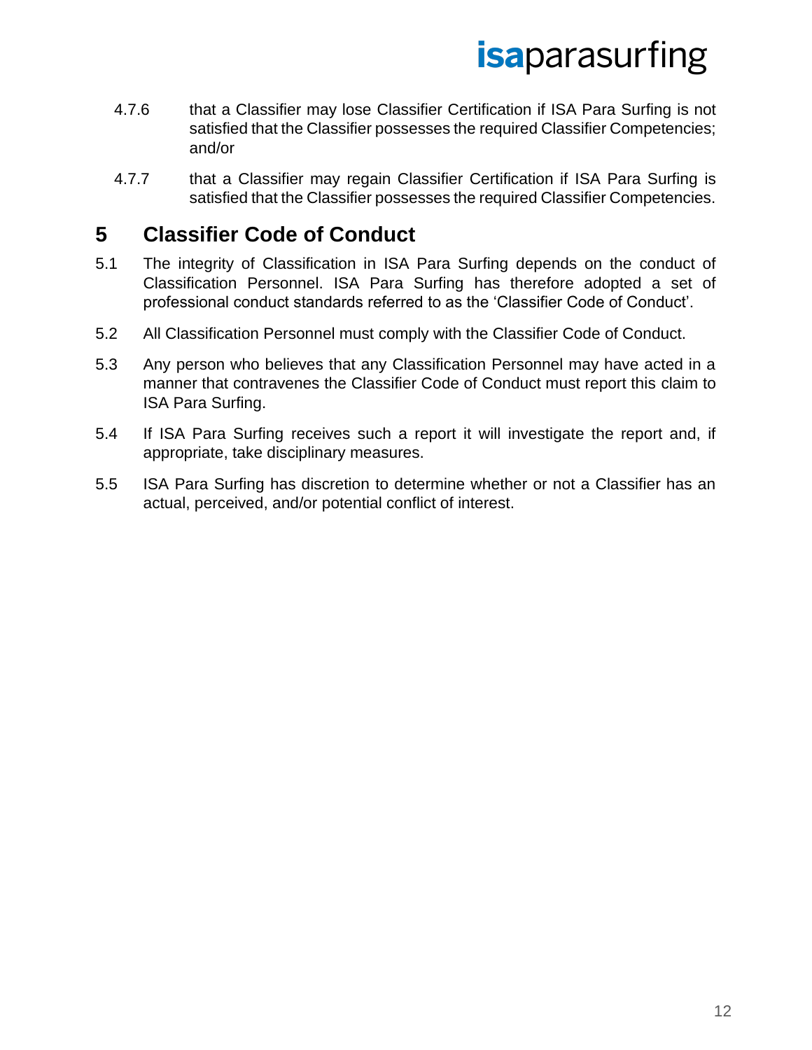4.7.6 that a Classifier may lose Classifier Certification if ISA Para Surfing is not satisfied that the Classifier possesses the required Classifier Competencies; and/or

4.7.7 that a Classifier may regain Classifier Certification if ISA Para Surfing is satisfied that the Classifier possesses the required Classifier Competencies.

## 5 Classifier Code of Conduct

5.1 The integrity of Classification in ISA Para Surfing depends on the conduct of Classification Personnel. ISA Para Surfing has therefore adopted a set of professional conduct standards referred to as the 'Classifier Code of Conduct'.

5.2 All Classification Personnel must comply with the Classifier Code of Conduct.

5.3 Any person who believes that any Classification Personnel may have acted in a manner that contravenes the Classifier Code of Conduct must report this claim to ISA Para Surfing.

5.4 If ISA Para Surfing receives such a report it will investigate the report and, if appropriate, take disciplinary measures.

5.5 ISA Para Surfing has discretion to determine whether or not a Classifier has an actual, perceived, and/or potential conflict of interest.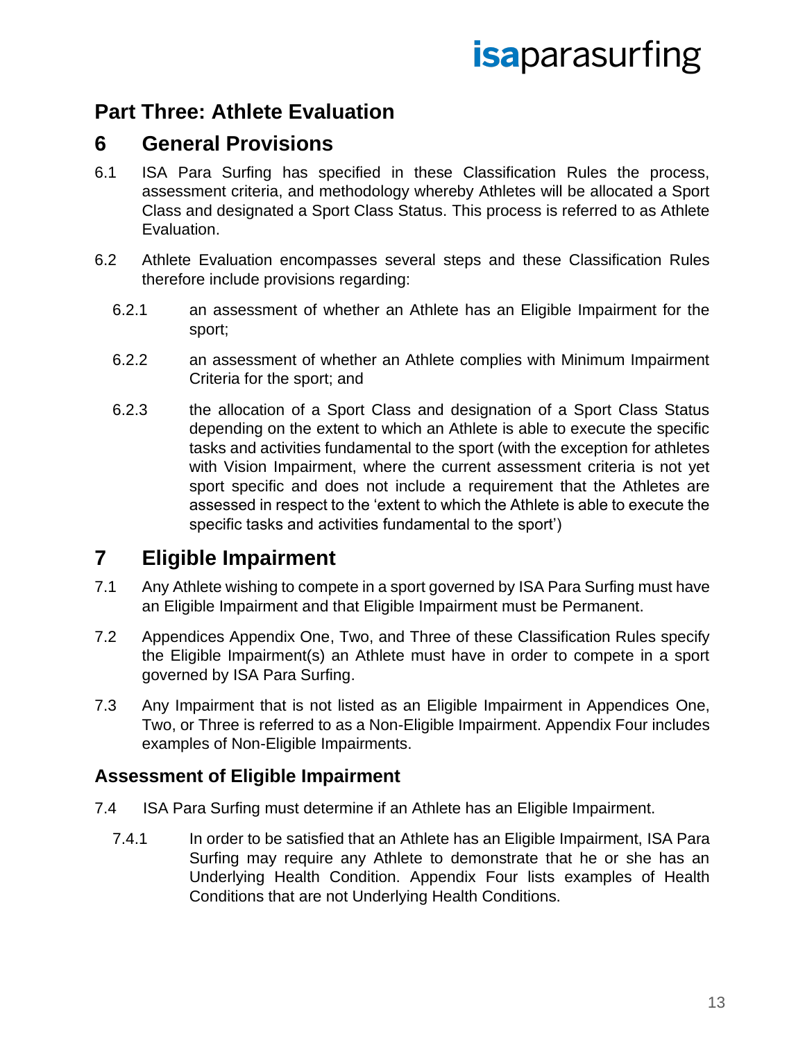# Part Three: Athlete Evaluation

## 6 General Provisions

6.1 ISA Para Surfing has specified in these Classification Rules the process, assessment criteria, and methodology whereby Athletes will be allocated a Sport Class and designated a Sport Class Status. This process is referred to as Athlete Evaluation.

6.2 Athlete Evaluation encompasses several steps and these Classification Rules therefore include provisions regarding:

6.2.1 an assessment of whether an Athlete has an Eligible Impairment for the sport;

6.2.2 an assessment of whether an Athlete complies with Minimum Impairment Criteria for the sport; and

6.2.3 the allocation of a Sport Class and designation of a Sport Class Status depending on the extent to which an Athlete is able to execute the specific tasks and activities fundamental to the sport (with the exception for athletes with Vision Impairment, where the current assessment criteria is not yet sport specific and does not include a requirement that the Athletes are assessed in respect to the 'extent to which the Athlete is able to execute the specific tasks and activities fundamental to the sport')

## 7 Eligible Impairment

7.1 Any Athlete wishing to compete in a sport governed by ISA Para Surfing must have an Eligible Impairment and that Eligible Impairment must be Permanent.

7.2 Appendices Appendix One, Two, and Three of these Classification Rules specify the Eligible Impairment(s) an Athlete must have in order to compete in a sport governed by ISA Para Surfing.

7.3 Any Impairment that is not listed as an Eligible Impairment in Appendices One, Two, or Three is referred to as a Non-Eligible Impairment. Appendix Four includes examples of Non-Eligible Impairments.

### Assessment of Eligible Impairment

7.4 ISA Para Surfing must determine if an Athlete has an Eligible Impairment.

7.4.1 In order to be satisfied that an Athlete has an Eligible Impairment, ISA Para Surfing may require any Athlete to demonstrate that he or she has an Underlying Health Condition. Appendix Four lists examples of Health Conditions that are not Underlying Health Conditions.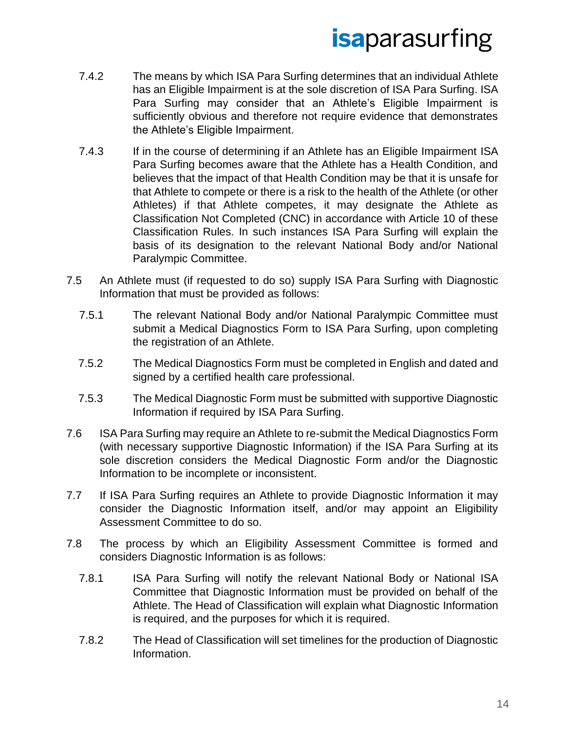7.4.2 The means by which ISA Para Surfing determines that an individual Athlete has an Eligible Impairment is at the sole discretion of ISA Para Surfing. ISA Para Surfing may consider that an Athlete's Eligible Impairment is sufficiently obvious and therefore not require evidence that demonstrates the Athlete's Eligible Impairment.

7.4.3 If in the course of determining if an Athlete has an Eligible Impairment ISA Para Surfing becomes aware that the Athlete has a Health Condition, and believes that the impact of that Health Condition may be that it is unsafe for that Athlete to compete or there is a risk to the health of the Athlete (or other Athletes) if that Athlete competes, it may designate the Athlete as Classification Not Completed (CNC) in accordance with Article 10 of these Classification Rules. In such instances ISA Para Surfing will explain the basis of its designation to the relevant National Body and/or National Paralympic Committee.

7.5 An Athlete must (if requested to do so) supply ISA Para Surfing with Diagnostic Information that must be provided as follows:

7.5.1 The relevant National Body and/or National Paralympic Committee must submit a Medical Diagnostics Form to ISA Para Surfing, upon completing the registration of an Athlete.

7.5.2 The Medical Diagnostics Form must be completed in English and dated and signed by a certified health care professional.

7.5.3 The Medical Diagnostic Form must be submitted with supportive Diagnostic Information if required by ISA Para Surfing.

7.6 ISA Para Surfing may require an Athlete to re-submit the Medical Diagnostics Form (with necessary supportive Diagnostic Information) if the ISA Para Surfing at its sole discretion considers the Medical Diagnostic Form and/or the Diagnostic Information to be incomplete or inconsistent.

7.7 If ISA Para Surfing requires an Athlete to provide Diagnostic Information it may consider the Diagnostic Information itself, and/or may appoint an Eligibility Assessment Committee to do so.

7.8 The process by which an Eligibility Assessment Committee is formed and considers Diagnostic Information is as follows:

7.8.1 ISA Para Surfing will notify the relevant National Body or National ISA Committee that Diagnostic Information must be provided on behalf of the Athlete. The Head of Classification will explain what Diagnostic Information is required, and the purposes for which it is required.

7.8.2 The Head of Classification will set timelines for the production of Diagnostic Information.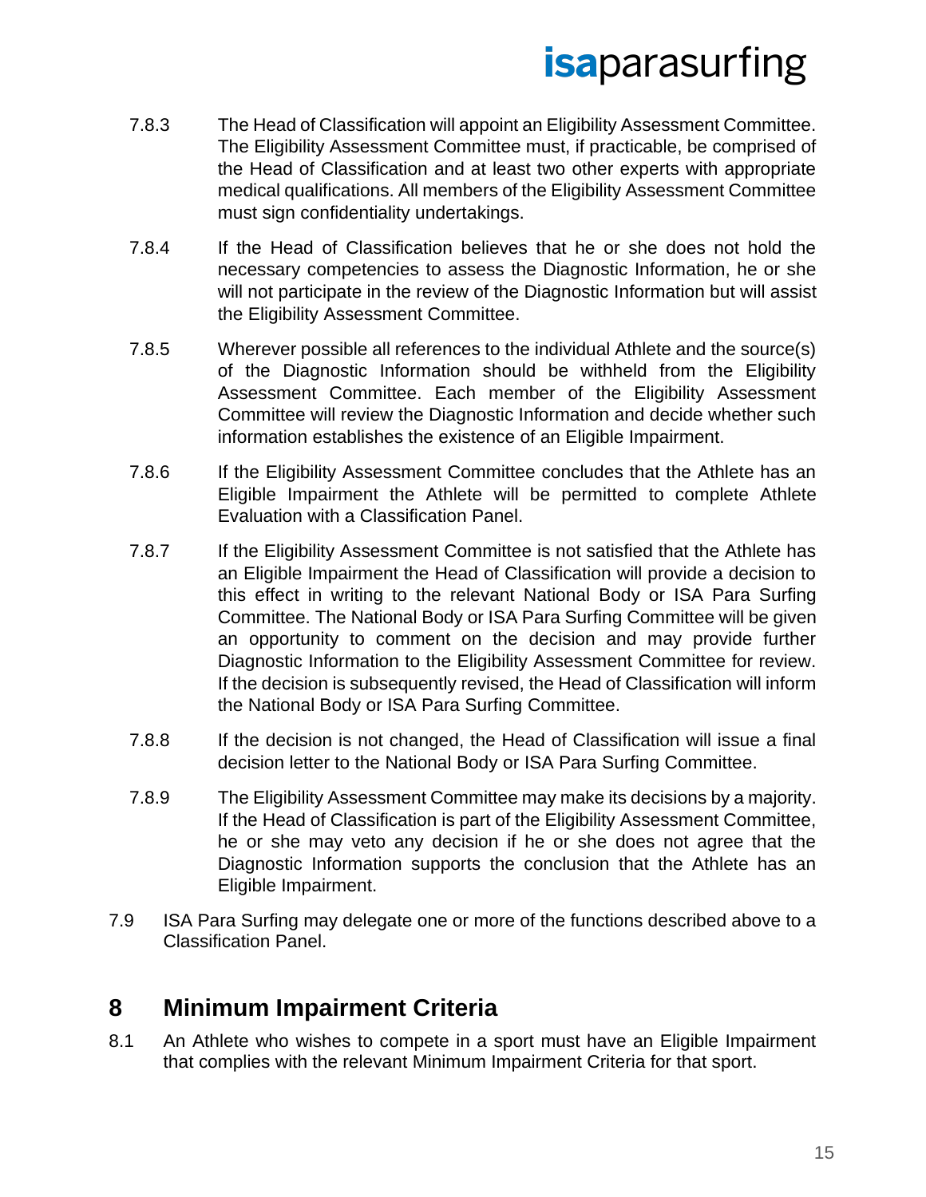7.8.3 The Head of Classification will appoint an Eligibility Assessment Committee. The Eligibility Assessment Committee must, if practicable, be comprised of the Head of Classification and at least two other experts with appropriate medical qualifications. All members of the Eligibility Assessment Committee must sign confidentiality undertakings.

7.8.4 If the Head of Classification believes that he or she does not hold the necessary competencies to assess the Diagnostic Information, he or she will not participate in the review of the Diagnostic Information but will assist the Eligibility Assessment Committee.

7.8.5 Wherever possible all references to the individual Athlete and the source(s) of the Diagnostic Information should be withheld from the Eligibility Assessment Committee. Each member of the Eligibility Assessment Committee will review the Diagnostic Information and decide whether such information establishes the existence of an Eligible Impairment.

7.8.6 If the Eligibility Assessment Committee concludes that the Athlete has an Eligible Impairment the Athlete will be permitted to complete Athlete Evaluation with a Classification Panel.

7.8.7 If the Eligibility Assessment Committee is not satisfied that the Athlete has an Eligible Impairment the Head of Classification will provide a decision to this effect in writing to the relevant National Body or ISA Para Surfing Committee. The National Body or ISA Para Surfing Committee will be given an opportunity to comment on the decision and may provide further Diagnostic Information to the Eligibility Assessment Committee for review. If the decision is subsequently revised, the Head of Classification will inform the National Body or ISA Para Surfing Committee.

7.8.8 If the decision is not changed, the Head of Classification will issue a final decision letter to the National Body or ISA Para Surfing Committee.

7.8.9 The Eligibility Assessment Committee may make its decisions by a majority. If the Head of Classification is part of the Eligibility Assessment Committee, he or she may veto any decision if he or she does not agree that the Diagnostic Information supports the conclusion that the Athlete has an Eligible Impairment.

7.9 ISA Para Surfing may delegate one or more of the functions described above to a Classification Panel.

## 8 Minimum Impairment Criteria

8.1 An Athlete who wishes to compete in a sport must have an Eligible Impairment that complies with the relevant Minimum Impairment Criteria for that sport.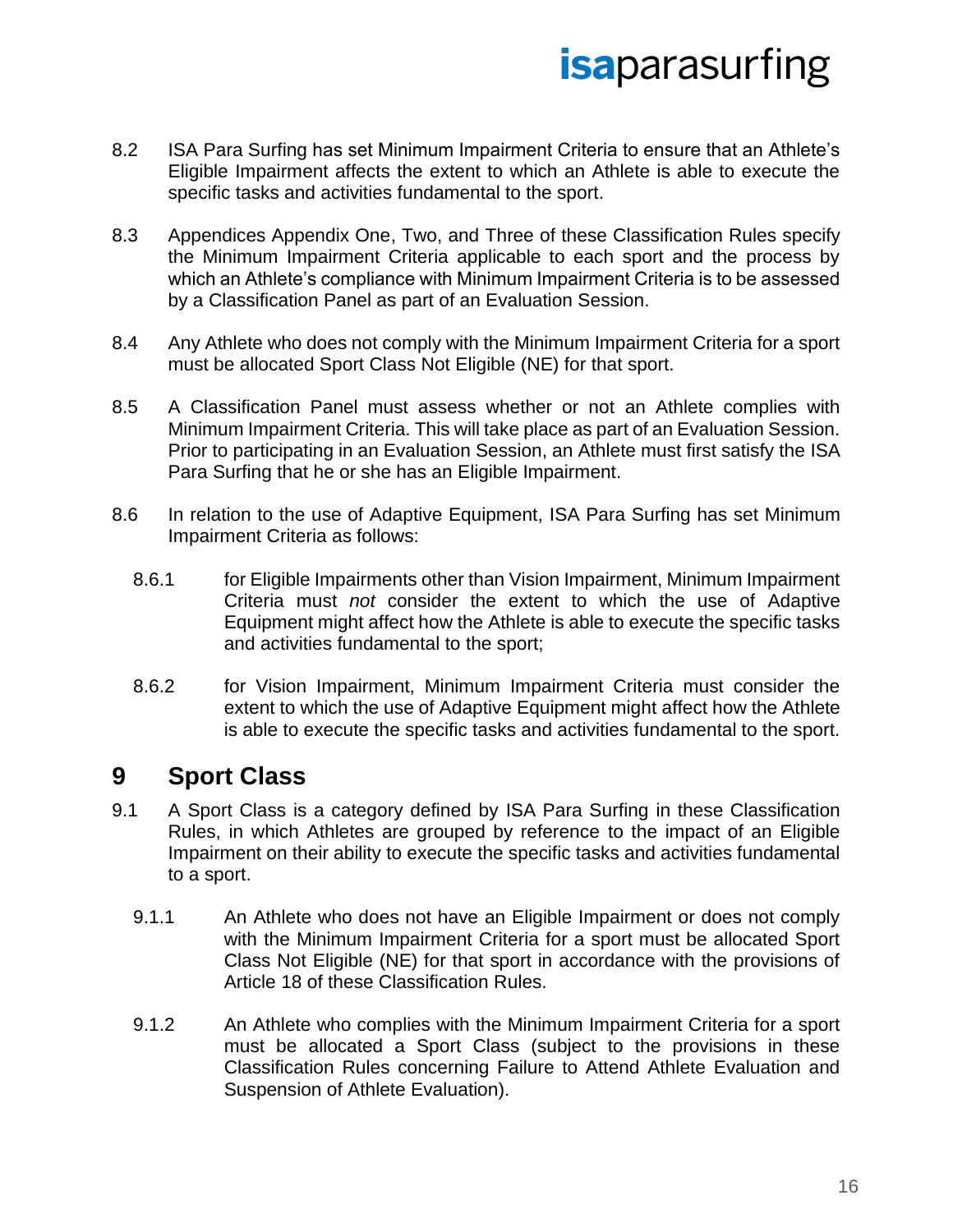8.2 ISA Para Surfing has set Minimum Impairment Criteria to ensure that an Athlete's Eligible Impairment affects the extent to which an Athlete is able to execute the specific tasks and activities fundamental to the sport.

8.3 Appendices Appendix One, Two, and Three of these Classification Rules specify the Minimum Impairment Criteria applicable to each sport and the process by which an Athlete's compliance with Minimum Impairment Criteria is to be assessed by a Classification Panel as part of an Evaluation Session.

8.4 Any Athlete who does not comply with the Minimum Impairment Criteria for a sport must be allocated Sport Class Not Eligible (NE) for that sport.

8.5 A Classification Panel must assess whether or not an Athlete complies with Minimum Impairment Criteria. This will take place as part of an Evaluation Session. Prior to participating in an Evaluation Session, an Athlete must first satisfy the ISA Para Surfing that he or she has an Eligible Impairment.

8.6 In relation to the use of Adaptive Equipment, ISA Para Surfing has set Minimum Impairment Criteria as follows:

8.6.1 for Eligible Impairments other than Vision Impairment, Minimum Impairment Criteria must *not* consider the extent to which the use of Adaptive Equipment might affect how the Athlete is able to execute the specific tasks and activities fundamental to the sport;

8.6.2 for Vision Impairment, Minimum Impairment Criteria must consider the extent to which the use of Adaptive Equipment might affect how the Athlete is able to execute the specific tasks and activities fundamental to the sport.

# 9 Sport Class

9.1 A Sport Class is a category defined by ISA Para Surfing in these Classification Rules, in which Athletes are grouped by reference to the impact of an Eligible Impairment on their ability to execute the specific tasks and activities fundamental to a sport.

9.1.1 An Athlete who does not have an Eligible Impairment or does not comply with the Minimum Impairment Criteria for a sport must be allocated Sport Class Not Eligible (NE) for that sport in accordance with the provisions of Article 18 of these Classification Rules.

9.1.2 An Athlete who complies with the Minimum Impairment Criteria for a sport must be allocated a Sport Class (subject to the provisions in these Classification Rules concerning Failure to Attend Athlete Evaluation and Suspension of Athlete Evaluation).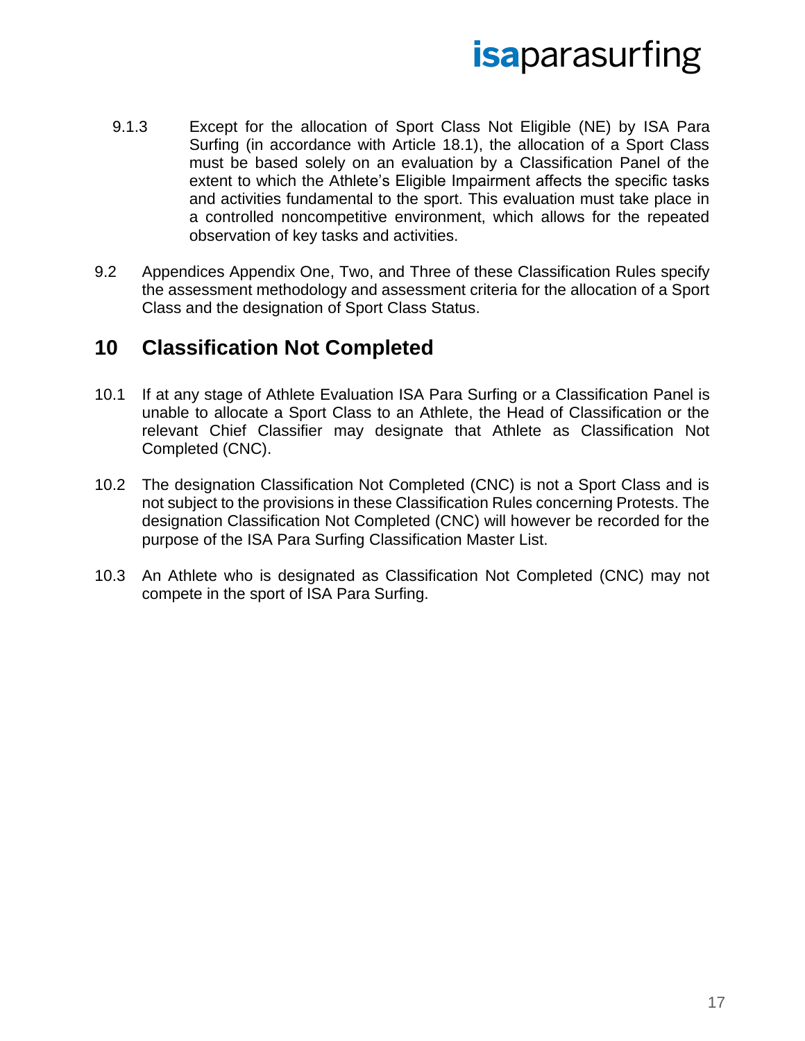9.1.3 Except for the allocation of Sport Class Not Eligible (NE) by ISA Para Surfing (in accordance with Article 18.1), the allocation of a Sport Class must be based solely on an evaluation by a Classification Panel of the extent to which the Athlete's Eligible Impairment affects the specific tasks and activities fundamental to the sport. This evaluation must take place in a controlled noncompetitive environment, which allows for the repeated observation of key tasks and activities.

9.2 Appendices Appendix One, Two, and Three of these Classification Rules specify the assessment methodology and assessment criteria for the allocation of a Sport Class and the designation of Sport Class Status.

## 10 Classification Not Completed

10.1 If at any stage of Athlete Evaluation ISA Para Surfing or a Classification Panel is unable to allocate a Sport Class to an Athlete, the Head of Classification or the relevant Chief Classifier may designate that Athlete as Classification Not Completed (CNC).

10.2 The designation Classification Not Completed (CNC) is not a Sport Class and is not subject to the provisions in these Classification Rules concerning Protests. The designation Classification Not Completed (CNC) will however be recorded for the purpose of the ISA Para Surfing Classification Master List.

10.3 An Athlete who is designated as Classification Not Completed (CNC) may not compete in the sport of ISA Para Surfing.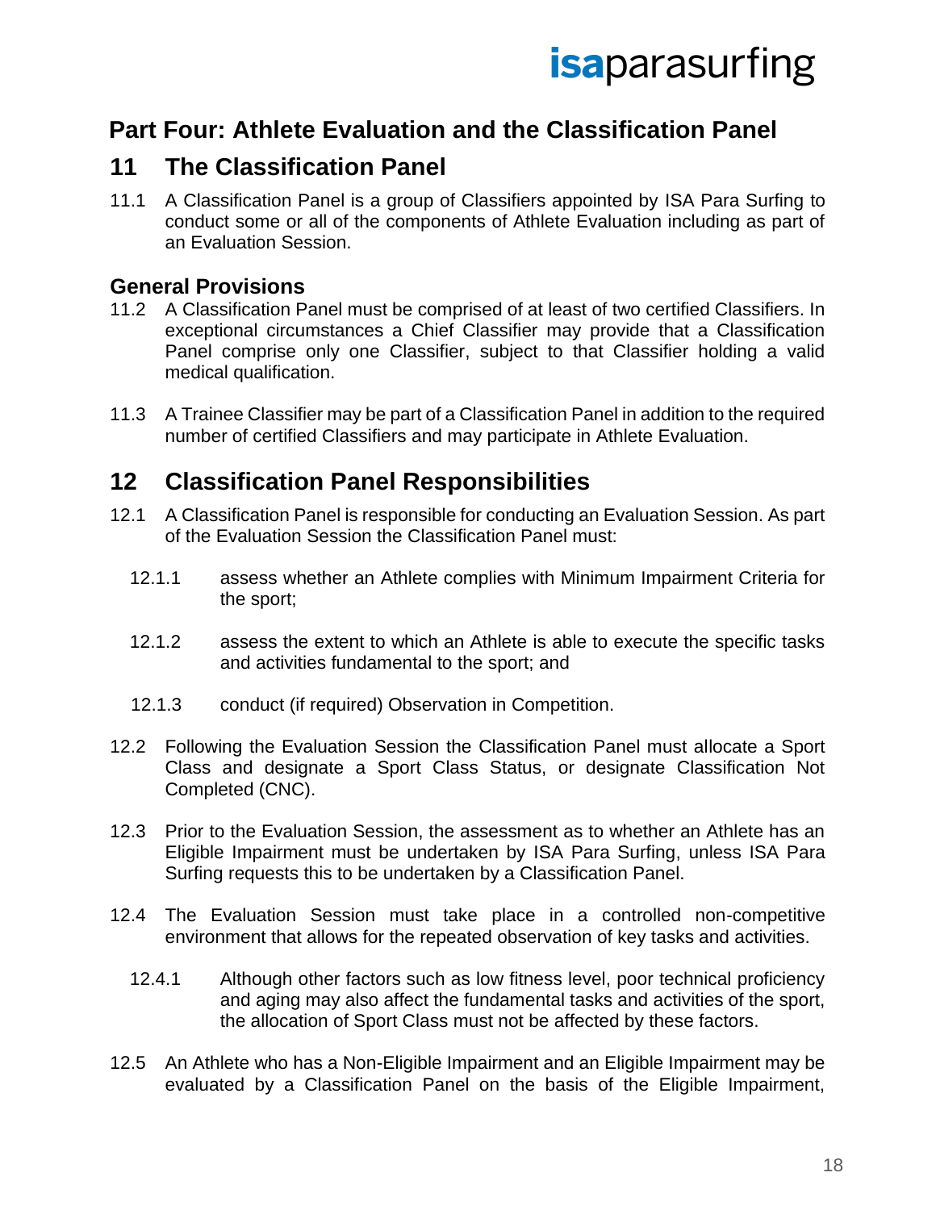# Part Four: Athlete Evaluation and the Classification Panel

## 11 The Classification Panel

11.1 A Classification Panel is a group of Classifiers appointed by ISA Para Surfing to conduct some or all of the components of Athlete Evaluation including as part of an Evaluation Session.

### General Provisions

11.2 A Classification Panel must be comprised of at least of two certified Classifiers. In exceptional circumstances a Chief Classifier may provide that a Classification Panel comprise only one Classifier, subject to that Classifier holding a valid medical qualification.

11.3 A Trainee Classifier may be part of a Classification Panel in addition to the required number of certified Classifiers and may participate in Athlete Evaluation.

## 12 Classification Panel Responsibilities

12.1 A Classification Panel is responsible for conducting an Evaluation Session. As part of the Evaluation Session the Classification Panel must:

12.1.1 assess whether an Athlete complies with Minimum Impairment Criteria for the sport;

12.1.2 assess the extent to which an Athlete is able to execute the specific tasks and activities fundamental to the sport; and

12.1.3 conduct (if required) Observation in Competition.

12.2 Following the Evaluation Session the Classification Panel must allocate a Sport Class and designate a Sport Class Status, or designate Classification Not Completed (CNC).

12.3 Prior to the Evaluation Session, the assessment as to whether an Athlete has an Eligible Impairment must be undertaken by ISA Para Surfing, unless ISA Para Surfing requests this to be undertaken by a Classification Panel.

12.4 The Evaluation Session must take place in a controlled non-competitive environment that allows for the repeated observation of key tasks and activities.

12.4.1 Although other factors such as low fitness level, poor technical proficiency and aging may also affect the fundamental tasks and activities of the sport, the allocation of Sport Class must not be affected by these factors.

12.5 An Athlete who has a Non-Eligible Impairment and an Eligible Impairment may be evaluated by a Classification Panel on the basis of the Eligible Impairment,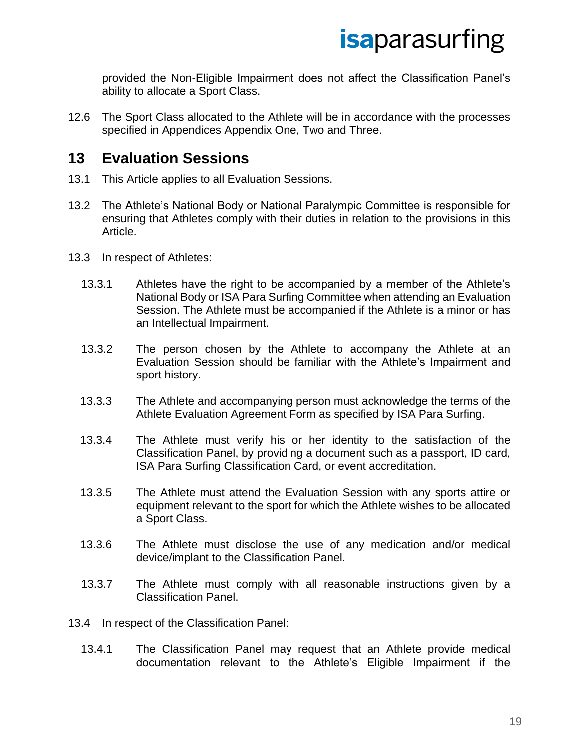provided the Non-Eligible Impairment does not affect the Classification Panel's ability to allocate a Sport Class.

12.6 The Sport Class allocated to the Athlete will be in accordance with the processes specified in Appendices Appendix One, Two and Three.

## 13 Evaluation Sessions

13.1 This Article applies to all Evaluation Sessions.

13.2 The Athlete's National Body or National Paralympic Committee is responsible for ensuring that Athletes comply with their duties in relation to the provisions in this Article.

13.3 In respect of Athletes:

13.3.1 Athletes have the right to be accompanied by a member of the Athlete's National Body or ISA Para Surfing Committee when attending an Evaluation Session. The Athlete must be accompanied if the Athlete is a minor or has an Intellectual Impairment.

13.3.2 The person chosen by the Athlete to accompany the Athlete at an Evaluation Session should be familiar with the Athlete's Impairment and sport history.

13.3.3 The Athlete and accompanying person must acknowledge the terms of the Athlete Evaluation Agreement Form as specified by ISA Para Surfing.

13.3.4 The Athlete must verify his or her identity to the satisfaction of the Classification Panel, by providing a document such as a passport, ID card, ISA Para Surfing Classification Card, or event accreditation.

13.3.5 The Athlete must attend the Evaluation Session with any sports attire or equipment relevant to the sport for which the Athlete wishes to be allocated a Sport Class.

13.3.6 The Athlete must disclose the use of any medication and/or medical device/implant to the Classification Panel.

13.3.7 The Athlete must comply with all reasonable instructions given by a Classification Panel.

13.4 In respect of the Classification Panel:

13.4.1 The Classification Panel may request that an Athlete provide medical documentation relevant to the Athlete's Eligible Impairment if the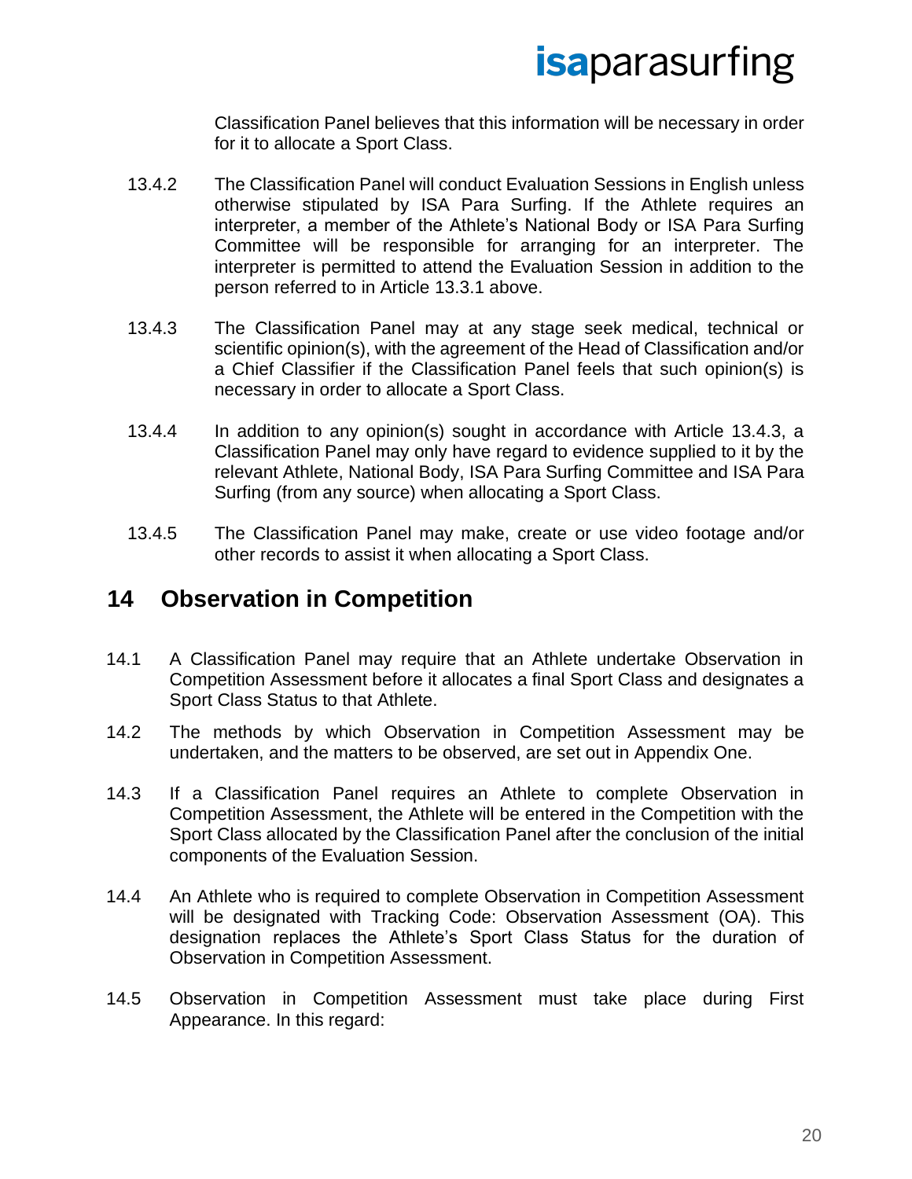Classification Panel believes that this information will be necessary in order for it to allocate a Sport Class.

13.4.2 The Classification Panel will conduct Evaluation Sessions in English unless otherwise stipulated by ISA Para Surfing. If the Athlete requires an interpreter, a member of the Athlete's National Body or ISA Para Surfing Committee will be responsible for arranging for an interpreter. The interpreter is permitted to attend the Evaluation Session in addition to the person referred to in Article 13.3.1 above.

13.4.3 The Classification Panel may at any stage seek medical, technical or scientific opinion(s), with the agreement of the Head of Classification and/or a Chief Classifier if the Classification Panel feels that such opinion(s) is necessary in order to allocate a Sport Class.

13.4.4 In addition to any opinion(s) sought in accordance with Article 13.4.3, a Classification Panel may only have regard to evidence supplied to it by the relevant Athlete, National Body, ISA Para Surfing Committee and ISA Para Surfing (from any source) when allocating a Sport Class.

13.4.5 The Classification Panel may make, create or use video footage and/or other records to assist it when allocating a Sport Class.

## 14 Observation in Competition

14.1 A Classification Panel may require that an Athlete undertake Observation in Competition Assessment before it allocates a final Sport Class and designates a Sport Class Status to that Athlete.

14.2 The methods by which Observation in Competition Assessment may be undertaken, and the matters to be observed, are set out in Appendix One.

14.3 If a Classification Panel requires an Athlete to complete Observation in Competition Assessment, the Athlete will be entered in the Competition with the Sport Class allocated by the Classification Panel after the conclusion of the initial components of the Evaluation Session.

14.4 An Athlete who is required to complete Observation in Competition Assessment will be designated with Tracking Code: Observation Assessment (OA). This designation replaces the Athlete's Sport Class Status for the duration of Observation in Competition Assessment.

14.5 Observation in Competition Assessment must take place during First Appearance. In this regard: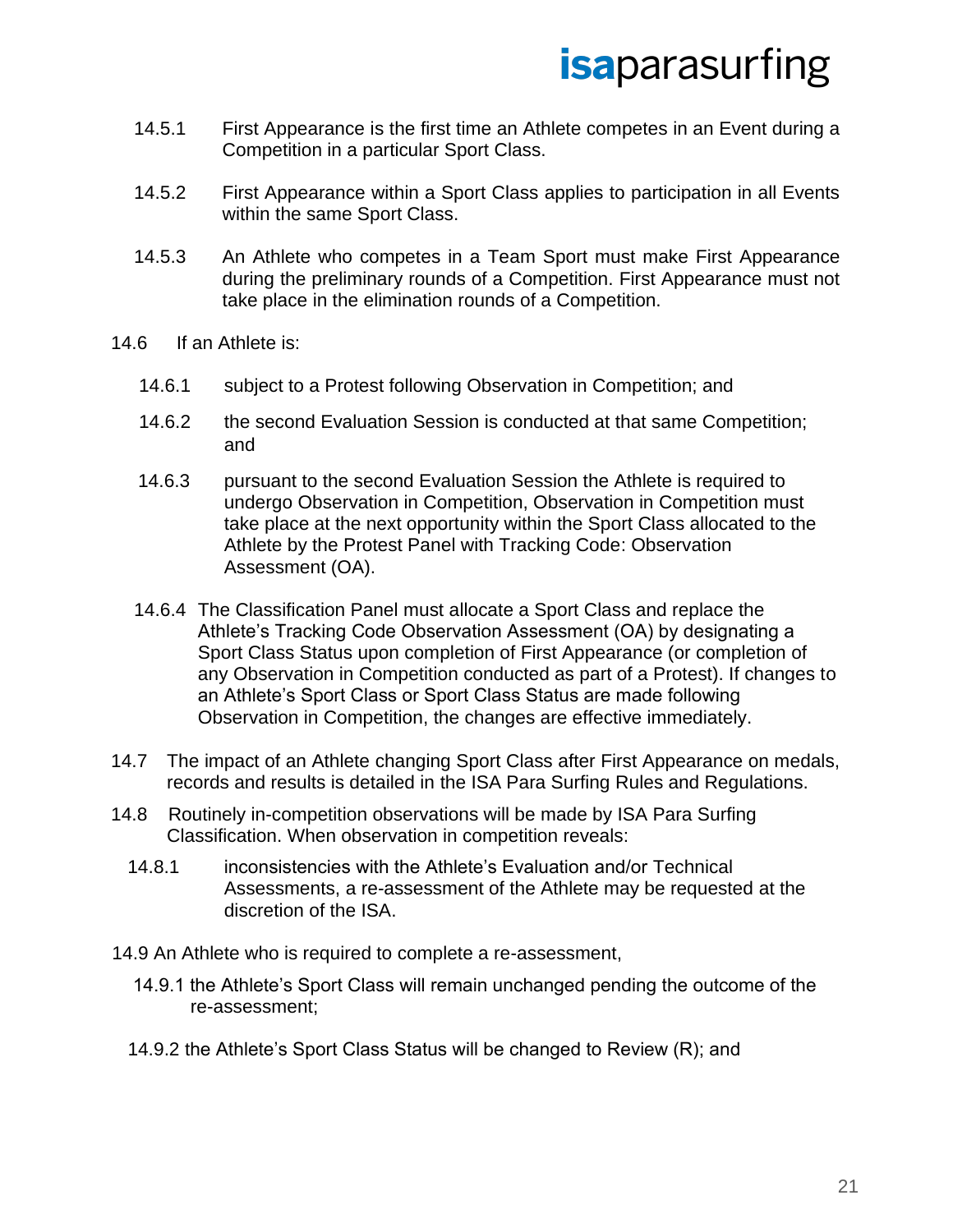14.5.1 First Appearance is the first time an Athlete competes in an Event during a Competition in a particular Sport Class.

14.5.2 First Appearance within a Sport Class applies to participation in all Events within the same Sport Class.

14.5.3 An Athlete who competes in a Team Sport must make First Appearance during the preliminary rounds of a Competition. First Appearance must not take place in the elimination rounds of a Competition.

14.6 If an Athlete is:

14.6.1 subject to a Protest following Observation in Competition; and

14.6.2 the second Evaluation Session is conducted at that same Competition; and

14.6.3 pursuant to the second Evaluation Session the Athlete is required to undergo Observation in Competition, Observation in Competition must take place at the next opportunity within the Sport Class allocated to the Athlete by the Protest Panel with Tracking Code: Observation Assessment (OA).

14.6.4 The Classification Panel must allocate a Sport Class and replace the Athlete's Tracking Code Observation Assessment (OA) by designating a Sport Class Status upon completion of First Appearance (or completion of any Observation in Competition conducted as part of a Protest). If changes to an Athlete's Sport Class or Sport Class Status are made following Observation in Competition, the changes are effective immediately.

14.7 The impact of an Athlete changing Sport Class after First Appearance on medals, records and results is detailed in the ISA Para Surfing Rules and Regulations.

14.8 Routinely in-competition observations will be made by ISA Para Surfing Classification. When observation in competition reveals:

14.8.1 inconsistencies with the Athlete's Evaluation and/or Technical Assessments, a re-assessment of the Athlete may be requested at the discretion of the ISA.

14.9 An Athlete who is required to complete a re-assessment,

14.9.1 the Athlete's Sport Class will remain unchanged pending the outcome of the re-assessment;

14.9.2 the Athlete's Sport Class Status will be changed to Review (R); and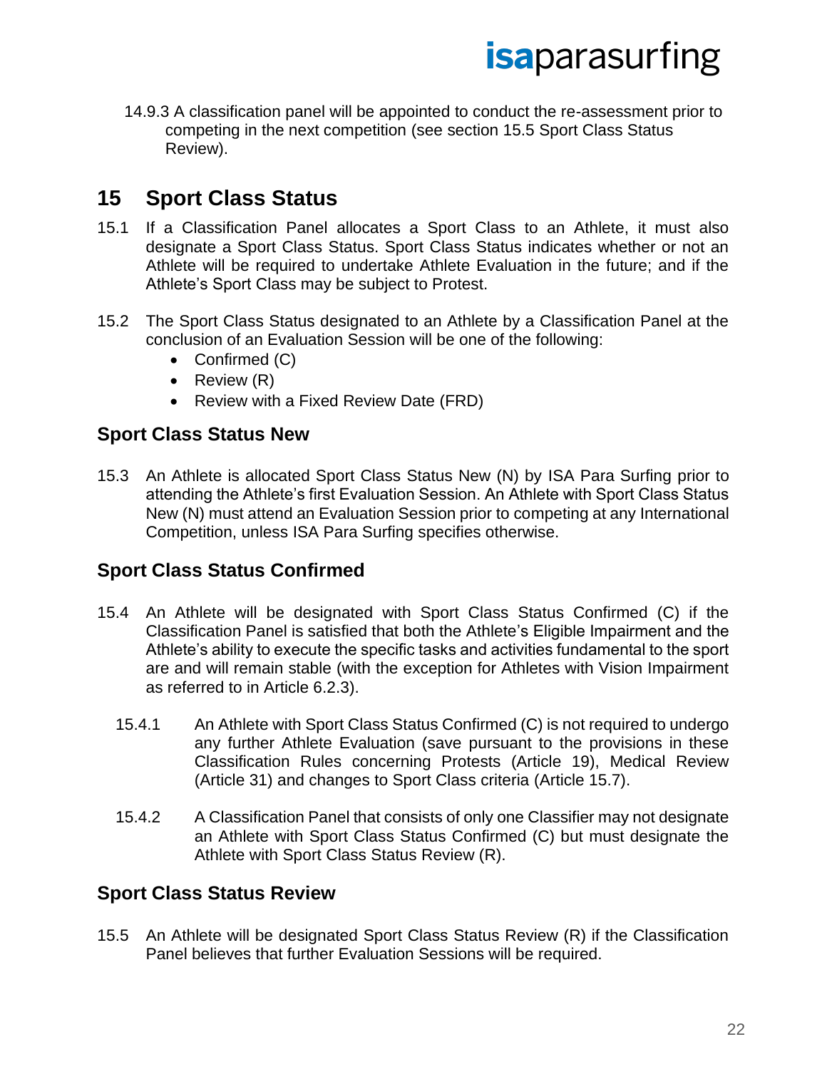14.9.3 A classification panel will be appointed to conduct the re-assessment prior to competing in the next competition (see section 15.5 Sport Class Status Review).

# 15 Sport Class Status

15.1 If a Classification Panel allocates a Sport Class to an Athlete, it must also designate a Sport Class Status. Sport Class Status indicates whether or not an Athlete will be required to undertake Athlete Evaluation in the future; and if the Athlete's Sport Class may be subject to Protest.

15.2 The Sport Class Status designated to an Athlete by a Classification Panel at the conclusion of an Evaluation Session will be one of the following:

- Confirmed (C)
- Review (R)
- Review with a Fixed Review Date (FRD)

## Sport Class Status New

15.3 An Athlete is allocated Sport Class Status New (N) by ISA Para Surfing prior to attending the Athlete's first Evaluation Session. An Athlete with Sport Class Status New (N) must attend an Evaluation Session prior to competing at any International Competition, unless ISA Para Surfing specifies otherwise.

## Sport Class Status Confirmed

15.4 An Athlete will be designated with Sport Class Status Confirmed (C) if the Classification Panel is satisfied that both the Athlete's Eligible Impairment and the Athlete's ability to execute the specific tasks and activities fundamental to the sport are and will remain stable (with the exception for Athletes with Vision Impairment as referred to in Article 6.2.3).

15.4.1 An Athlete with Sport Class Status Confirmed (C) is not required to undergo any further Athlete Evaluation (save pursuant to the provisions in these Classification Rules concerning Protests (Article 19), Medical Review (Article 31) and changes to Sport Class criteria (Article 15.7).

15.4.2 A Classification Panel that consists of only one Classifier may not designate an Athlete with Sport Class Status Confirmed (C) but must designate the Athlete with Sport Class Status Review (R).

## Sport Class Status Review

15.5 An Athlete will be designated Sport Class Status Review (R) if the Classification Panel believes that further Evaluation Sessions will be required.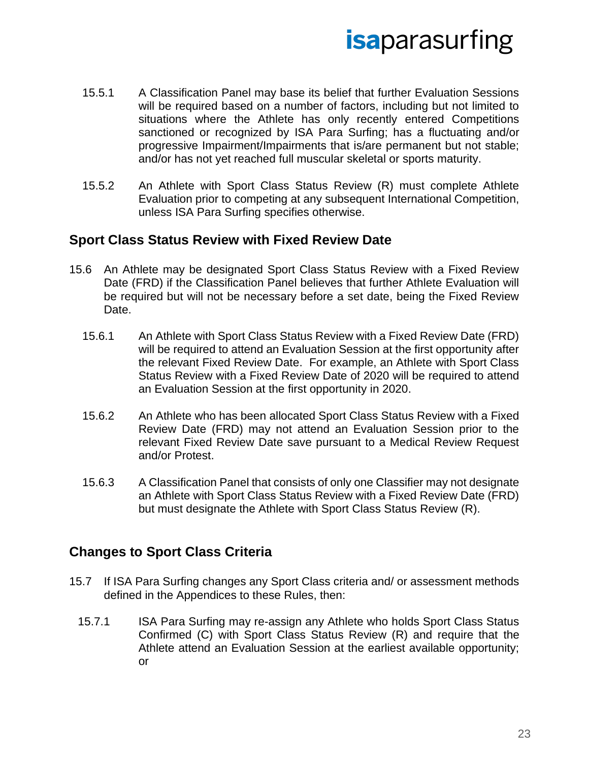15.5.1 A Classification Panel may base its belief that further Evaluation Sessions will be required based on a number of factors, including but not limited to situations where the Athlete has only recently entered Competitions sanctioned or recognized by ISA Para Surfing; has a fluctuating and/or progressive Impairment/Impairments that is/are permanent but not stable; and/or has not yet reached full muscular skeletal or sports maturity.

15.5.2 An Athlete with Sport Class Status Review (R) must complete Athlete Evaluation prior to competing at any subsequent International Competition, unless ISA Para Surfing specifies otherwise.

## Sport Class Status Review with Fixed Review Date

15.6 An Athlete may be designated Sport Class Status Review with a Fixed Review Date (FRD) if the Classification Panel believes that further Athlete Evaluation will be required but will not be necessary before a set date, being the Fixed Review Date.

15.6.1 An Athlete with Sport Class Status Review with a Fixed Review Date (FRD) will be required to attend an Evaluation Session at the first opportunity after the relevant Fixed Review Date. For example, an Athlete with Sport Class Status Review with a Fixed Review Date of 2020 will be required to attend an Evaluation Session at the first opportunity in 2020.

15.6.2 An Athlete who has been allocated Sport Class Status Review with a Fixed Review Date (FRD) may not attend an Evaluation Session prior to the relevant Fixed Review Date save pursuant to a Medical Review Request and/or Protest.

15.6.3 A Classification Panel that consists of only one Classifier may not designate an Athlete with Sport Class Status Review with a Fixed Review Date (FRD) but must designate the Athlete with Sport Class Status Review (R).

## Changes to Sport Class Criteria

15.7 If ISA Para Surfing changes any Sport Class criteria and/ or assessment methods defined in the Appendices to these Rules, then:

15.7.1 ISA Para Surfing may re-assign any Athlete who holds Sport Class Status Confirmed (C) with Sport Class Status Review (R) and require that the Athlete attend an Evaluation Session at the earliest available opportunity; or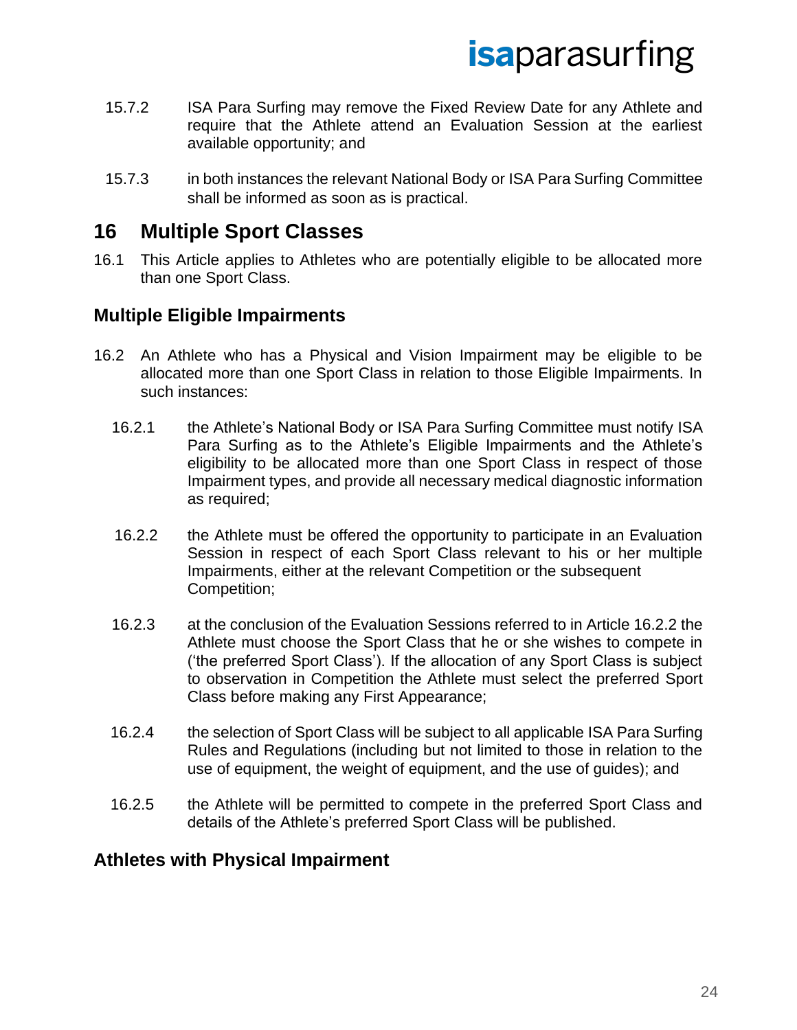15.7.2 ISA Para Surfing may remove the Fixed Review Date for any Athlete and require that the Athlete attend an Evaluation Session at the earliest available opportunity; and

15.7.3 in both instances the relevant National Body or ISA Para Surfing Committee shall be informed as soon as is practical.

# 16 Multiple Sport Classes

16.1 This Article applies to Athletes who are potentially eligible to be allocated more than one Sport Class.

## Multiple Eligible Impairments

16.2 An Athlete who has a Physical and Vision Impairment may be eligible to be allocated more than one Sport Class in relation to those Eligible Impairments. In such instances:

16.2.1 the Athlete's National Body or ISA Para Surfing Committee must notify ISA Para Surfing as to the Athlete's Eligible Impairments and the Athlete's eligibility to be allocated more than one Sport Class in respect of those Impairment types, and provide all necessary medical diagnostic information as required;

16.2.2 the Athlete must be offered the opportunity to participate in an Evaluation Session in respect of each Sport Class relevant to his or her multiple Impairments, either at the relevant Competition or the subsequent Competition;

16.2.3 at the conclusion of the Evaluation Sessions referred to in Article 16.2.2 the Athlete must choose the Sport Class that he or she wishes to compete in ('the preferred Sport Class'). If the allocation of any Sport Class is subject to observation in Competition the Athlete must select the preferred Sport Class before making any First Appearance;

16.2.4 the selection of Sport Class will be subject to all applicable ISA Para Surfing Rules and Regulations (including but not limited to those in relation to the use of equipment, the weight of equipment, and the use of guides); and

16.2.5 the Athlete will be permitted to compete in the preferred Sport Class and details of the Athlete's preferred Sport Class will be published.

## Athletes with Physical Impairment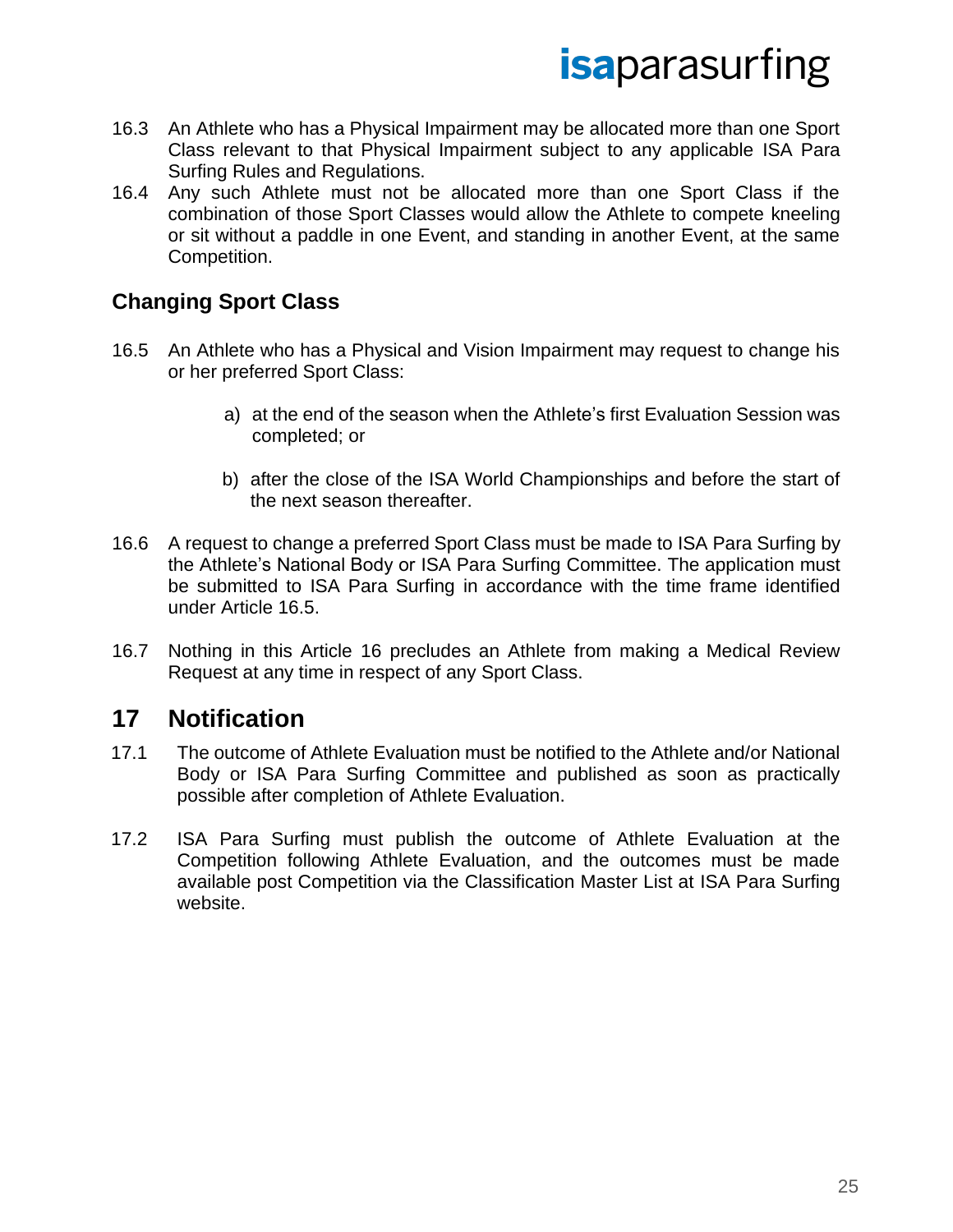16.3 An Athlete who has a Physical Impairment may be allocated more than one Sport Class relevant to that Physical Impairment subject to any applicable ISA Para Surfing Rules and Regulations.

16.4 Any such Athlete must not be allocated more than one Sport Class if the combination of those Sport Classes would allow the Athlete to compete kneeling or sit without a paddle in one Event, and standing in another Event, at the same Competition.

### Changing Sport Class

16.5 An Athlete who has a Physical and Vision Impairment may request to change his or her preferred Sport Class:

a) at the end of the season when the Athlete's first Evaluation Session was completed; or

b) after the close of the ISA World Championships and before the start of the next season thereafter.

16.6 A request to change a preferred Sport Class must be made to ISA Para Surfing by the Athlete's National Body or ISA Para Surfing Committee. The application must be submitted to ISA Para Surfing in accordance with the time frame identified under Article 16.5.

16.7 Nothing in this Article 16 precludes an Athlete from making a Medical Review Request at any time in respect of any Sport Class.

## 17 Notification

17.1 The outcome of Athlete Evaluation must be notified to the Athlete and/or National Body or ISA Para Surfing Committee and published as soon as practically possible after completion of Athlete Evaluation.

17.2 ISA Para Surfing must publish the outcome of Athlete Evaluation at the Competition following Athlete Evaluation, and the outcomes must be made available post Competition via the Classification Master List at ISA Para Surfing website.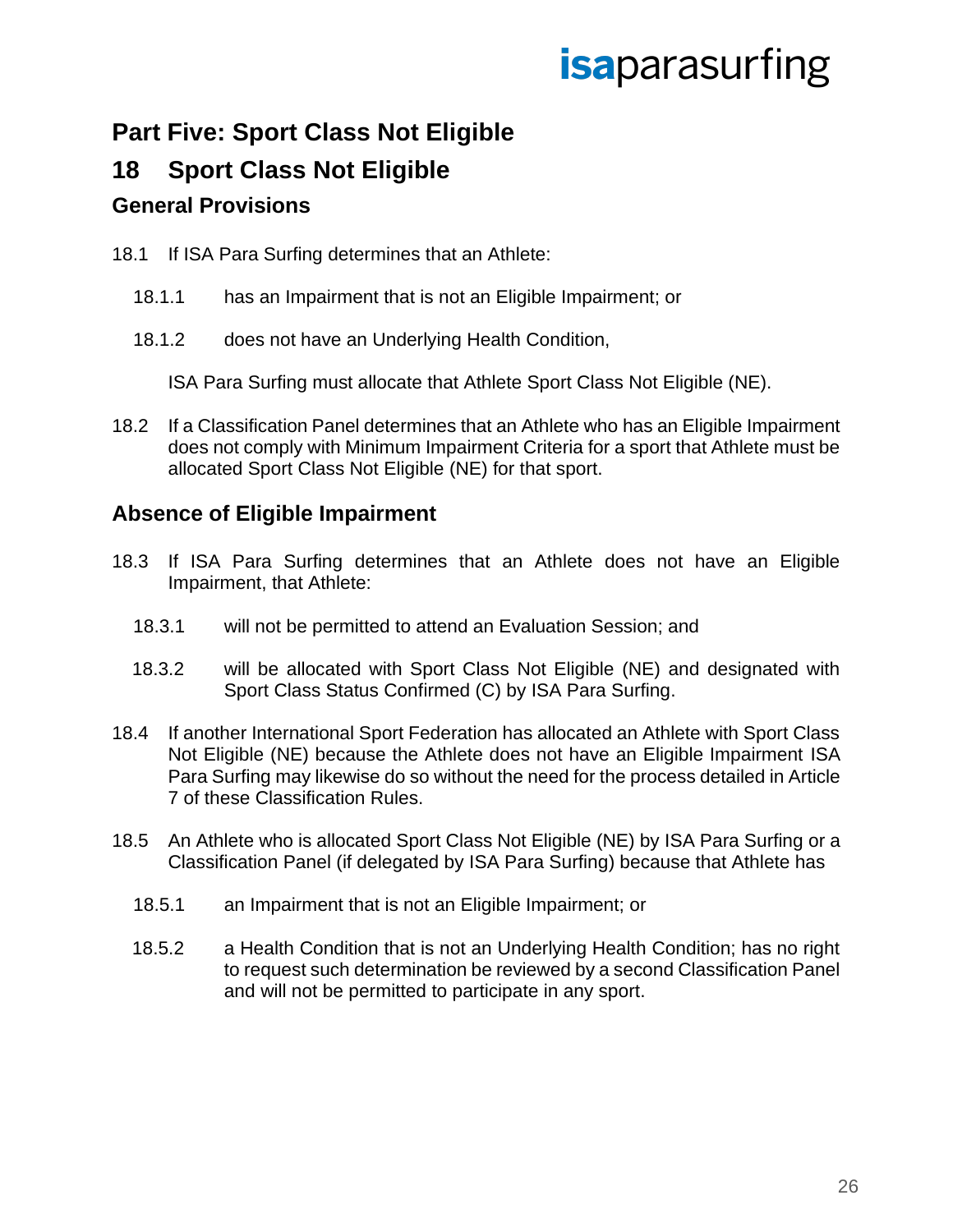# Part Five: Sport Class Not Eligible

## 18 Sport Class Not Eligible

### General Provisions

18.1 If ISA Para Surfing determines that an Athlete:

18.1.1 has an Impairment that is not an Eligible Impairment; or

18.1.2 does not have an Underlying Health Condition,

ISA Para Surfing must allocate that Athlete Sport Class Not Eligible (NE).

18.2 If a Classification Panel determines that an Athlete who has an Eligible Impairment does not comply with Minimum Impairment Criteria for a sport that Athlete must be allocated Sport Class Not Eligible (NE) for that sport.

### Absence of Eligible Impairment

18.3 If ISA Para Surfing determines that an Athlete does not have an Eligible Impairment, that Athlete:

18.3.1 will not be permitted to attend an Evaluation Session; and

18.3.2 will be allocated with Sport Class Not Eligible (NE) and designated with Sport Class Status Confirmed (C) by ISA Para Surfing.

18.4 If another International Sport Federation has allocated an Athlete with Sport Class Not Eligible (NE) because the Athlete does not have an Eligible Impairment ISA Para Surfing may likewise do so without the need for the process detailed in Article 7 of these Classification Rules.

18.5 An Athlete who is allocated Sport Class Not Eligible (NE) by ISA Para Surfing or a Classification Panel (if delegated by ISA Para Surfing) because that Athlete has

18.5.1 an Impairment that is not an Eligible Impairment; or

18.5.2 a Health Condition that is not an Underlying Health Condition; has no right to request such determination be reviewed by a second Classification Panel and will not be permitted to participate in any sport.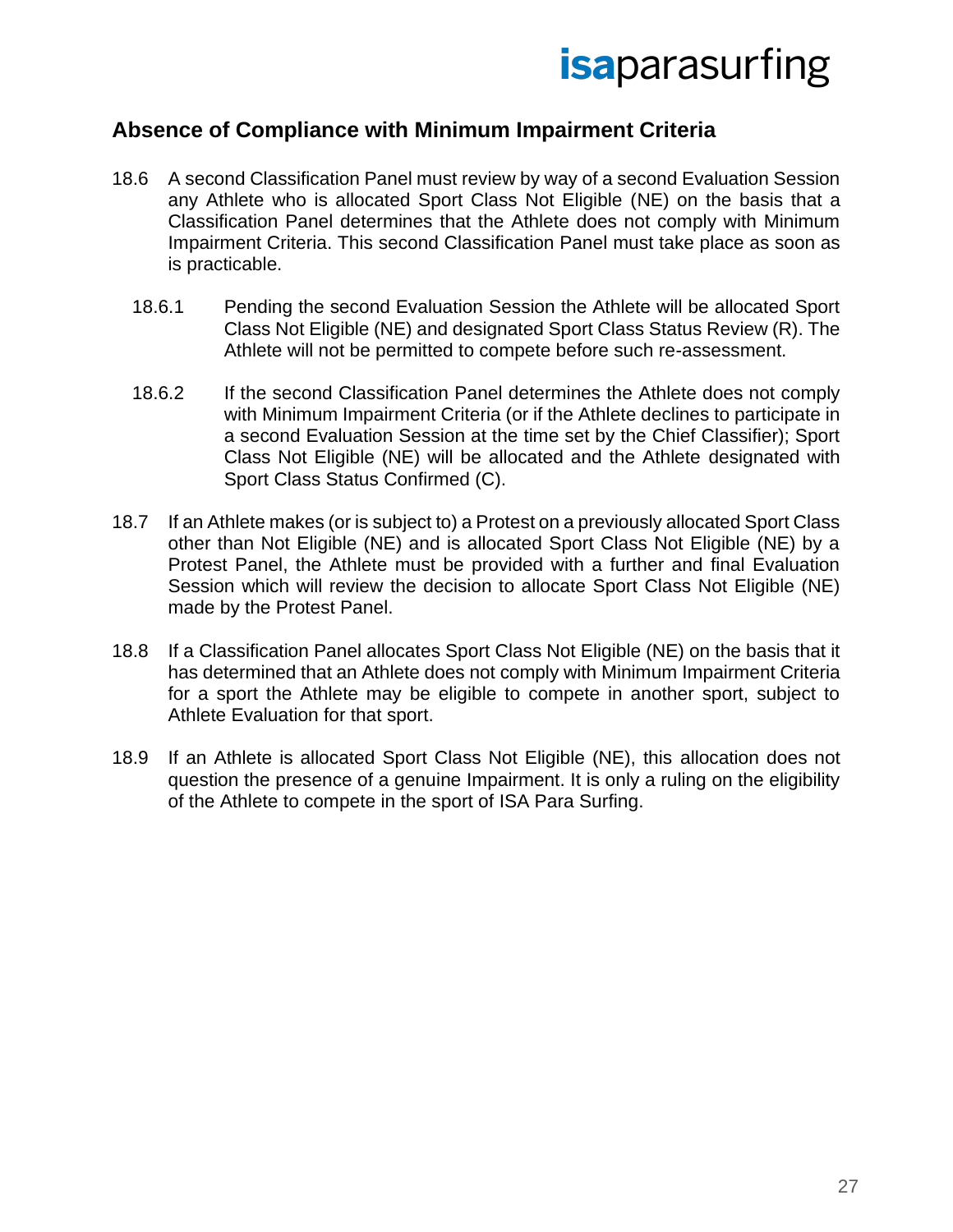## Absence of Compliance with Minimum Impairment Criteria

18.6 A second Classification Panel must review by way of a second Evaluation Session any Athlete who is allocated Sport Class Not Eligible (NE) on the basis that a Classification Panel determines that the Athlete does not comply with Minimum Impairment Criteria. This second Classification Panel must take place as soon as is practicable.

18.6.1 Pending the second Evaluation Session the Athlete will be allocated Sport Class Not Eligible (NE) and designated Sport Class Status Review (R). The Athlete will not be permitted to compete before such re-assessment.

18.6.2 If the second Classification Panel determines the Athlete does not comply with Minimum Impairment Criteria (or if the Athlete declines to participate in a second Evaluation Session at the time set by the Chief Classifier); Sport Class Not Eligible (NE) will be allocated and the Athlete designated with Sport Class Status Confirmed (C).

18.7 If an Athlete makes (or is subject to) a Protest on a previously allocated Sport Class other than Not Eligible (NE) and is allocated Sport Class Not Eligible (NE) by a Protest Panel, the Athlete must be provided with a further and final Evaluation Session which will review the decision to allocate Sport Class Not Eligible (NE) made by the Protest Panel.

18.8 If a Classification Panel allocates Sport Class Not Eligible (NE) on the basis that it has determined that an Athlete does not comply with Minimum Impairment Criteria for a sport the Athlete may be eligible to compete in another sport, subject to Athlete Evaluation for that sport.

18.9 If an Athlete is allocated Sport Class Not Eligible (NE), this allocation does not question the presence of a genuine Impairment. It is only a ruling on the eligibility of the Athlete to compete in the sport of ISA Para Surfing.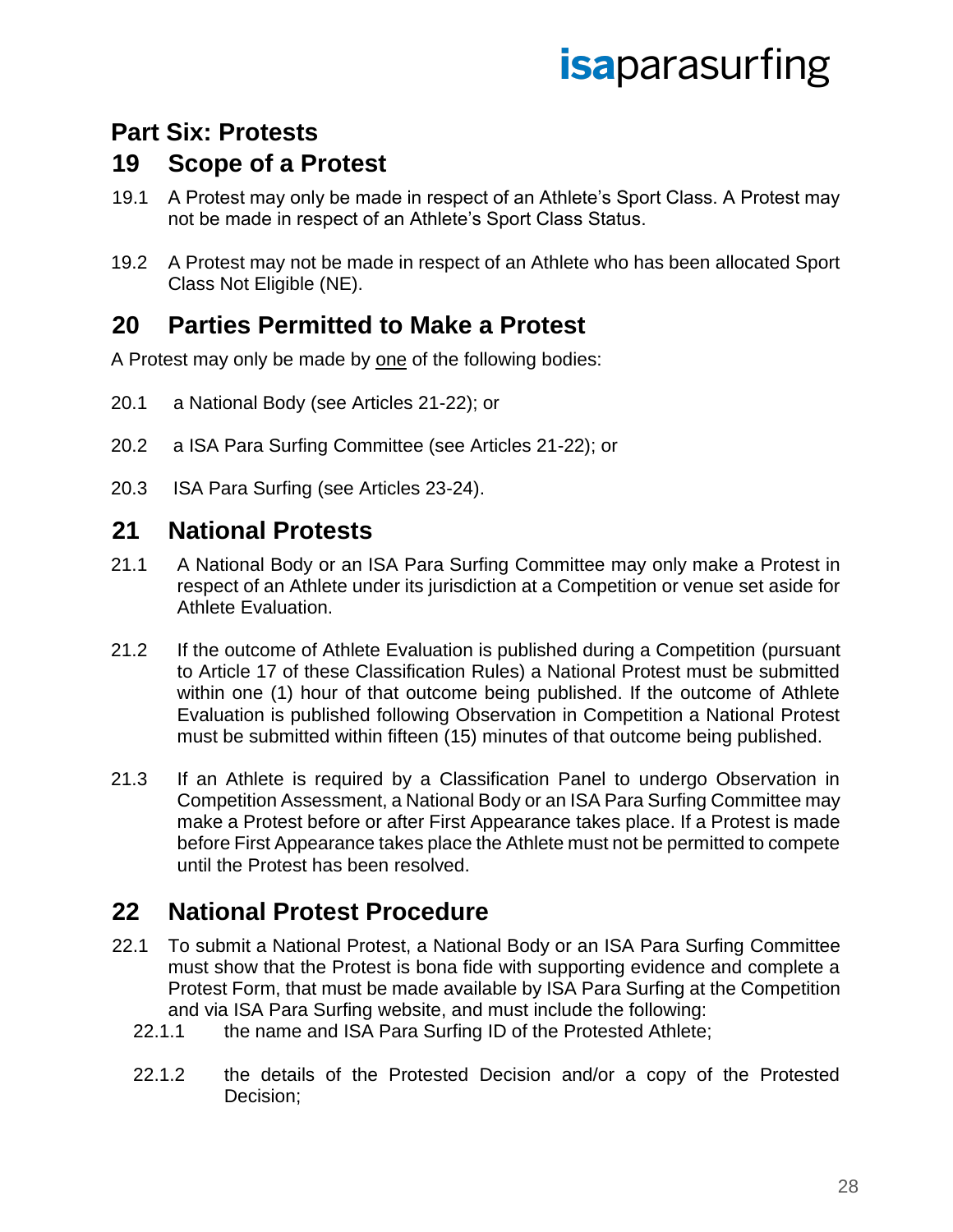# Part Six: Protests

## 19 Scope of a Protest

19.1 A Protest may only be made in respect of an Athlete's Sport Class. A Protest may not be made in respect of an Athlete's Sport Class Status.

19.2 A Protest may not be made in respect of an Athlete who has been allocated Sport Class Not Eligible (NE).

## 20 Parties Permitted to Make a Protest

A Protest may only be made by <u>one</u> of the following bodies:

20.1 a National Body (see Articles 21-22); or

20.2 a ISA Para Surfing Committee (see Articles 21-22); or

20.3 ISA Para Surfing (see Articles 23-24).

## 21 National Protests

21.1 A National Body or an ISA Para Surfing Committee may only make a Protest in respect of an Athlete under its jurisdiction at a Competition or venue set aside for Athlete Evaluation.

21.2 If the outcome of Athlete Evaluation is published during a Competition (pursuant to Article 17 of these Classification Rules) a National Protest must be submitted within one (1) hour of that outcome being published. If the outcome of Athlete Evaluation is published following Observation in Competition a National Protest must be submitted within fifteen (15) minutes of that outcome being published.

21.3 If an Athlete is required by a Classification Panel to undergo Observation in Competition Assessment, a National Body or an ISA Para Surfing Committee may make a Protest before or after First Appearance takes place. If a Protest is made before First Appearance takes place the Athlete must not be permitted to compete until the Protest has been resolved.

## 22 National Protest Procedure

22.1 To submit a National Protest, a National Body or an ISA Para Surfing Committee must show that the Protest is bona fide with supporting evidence and complete a Protest Form, that must be made available by ISA Para Surfing at the Competition and via ISA Para Surfing website, and must include the following:

22.1.1 the name and ISA Para Surfing ID of the Protested Athlete;

22.1.2 the details of the Protested Decision and/or a copy of the Protested Decision;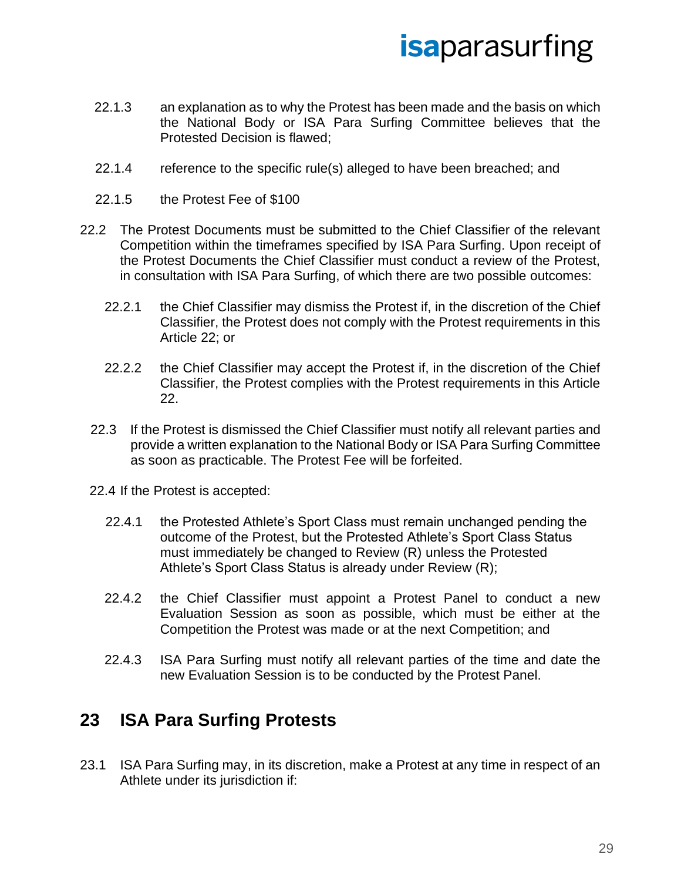22.1.3 an explanation as to why the Protest has been made and the basis on which the National Body or ISA Para Surfing Committee believes that the Protested Decision is flawed;

22.1.4 reference to the specific rule(s) alleged to have been breached; and

22.1.5 the Protest Fee of $100

22.2 The Protest Documents must be submitted to the Chief Classifier of the relevant Competition within the timeframes specified by ISA Para Surfing. Upon receipt of the Protest Documents the Chief Classifier must conduct a review of the Protest, in consultation with ISA Para Surfing, of which there are two possible outcomes:

22.2.1 the Chief Classifier may dismiss the Protest if, in the discretion of the Chief Classifier, the Protest does not comply with the Protest requirements in this Article 22; or

22.2.2 the Chief Classifier may accept the Protest if, in the discretion of the Chief Classifier, the Protest complies with the Protest requirements in this Article 22.

22.3 If the Protest is dismissed the Chief Classifier must notify all relevant parties and provide a written explanation to the National Body or ISA Para Surfing Committee as soon as practicable. The Protest Fee will be forfeited.

22.4 If the Protest is accepted:

22.4.1 the Protested Athlete's Sport Class must remain unchanged pending the outcome of the Protest, but the Protested Athlete's Sport Class Status must immediately be changed to Review (R) unless the Protested Athlete's Sport Class Status is already under Review (R);

22.4.2 the Chief Classifier must appoint a Protest Panel to conduct a new Evaluation Session as soon as possible, which must be either at the Competition the Protest was made or at the next Competition; and

22.4.3 ISA Para Surfing must notify all relevant parties of the time and date the new Evaluation Session is to be conducted by the Protest Panel.

## 23 ISA Para Surfing Protests

23.1 ISA Para Surfing may, in its discretion, make a Protest at any time in respect of an Athlete under its jurisdiction if: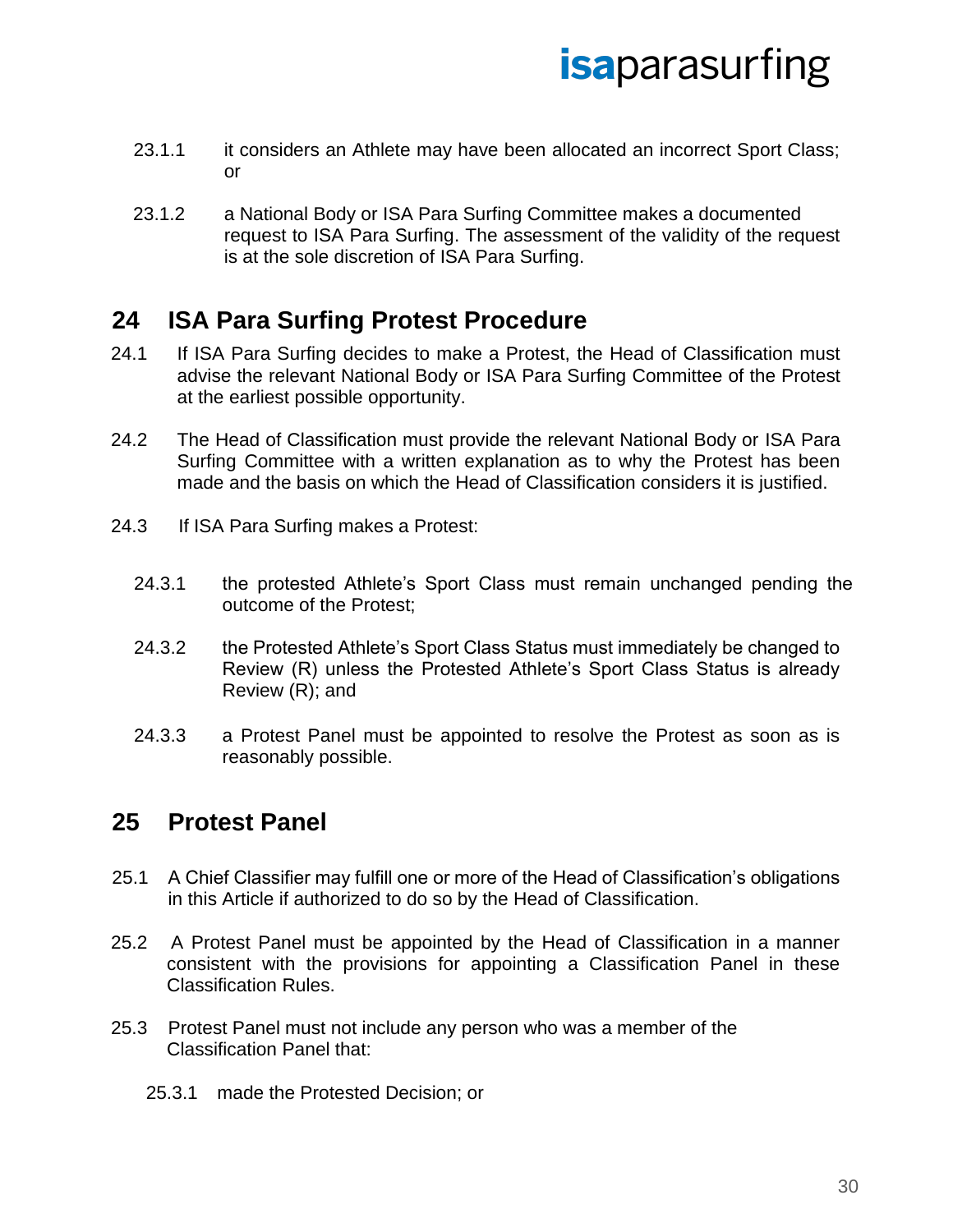23.1.1 it considers an Athlete may have been allocated an incorrect Sport Class; or

23.1.2 a National Body or ISA Para Surfing Committee makes a documented request to ISA Para Surfing. The assessment of the validity of the request is at the sole discretion of ISA Para Surfing.

## 24 ISA Para Surfing Protest Procedure

24.1 If ISA Para Surfing decides to make a Protest, the Head of Classification must advise the relevant National Body or ISA Para Surfing Committee of the Protest at the earliest possible opportunity.

24.2 The Head of Classification must provide the relevant National Body or ISA Para Surfing Committee with a written explanation as to why the Protest has been made and the basis on which the Head of Classification considers it is justified.

24.3 If ISA Para Surfing makes a Protest:

24.3.1 the protested Athlete's Sport Class must remain unchanged pending the outcome of the Protest;

24.3.2 the Protested Athlete's Sport Class Status must immediately be changed to Review (R) unless the Protested Athlete's Sport Class Status is already Review (R); and

24.3.3 a Protest Panel must be appointed to resolve the Protest as soon as is reasonably possible.

## 25 Protest Panel

25.1 A Chief Classifier may fulfill one or more of the Head of Classification's obligations in this Article if authorized to do so by the Head of Classification.

25.2 A Protest Panel must be appointed by the Head of Classification in a manner consistent with the provisions for appointing a Classification Panel in these Classification Rules.

25.3 Protest Panel must not include any person who was a member of the Classification Panel that:

25.3.1 made the Protested Decision; or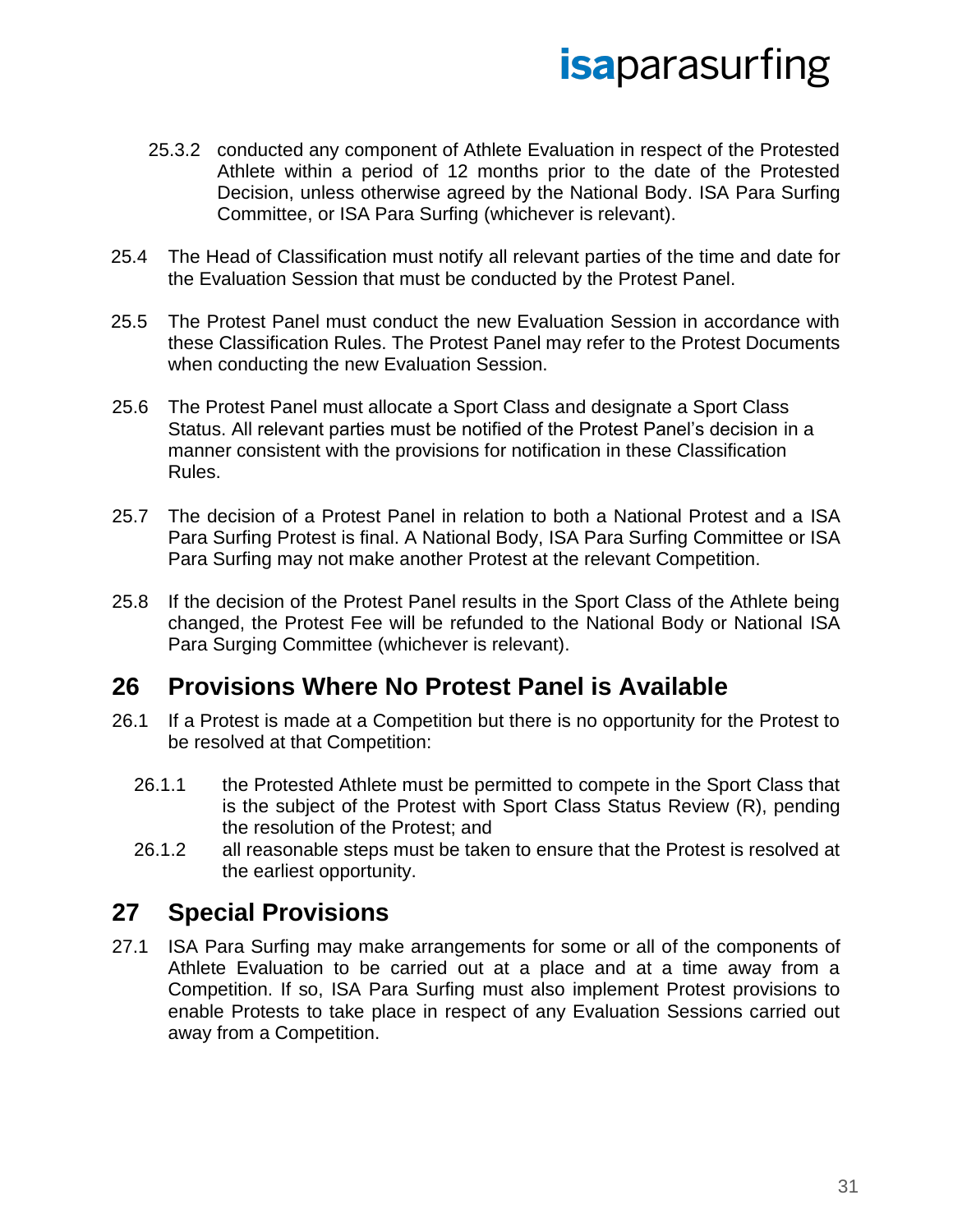25.3.2 conducted any component of Athlete Evaluation in respect of the Protested Athlete within a period of 12 months prior to the date of the Protested Decision, unless otherwise agreed by the National Body. ISA Para Surfing Committee, or ISA Para Surfing (whichever is relevant).

25.4 The Head of Classification must notify all relevant parties of the time and date for the Evaluation Session that must be conducted by the Protest Panel.

25.5 The Protest Panel must conduct the new Evaluation Session in accordance with these Classification Rules. The Protest Panel may refer to the Protest Documents when conducting the new Evaluation Session.

25.6 The Protest Panel must allocate a Sport Class and designate a Sport Class Status. All relevant parties must be notified of the Protest Panel's decision in a manner consistent with the provisions for notification in these Classification Rules.

25.7 The decision of a Protest Panel in relation to both a National Protest and a ISA Para Surfing Protest is final. A National Body, ISA Para Surfing Committee or ISA Para Surfing may not make another Protest at the relevant Competition.

25.8 If the decision of the Protest Panel results in the Sport Class of the Athlete being changed, the Protest Fee will be refunded to the National Body or National ISA Para Surging Committee (whichever is relevant).

## 26 Provisions Where No Protest Panel is Available

26.1 If a Protest is made at a Competition but there is no opportunity for the Protest to be resolved at that Competition:

26.1.1 the Protested Athlete must be permitted to compete in the Sport Class that is the subject of the Protest with Sport Class Status Review (R), pending the resolution of the Protest; and

26.1.2 all reasonable steps must be taken to ensure that the Protest is resolved at the earliest opportunity.

## 27 Special Provisions

27.1 ISA Para Surfing may make arrangements for some or all of the components of Athlete Evaluation to be carried out at a place and at a time away from a Competition. If so, ISA Para Surfing must also implement Protest provisions to enable Protests to take place in respect of any Evaluation Sessions carried out away from a Competition.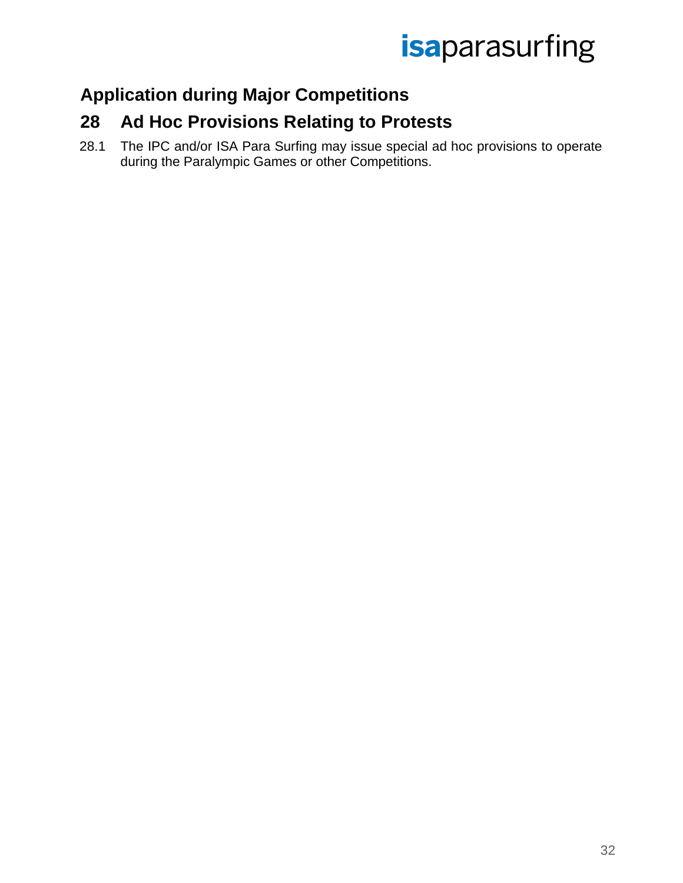## Application during Major Competitions

## 28 Ad Hoc Provisions Relating to Protests

28.1 The IPC and/or ISA Para Surfing may issue special ad hoc provisions to operate during the Paralympic Games or other Competitions.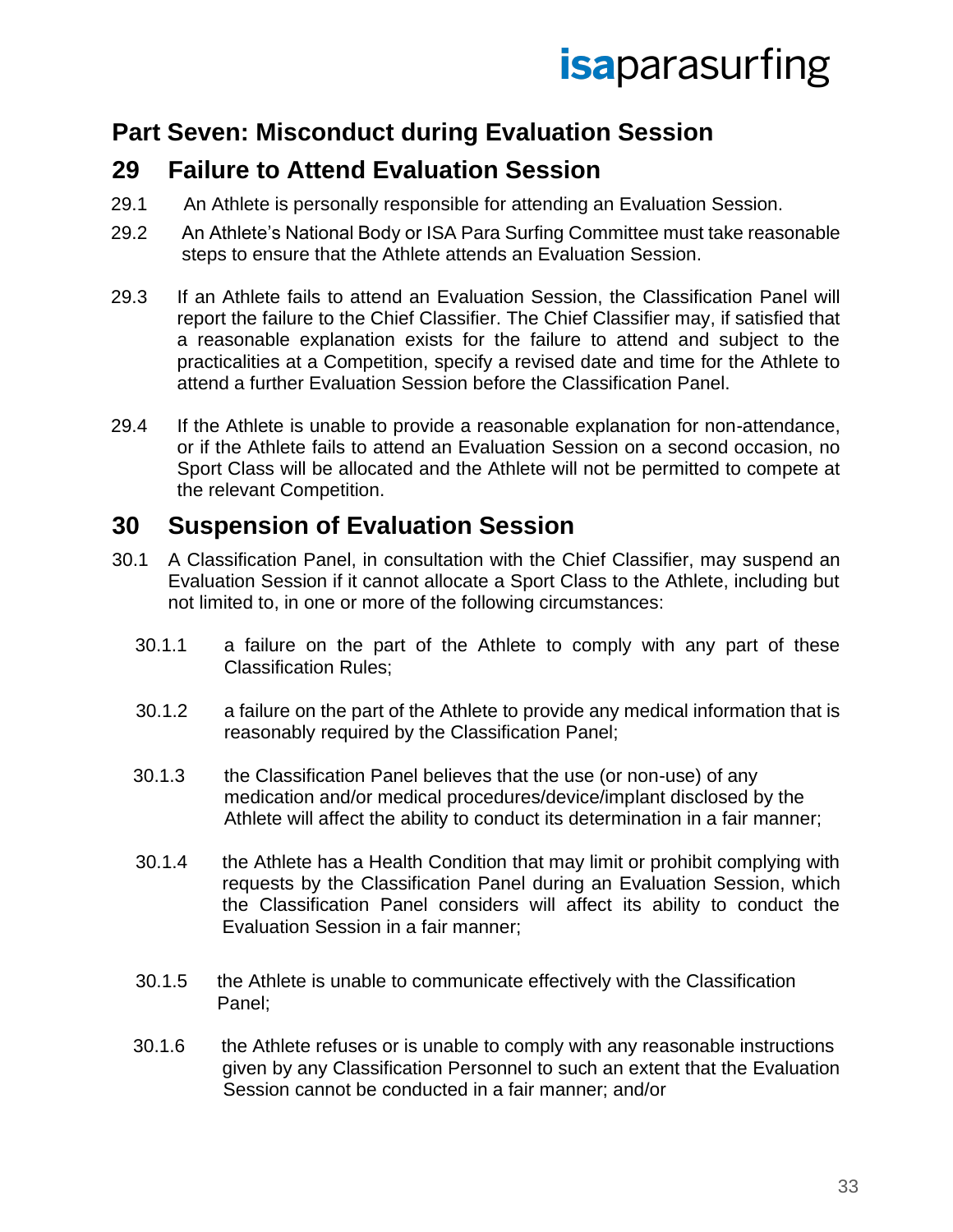## Part Seven: Misconduct during Evaluation Session

## 29 Failure to Attend Evaluation Session

29.1 An Athlete is personally responsible for attending an Evaluation Session.

29.2 An Athlete's National Body or ISA Para Surfing Committee must take reasonable steps to ensure that the Athlete attends an Evaluation Session.

29.3 If an Athlete fails to attend an Evaluation Session, the Classification Panel will report the failure to the Chief Classifier. The Chief Classifier may, if satisfied that a reasonable explanation exists for the failure to attend and subject to the practicalities at a Competition, specify a revised date and time for the Athlete to attend a further Evaluation Session before the Classification Panel.

29.4 If the Athlete is unable to provide a reasonable explanation for non-attendance, or if the Athlete fails to attend an Evaluation Session on a second occasion, no Sport Class will be allocated and the Athlete will not be permitted to compete at the relevant Competition.

## 30 Suspension of Evaluation Session

30.1 A Classification Panel, in consultation with the Chief Classifier, may suspend an Evaluation Session if it cannot allocate a Sport Class to the Athlete, including but not limited to, in one or more of the following circumstances:

30.1.1 a failure on the part of the Athlete to comply with any part of these Classification Rules;

30.1.2 a failure on the part of the Athlete to provide any medical information that is reasonably required by the Classification Panel;

30.1.3 the Classification Panel believes that the use (or non-use) of any medication and/or medical procedures/device/implant disclosed by the Athlete will affect the ability to conduct its determination in a fair manner;

30.1.4 the Athlete has a Health Condition that may limit or prohibit complying with requests by the Classification Panel during an Evaluation Session, which the Classification Panel considers will affect its ability to conduct the Evaluation Session in a fair manner;

30.1.5 the Athlete is unable to communicate effectively with the Classification Panel;

30.1.6 the Athlete refuses or is unable to comply with any reasonable instructions given by any Classification Personnel to such an extent that the Evaluation Session cannot be conducted in a fair manner; and/or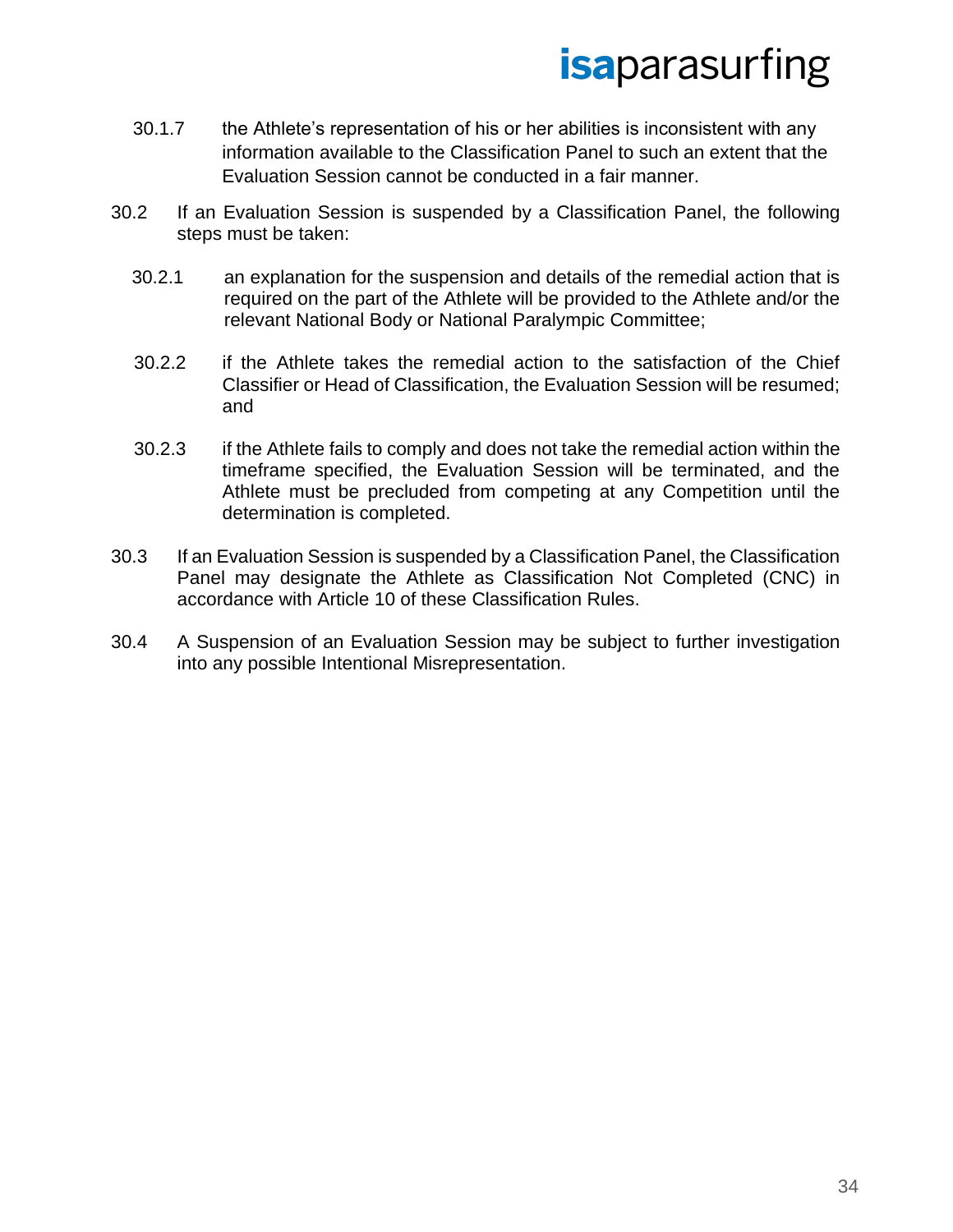30.1.7 the Athlete's representation of his or her abilities is inconsistent with any information available to the Classification Panel to such an extent that the Evaluation Session cannot be conducted in a fair manner.

30.2 If an Evaluation Session is suspended by a Classification Panel, the following steps must be taken:

30.2.1 an explanation for the suspension and details of the remedial action that is required on the part of the Athlete will be provided to the Athlete and/or the relevant National Body or National Paralympic Committee;

30.2.2 if the Athlete takes the remedial action to the satisfaction of the Chief Classifier or Head of Classification, the Evaluation Session will be resumed; and

30.2.3 if the Athlete fails to comply and does not take the remedial action within the timeframe specified, the Evaluation Session will be terminated, and the Athlete must be precluded from competing at any Competition until the determination is completed.

30.3 If an Evaluation Session is suspended by a Classification Panel, the Classification Panel may designate the Athlete as Classification Not Completed (CNC) in accordance with Article 10 of these Classification Rules.

30.4 A Suspension of an Evaluation Session may be subject to further investigation into any possible Intentional Misrepresentation.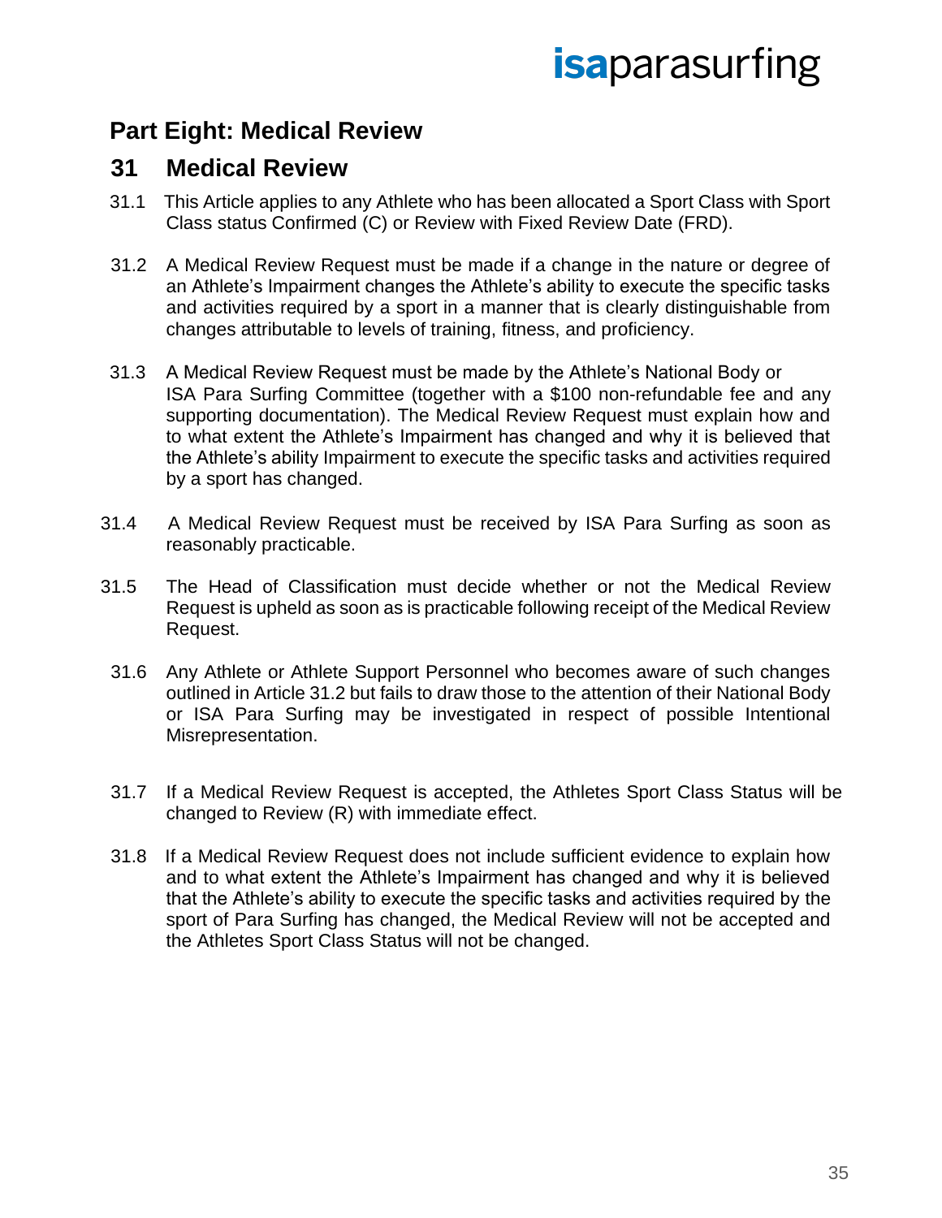# Part Eight: Medical Review

## 31 Medical Review

31.1 This Article applies to any Athlete who has been allocated a Sport Class with Sport Class status Confirmed (C) or Review with Fixed Review Date (FRD).

31.2 A Medical Review Request must be made if a change in the nature or degree of an Athlete's Impairment changes the Athlete's ability to execute the specific tasks and activities required by a sport in a manner that is clearly distinguishable from changes attributable to levels of training, fitness, and proficiency.

31.3 A Medical Review Request must be made by the Athlete's National Body or ISA Para Surfing Committee (together with a $100 non-refundable fee and any supporting documentation). The Medical Review Request must explain how and to what extent the Athlete's Impairment has changed and why it is believed that the Athlete's ability Impairment to execute the specific tasks and activities required by a sport has changed.

31.4 A Medical Review Request must be received by ISA Para Surfing as soon as reasonably practicable.

31.5 The Head of Classification must decide whether or not the Medical Review Request is upheld as soon as is practicable following receipt of the Medical Review Request.

31.6 Any Athlete or Athlete Support Personnel who becomes aware of such changes outlined in Article 31.2 but fails to draw those to the attention of their National Body or ISA Para Surfing may be investigated in respect of possible Intentional Misrepresentation.

31.7 If a Medical Review Request is accepted, the Athletes Sport Class Status will be changed to Review (R) with immediate effect.

31.8 If a Medical Review Request does not include sufficient evidence to explain how and to what extent the Athlete's Impairment has changed and why it is believed that the Athlete's ability to execute the specific tasks and activities required by the sport of Para Surfing has changed, the Medical Review will not be accepted and the Athletes Sport Class Status will not be changed.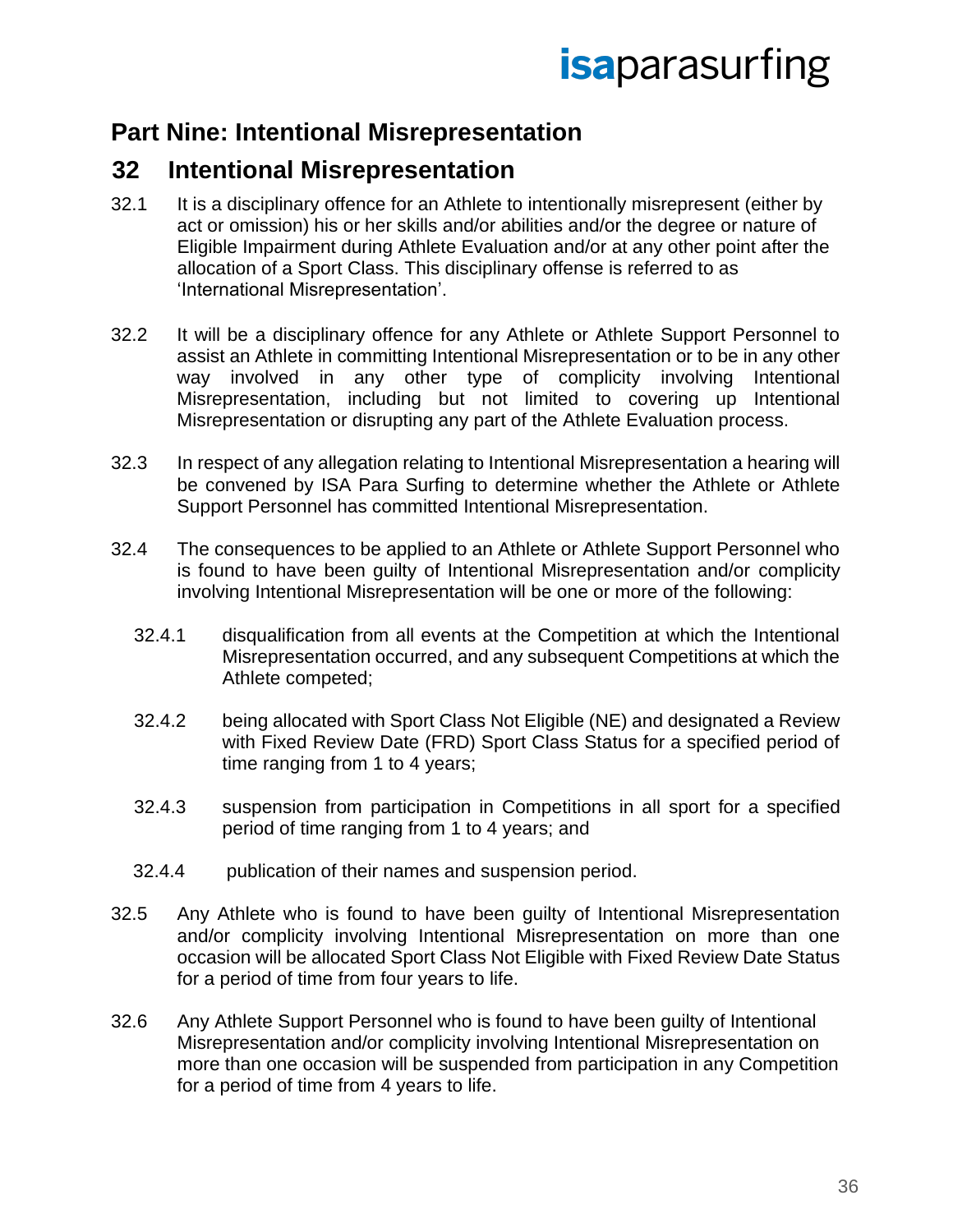# Part Nine: Intentional Misrepresentation

## 32 Intentional Misrepresentation

32.1 It is a disciplinary offence for an Athlete to intentionally misrepresent (either by act or omission) his or her skills and/or abilities and/or the degree or nature of Eligible Impairment during Athlete Evaluation and/or at any other point after the allocation of a Sport Class. This disciplinary offense is referred to as 'International Misrepresentation'.

32.2 It will be a disciplinary offence for any Athlete or Athlete Support Personnel to assist an Athlete in committing Intentional Misrepresentation or to be in any other way involved in any other type of complicity involving Intentional Misrepresentation, including but not limited to covering up Intentional Misrepresentation or disrupting any part of the Athlete Evaluation process.

32.3 In respect of any allegation relating to Intentional Misrepresentation a hearing will be convened by ISA Para Surfing to determine whether the Athlete or Athlete Support Personnel has committed Intentional Misrepresentation.

32.4 The consequences to be applied to an Athlete or Athlete Support Personnel who is found to have been guilty of Intentional Misrepresentation and/or complicity involving Intentional Misrepresentation will be one or more of the following:

32.4.1 disqualification from all events at the Competition at which the Intentional Misrepresentation occurred, and any subsequent Competitions at which the Athlete competed;

32.4.2 being allocated with Sport Class Not Eligible (NE) and designated a Review with Fixed Review Date (FRD) Sport Class Status for a specified period of time ranging from 1 to 4 years;

32.4.3 suspension from participation in Competitions in all sport for a specified period of time ranging from 1 to 4 years; and

32.4.4 publication of their names and suspension period.

32.5 Any Athlete who is found to have been guilty of Intentional Misrepresentation and/or complicity involving Intentional Misrepresentation on more than one occasion will be allocated Sport Class Not Eligible with Fixed Review Date Status for a period of time from four years to life.

32.6 Any Athlete Support Personnel who is found to have been guilty of Intentional Misrepresentation and/or complicity involving Intentional Misrepresentation on more than one occasion will be suspended from participation in any Competition for a period of time from 4 years to life.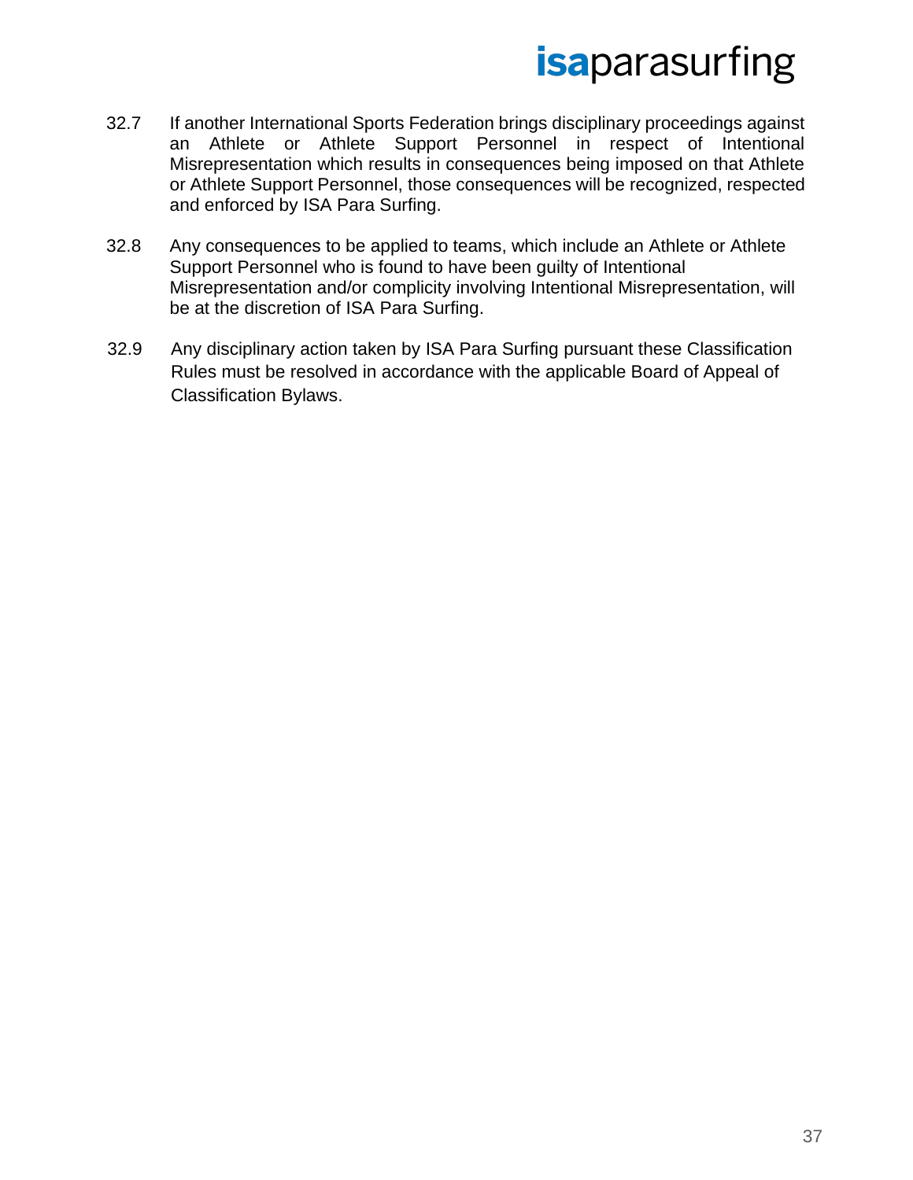32.7 If another International Sports Federation brings disciplinary proceedings against an Athlete or Athlete Support Personnel in respect of Intentional Misrepresentation which results in consequences being imposed on that Athlete or Athlete Support Personnel, those consequences will be recognized, respected and enforced by ISA Para Surfing.

32.8 Any consequences to be applied to teams, which include an Athlete or Athlete Support Personnel who is found to have been guilty of Intentional Misrepresentation and/or complicity involving Intentional Misrepresentation, will be at the discretion of ISA Para Surfing.

32.9 Any disciplinary action taken by ISA Para Surfing pursuant these Classification Rules must be resolved in accordance with the applicable Board of Appeal of Classification Bylaws.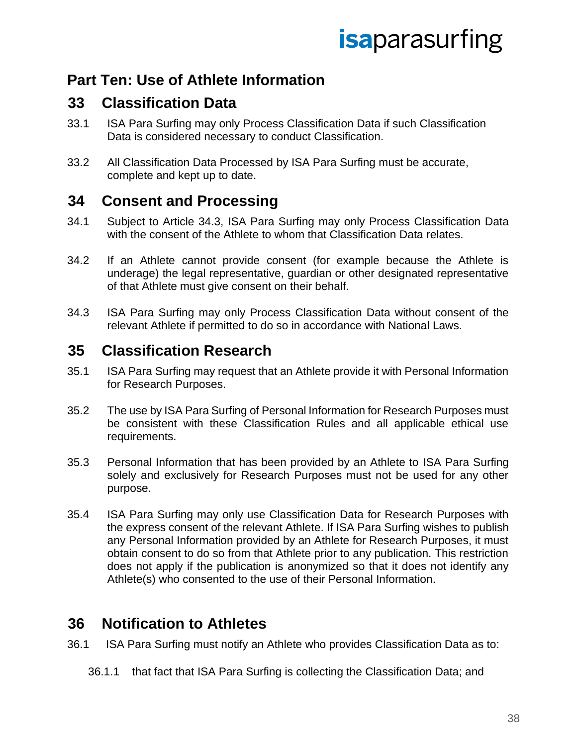# Part Ten: Use of Athlete Information

## 33 Classification Data

33.1 ISA Para Surfing may only Process Classification Data if such Classification Data is considered necessary to conduct Classification.

33.2 All Classification Data Processed by ISA Para Surfing must be accurate, complete and kept up to date.

## 34 Consent and Processing

34.1 Subject to Article 34.3, ISA Para Surfing may only Process Classification Data with the consent of the Athlete to whom that Classification Data relates.

34.2 If an Athlete cannot provide consent (for example because the Athlete is underage) the legal representative, guardian or other designated representative of that Athlete must give consent on their behalf.

34.3 ISA Para Surfing may only Process Classification Data without consent of the relevant Athlete if permitted to do so in accordance with National Laws.

## 35 Classification Research

35.1 ISA Para Surfing may request that an Athlete provide it with Personal Information for Research Purposes.

35.2 The use by ISA Para Surfing of Personal Information for Research Purposes must be consistent with these Classification Rules and all applicable ethical use requirements.

35.3 Personal Information that has been provided by an Athlete to ISA Para Surfing solely and exclusively for Research Purposes must not be used for any other purpose.

35.4 ISA Para Surfing may only use Classification Data for Research Purposes with the express consent of the relevant Athlete. If ISA Para Surfing wishes to publish any Personal Information provided by an Athlete for Research Purposes, it must obtain consent to do so from that Athlete prior to any publication. This restriction does not apply if the publication is anonymized so that it does not identify any Athlete(s) who consented to the use of their Personal Information.

## 36 Notification to Athletes

36.1 ISA Para Surfing must notify an Athlete who provides Classification Data as to:

36.1.1 that fact that ISA Para Surfing is collecting the Classification Data; and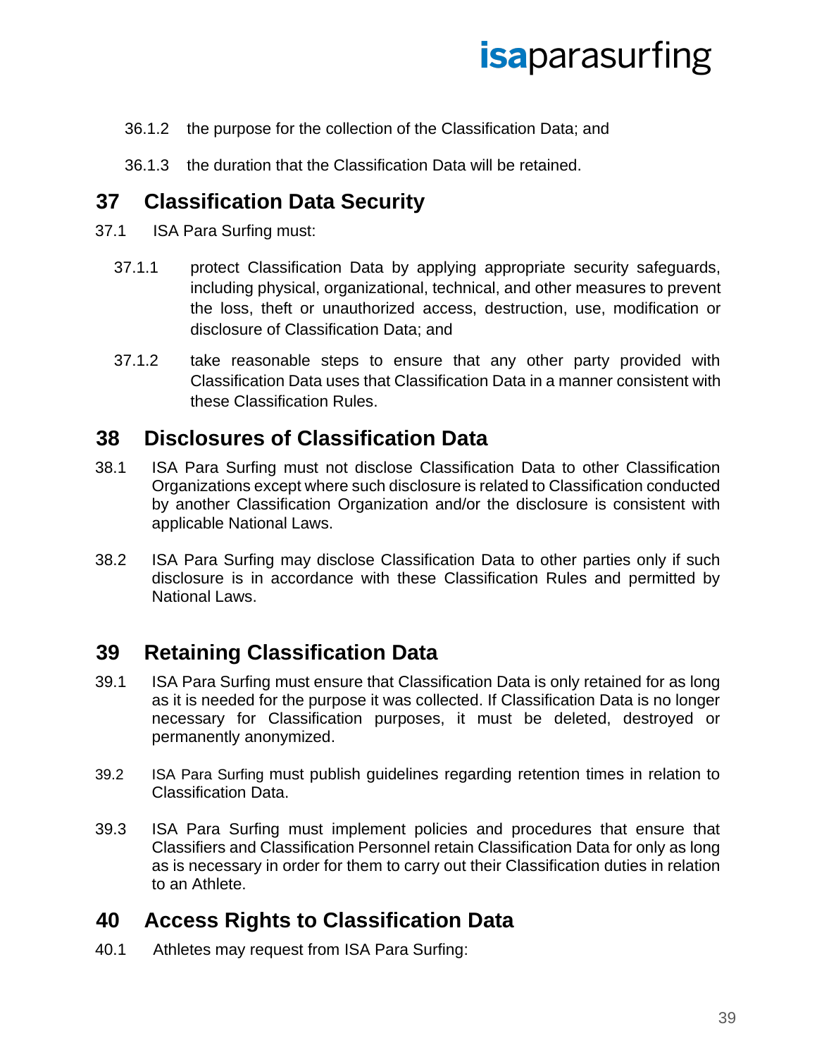36.1.2 the purpose for the collection of the Classification Data; and

36.1.3 the duration that the Classification Data will be retained.

## 37 Classification Data Security

37.1 ISA Para Surfing must:

37.1.1 protect Classification Data by applying appropriate security safeguards, including physical, organizational, technical, and other measures to prevent the loss, theft or unauthorized access, destruction, use, modification or disclosure of Classification Data; and

37.1.2 take reasonable steps to ensure that any other party provided with Classification Data uses that Classification Data in a manner consistent with these Classification Rules.

## 38 Disclosures of Classification Data

38.1 ISA Para Surfing must not disclose Classification Data to other Classification Organizations except where such disclosure is related to Classification conducted by another Classification Organization and/or the disclosure is consistent with applicable National Laws.

38.2 ISA Para Surfing may disclose Classification Data to other parties only if such disclosure is in accordance with these Classification Rules and permitted by National Laws.

## 39 Retaining Classification Data

39.1 ISA Para Surfing must ensure that Classification Data is only retained for as long as it is needed for the purpose it was collected. If Classification Data is no longer necessary for Classification purposes, it must be deleted, destroyed or permanently anonymized.

39.2 ISA Para Surfing must publish guidelines regarding retention times in relation to Classification Data.

39.3 ISA Para Surfing must implement policies and procedures that ensure that Classifiers and Classification Personnel retain Classification Data for only as long as is necessary in order for them to carry out their Classification duties in relation to an Athlete.

## 40 Access Rights to Classification Data

40.1 Athletes may request from ISA Para Surfing: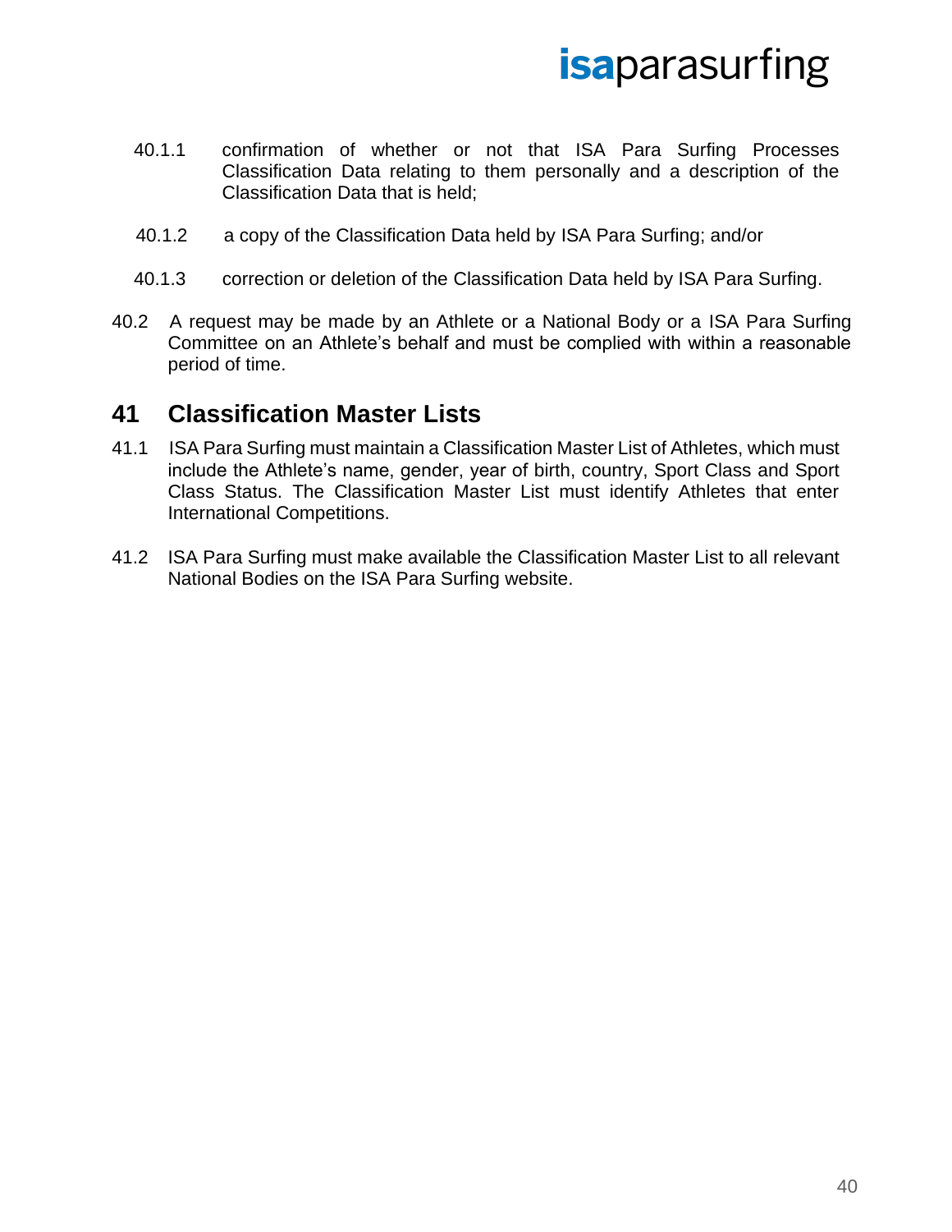40.1.1 confirmation of whether or not that ISA Para Surfing Processes Classification Data relating to them personally and a description of the Classification Data that is held;

40.1.2 a copy of the Classification Data held by ISA Para Surfing; and/or

40.1.3 correction or deletion of the Classification Data held by ISA Para Surfing.

40.2 A request may be made by an Athlete or a National Body or a ISA Para Surfing Committee on an Athlete's behalf and must be complied with within a reasonable period of time.

## 41 Classification Master Lists

41.1 ISA Para Surfing must maintain a Classification Master List of Athletes, which must include the Athlete's name, gender, year of birth, country, Sport Class and Sport Class Status. The Classification Master List must identify Athletes that enter International Competitions.

41.2 ISA Para Surfing must make available the Classification Master List to all relevant National Bodies on the ISA Para Surfing website.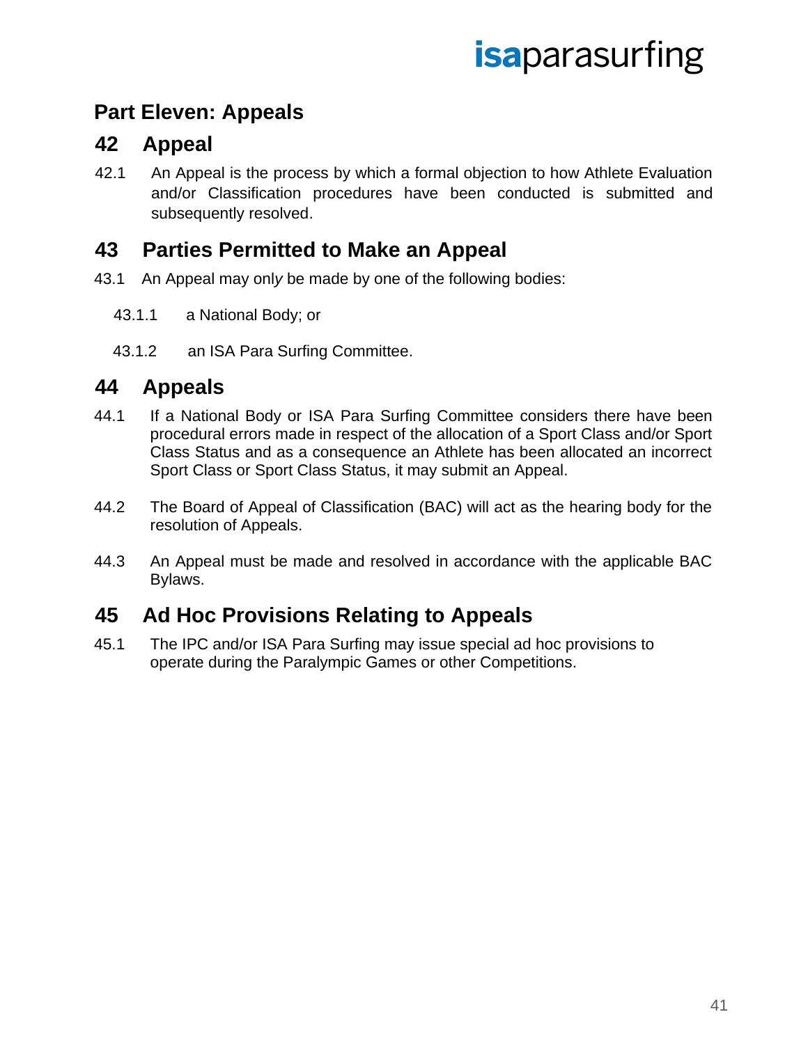# Part Eleven: Appeals

## 42 Appeal

42.1 An Appeal is the process by which a formal objection to how Athlete Evaluation and/or Classification procedures have been conducted is submitted and subsequently resolved.

## 43 Parties Permitted to Make an Appeal

43.1 An Appeal may only be made by one of the following bodies:

43.1.1 a National Body; or

43.1.2 an ISA Para Surfing Committee.

## 44 Appeals

44.1 If a National Body or ISA Para Surfing Committee considers there have been procedural errors made in respect of the allocation of a Sport Class and/or Sport Class Status and as a consequence an Athlete has been allocated an incorrect Sport Class or Sport Class Status, it may submit an Appeal.

44.2 The Board of Appeal of Classification (BAC) will act as the hearing body for the resolution of Appeals.

44.3 An Appeal must be made and resolved in accordance with the applicable BAC Bylaws.

## 45 Ad Hoc Provisions Relating to Appeals

45.1 The IPC and/or ISA Para Surfing may issue special ad hoc provisions to operate during the Paralympic Games or other Competitions.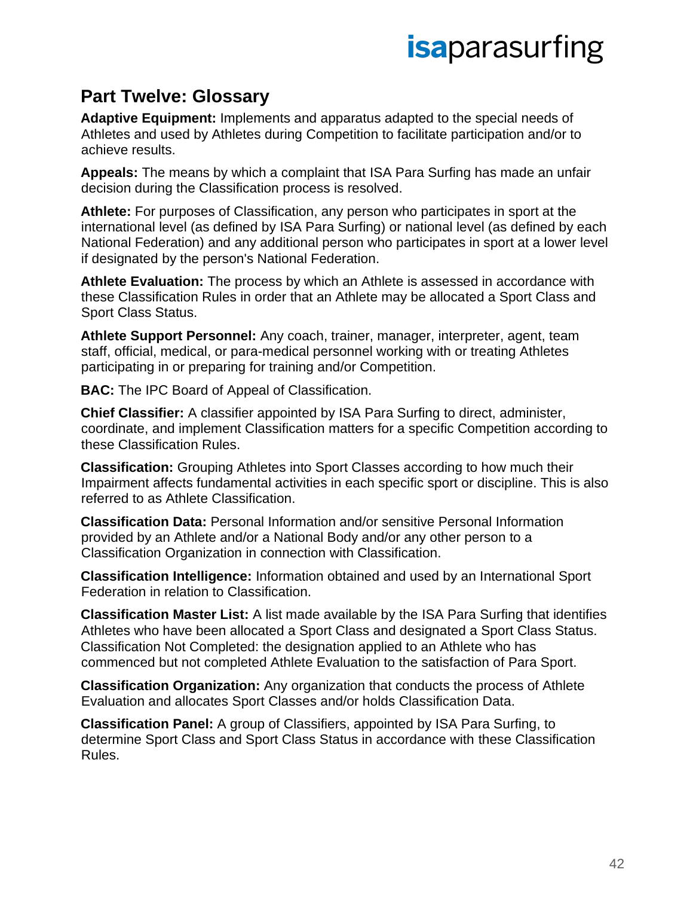## Part Twelve: Glossary

**Adaptive Equipment:** Implements and apparatus adapted to the special needs of Athletes and used by Athletes during Competition to facilitate participation and/or to achieve results.

**Appeals:** The means by which a complaint that ISA Para Surfing has made an unfair decision during the Classification process is resolved.

**Athlete:** For purposes of Classification, any person who participates in sport at the international level (as defined by ISA Para Surfing) or national level (as defined by each National Federation) and any additional person who participates in sport at a lower level if designated by the person's National Federation.

**Athlete Evaluation:** The process by which an Athlete is assessed in accordance with these Classification Rules in order that an Athlete may be allocated a Sport Class and Sport Class Status.

**Athlete Support Personnel:** Any coach, trainer, manager, interpreter, agent, team staff, official, medical, or para-medical personnel working with or treating Athletes participating in or preparing for training and/or Competition.

**BAC:** The IPC Board of Appeal of Classification.

**Chief Classifier:** A classifier appointed by ISA Para Surfing to direct, administer, coordinate, and implement Classification matters for a specific Competition according to these Classification Rules.

**Classification:** Grouping Athletes into Sport Classes according to how much their Impairment affects fundamental activities in each specific sport or discipline. This is also referred to as Athlete Classification.

**Classification Data:** Personal Information and/or sensitive Personal Information provided by an Athlete and/or a National Body and/or any other person to a Classification Organization in connection with Classification.

**Classification Intelligence:** Information obtained and used by an International Sport Federation in relation to Classification.

**Classification Master List:** A list made available by the ISA Para Surfing that identifies Athletes who have been allocated a Sport Class and designated a Sport Class Status. Classification Not Completed: the designation applied to an Athlete who has commenced but not completed Athlete Evaluation to the satisfaction of Para Sport.

**Classification Organization:** Any organization that conducts the process of Athlete Evaluation and allocates Sport Classes and/or holds Classification Data.

**Classification Panel:** A group of Classifiers, appointed by ISA Para Surfing, to determine Sport Class and Sport Class Status in accordance with these Classification Rules.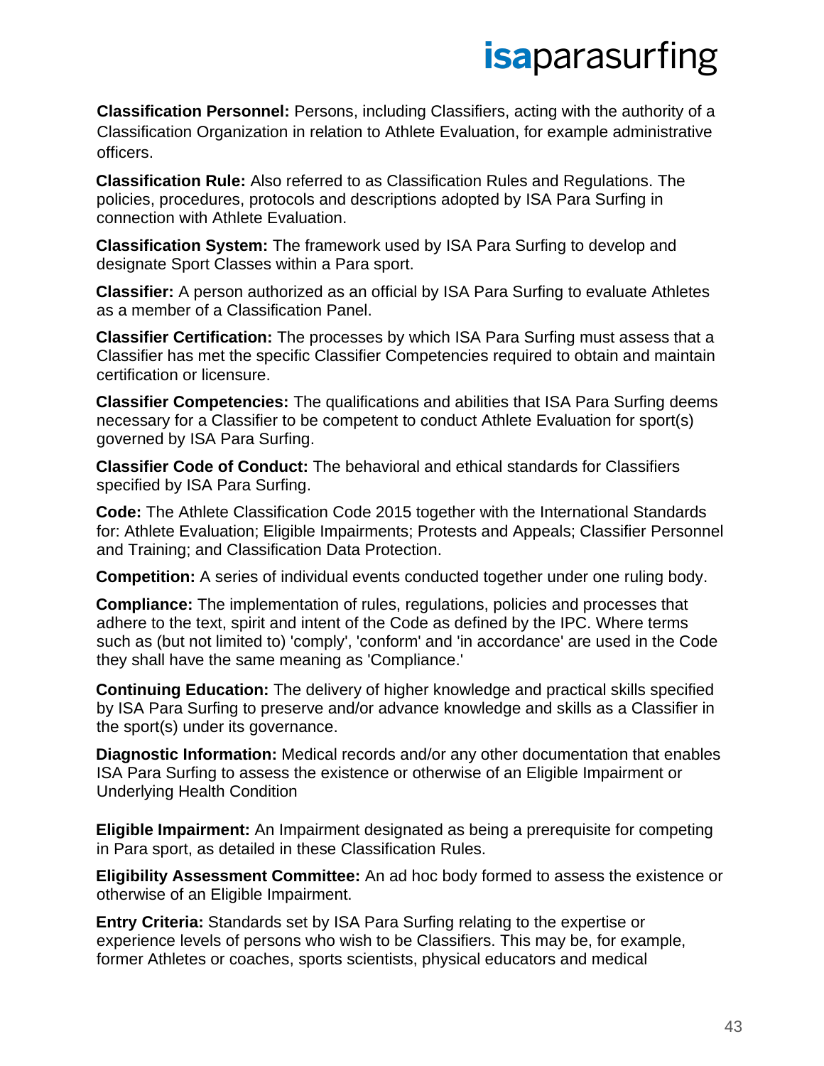**Classification Personnel:** Persons, including Classifiers, acting with the authority of a Classification Organization in relation to Athlete Evaluation, for example administrative officers.

**Classification Rule:** Also referred to as Classification Rules and Regulations. The policies, procedures, protocols and descriptions adopted by ISA Para Surfing in connection with Athlete Evaluation.

**Classification System:** The framework used by ISA Para Surfing to develop and designate Sport Classes within a Para sport.

**Classifier:** A person authorized as an official by ISA Para Surfing to evaluate Athletes as a member of a Classification Panel.

**Classifier Certification:** The processes by which ISA Para Surfing must assess that a Classifier has met the specific Classifier Competencies required to obtain and maintain certification or licensure.

**Classifier Competencies:** The qualifications and abilities that ISA Para Surfing deems necessary for a Classifier to be competent to conduct Athlete Evaluation for sport(s) governed by ISA Para Surfing.

**Classifier Code of Conduct:** The behavioral and ethical standards for Classifiers specified by ISA Para Surfing.

**Code:** The Athlete Classification Code 2015 together with the International Standards for: Athlete Evaluation; Eligible Impairments; Protests and Appeals; Classifier Personnel and Training; and Classification Data Protection.

**Competition:** A series of individual events conducted together under one ruling body.

**Compliance:** The implementation of rules, regulations, policies and processes that adhere to the text, spirit and intent of the Code as defined by the IPC. Where terms such as (but not limited to) 'comply', 'conform' and 'in accordance' are used in the Code they shall have the same meaning as 'Compliance.'

**Continuing Education:** The delivery of higher knowledge and practical skills specified by ISA Para Surfing to preserve and/or advance knowledge and skills as a Classifier in the sport(s) under its governance.

**Diagnostic Information:** Medical records and/or any other documentation that enables ISA Para Surfing to assess the existence or otherwise of an Eligible Impairment or Underlying Health Condition

**Eligible Impairment:** An Impairment designated as being a prerequisite for competing in Para sport, as detailed in these Classification Rules.

**Eligibility Assessment Committee:** An ad hoc body formed to assess the existence or otherwise of an Eligible Impairment.

**Entry Criteria:** Standards set by ISA Para Surfing relating to the expertise or experience levels of persons who wish to be Classifiers. This may be, for example, former Athletes or coaches, sports scientists, physical educators and medical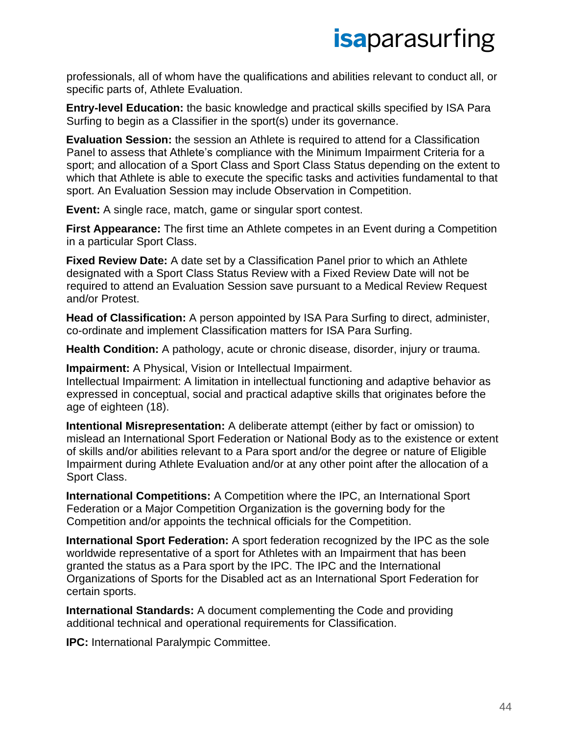professionals, all of whom have the qualifications and abilities relevant to conduct all, or specific parts of, Athlete Evaluation.

**Entry-level Education:** the basic knowledge and practical skills specified by ISA Para Surfing to begin as a Classifier in the sport(s) under its governance.

**Evaluation Session:** the session an Athlete is required to attend for a Classification Panel to assess that Athlete's compliance with the Minimum Impairment Criteria for a sport; and allocation of a Sport Class and Sport Class Status depending on the extent to which that Athlete is able to execute the specific tasks and activities fundamental to that sport. An Evaluation Session may include Observation in Competition.

**Event:** A single race, match, game or singular sport contest.

**First Appearance:** The first time an Athlete competes in an Event during a Competition in a particular Sport Class.

**Fixed Review Date:** A date set by a Classification Panel prior to which an Athlete designated with a Sport Class Status Review with a Fixed Review Date will not be required to attend an Evaluation Session save pursuant to a Medical Review Request and/or Protest.

**Head of Classification:** A person appointed by ISA Para Surfing to direct, administer, co-ordinate and implement Classification matters for ISA Para Surfing.

**Health Condition:** A pathology, acute or chronic disease, disorder, injury or trauma.

**Impairment:** A Physical, Vision or Intellectual Impairment.
Intellectual Impairment: A limitation in intellectual functioning and adaptive behavior as expressed in conceptual, social and practical adaptive skills that originates before the age of eighteen (18).

**Intentional Misrepresentation:** A deliberate attempt (either by fact or omission) to mislead an International Sport Federation or National Body as to the existence or extent of skills and/or abilities relevant to a Para sport and/or the degree or nature of Eligible Impairment during Athlete Evaluation and/or at any other point after the allocation of a Sport Class.

**International Competitions:** A Competition where the IPC, an International Sport Federation or a Major Competition Organization is the governing body for the Competition and/or appoints the technical officials for the Competition.

**International Sport Federation:** A sport federation recognized by the IPC as the sole worldwide representative of a sport for Athletes with an Impairment that has been granted the status as a Para sport by the IPC. The IPC and the International Organizations of Sports for the Disabled act as an International Sport Federation for certain sports.

**International Standards:** A document complementing the Code and providing additional technical and operational requirements for Classification.

**IPC:** International Paralympic Committee.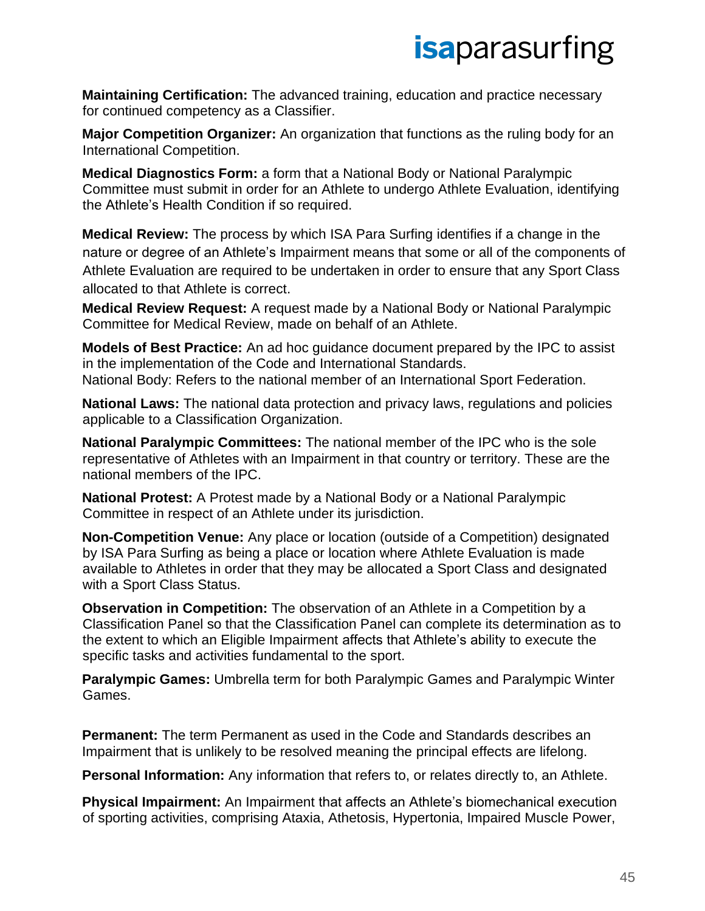**Maintaining Certification:** The advanced training, education and practice necessary for continued competency as a Classifier.

**Major Competition Organizer:** An organization that functions as the ruling body for an International Competition.

**Medical Diagnostics Form:** a form that a National Body or National Paralympic Committee must submit in order for an Athlete to undergo Athlete Evaluation, identifying the Athlete's Health Condition if so required.

**Medical Review:** The process by which ISA Para Surfing identifies if a change in the nature or degree of an Athlete's Impairment means that some or all of the components of Athlete Evaluation are required to be undertaken in order to ensure that any Sport Class allocated to that Athlete is correct.

**Medical Review Request:** A request made by a National Body or National Paralympic Committee for Medical Review, made on behalf of an Athlete.

**Models of Best Practice:** An ad hoc guidance document prepared by the IPC to assist in the implementation of the Code and International Standards.
National Body: Refers to the national member of an International Sport Federation.

**National Laws:** The national data protection and privacy laws, regulations and policies applicable to a Classification Organization.

**National Paralympic Committees:** The national member of the IPC who is the sole representative of Athletes with an Impairment in that country or territory. These are the national members of the IPC.

**National Protest:** A Protest made by a National Body or a National Paralympic Committee in respect of an Athlete under its jurisdiction.

**Non-Competition Venue:** Any place or location (outside of a Competition) designated by ISA Para Surfing as being a place or location where Athlete Evaluation is made available to Athletes in order that they may be allocated a Sport Class and designated with a Sport Class Status.

**Observation in Competition:** The observation of an Athlete in a Competition by a Classification Panel so that the Classification Panel can complete its determination as to the extent to which an Eligible Impairment affects that Athlete's ability to execute the specific tasks and activities fundamental to the sport.

**Paralympic Games:** Umbrella term for both Paralympic Games and Paralympic Winter Games.

**Permanent:** The term Permanent as used in the Code and Standards describes an Impairment that is unlikely to be resolved meaning the principal effects are lifelong.

**Personal Information:** Any information that refers to, or relates directly to, an Athlete.

**Physical Impairment:** An Impairment that affects an Athlete's biomechanical execution of sporting activities, comprising Ataxia, Athetosis, Hypertonia, Impaired Muscle Power,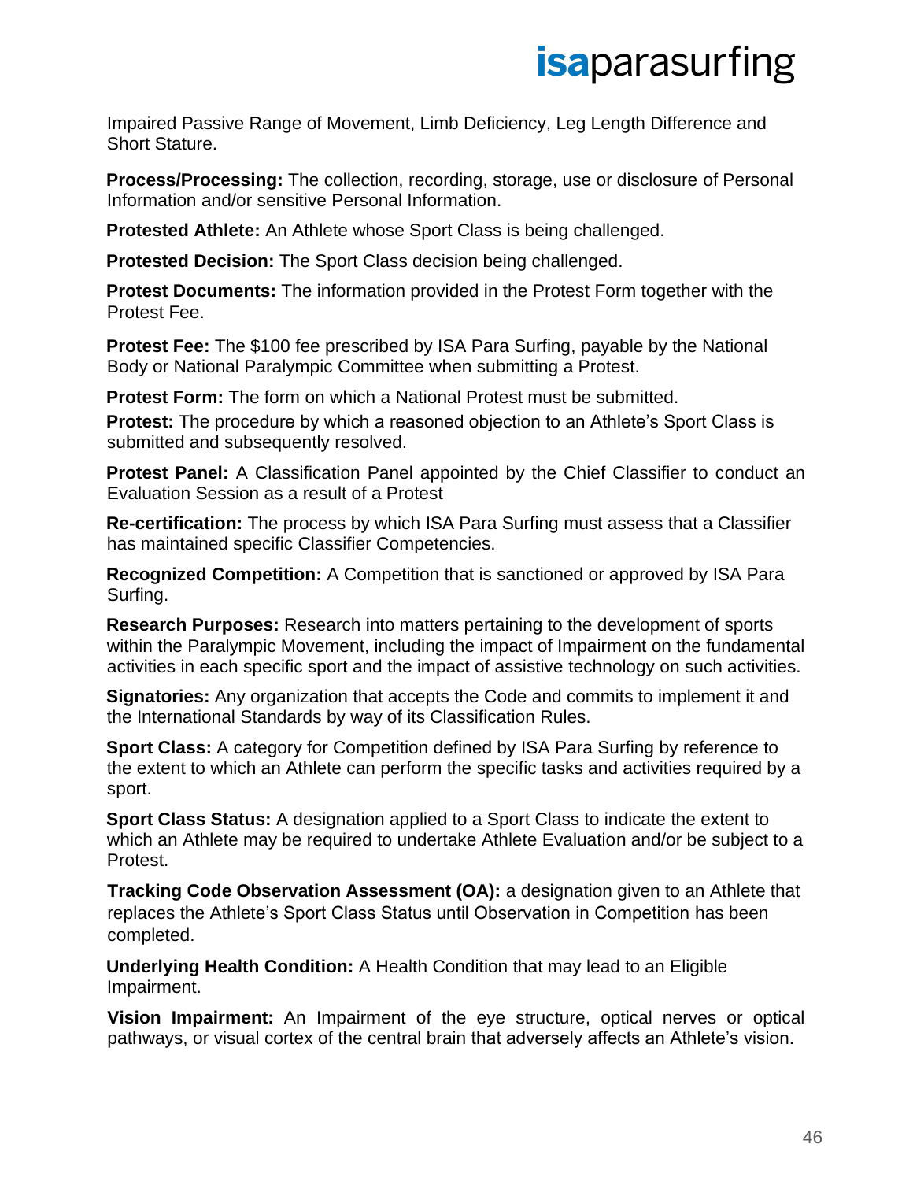Impaired Passive Range of Movement, Limb Deficiency, Leg Length Difference and Short Stature.

**Process/Processing:** The collection, recording, storage, use or disclosure of Personal Information and/or sensitive Personal Information.

**Protested Athlete:** An Athlete whose Sport Class is being challenged.

**Protested Decision:** The Sport Class decision being challenged.

**Protest Documents:** The information provided in the Protest Form together with the Protest Fee.

**Protest Fee:** The $100 fee prescribed by ISA Para Surfing, payable by the National Body or National Paralympic Committee when submitting a Protest.

**Protest Form:** The form on which a National Protest must be submitted.

**Protest:** The procedure by which a reasoned objection to an Athlete's Sport Class is submitted and subsequently resolved.

**Protest Panel:** A Classification Panel appointed by the Chief Classifier to conduct an Evaluation Session as a result of a Protest

**Re-certification:** The process by which ISA Para Surfing must assess that a Classifier has maintained specific Classifier Competencies.

**Recognized Competition:** A Competition that is sanctioned or approved by ISA Para Surfing.

**Research Purposes:** Research into matters pertaining to the development of sports within the Paralympic Movement, including the impact of Impairment on the fundamental activities in each specific sport and the impact of assistive technology on such activities.

**Signatories:** Any organization that accepts the Code and commits to implement it and the International Standards by way of its Classification Rules.

**Sport Class:** A category for Competition defined by ISA Para Surfing by reference to the extent to which an Athlete can perform the specific tasks and activities required by a sport.

**Sport Class Status:** A designation applied to a Sport Class to indicate the extent to which an Athlete may be required to undertake Athlete Evaluation and/or be subject to a Protest.

**Tracking Code Observation Assessment (OA):** a designation given to an Athlete that replaces the Athlete's Sport Class Status until Observation in Competition has been completed.

**Underlying Health Condition:** A Health Condition that may lead to an Eligible Impairment.

**Vision Impairment:** An Impairment of the eye structure, optical nerves or optical pathways, or visual cortex of the central brain that adversely affects an Athlete's vision.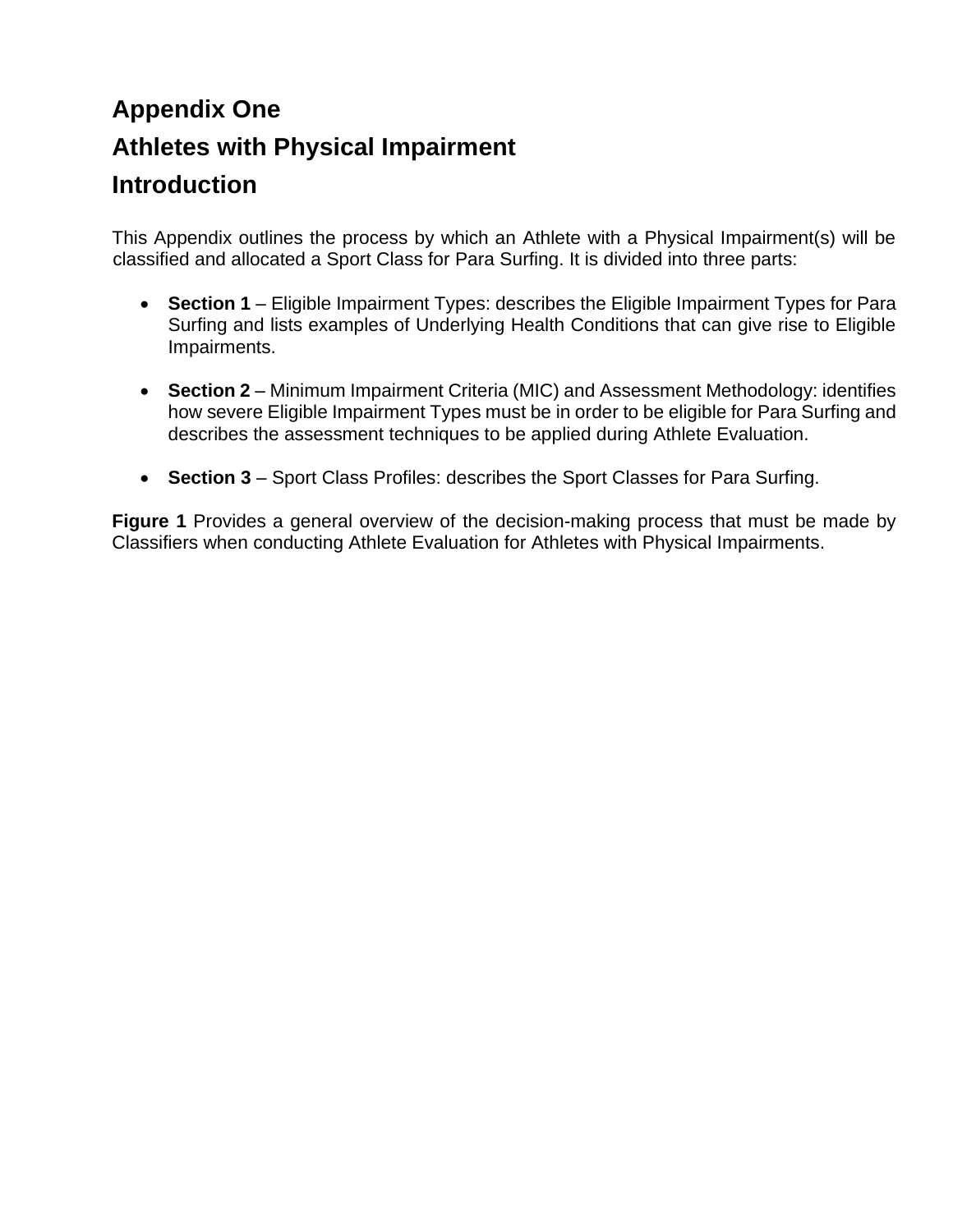# Appendix One

# Athletes with Physical Impairment

# Introduction

This Appendix outlines the process by which an Athlete with a Physical Impairment(s) will be classified and allocated a Sport Class for Para Surfing. It is divided into three parts:

- **Section 1** – Eligible Impairment Types: describes the Eligible Impairment Types for Para Surfing and lists examples of Underlying Health Conditions that can give rise to Eligible Impairments.

- **Section 2** – Minimum Impairment Criteria (MIC) and Assessment Methodology: identifies how severe Eligible Impairment Types must be in order to be eligible for Para Surfing and describes the assessment techniques to be applied during Athlete Evaluation.

- **Section 3** – Sport Class Profiles: describes the Sport Classes for Para Surfing.

**Figure 1** Provides a general overview of the decision-making process that must be made by Classifiers when conducting Athlete Evaluation for Athletes with Physical Impairments.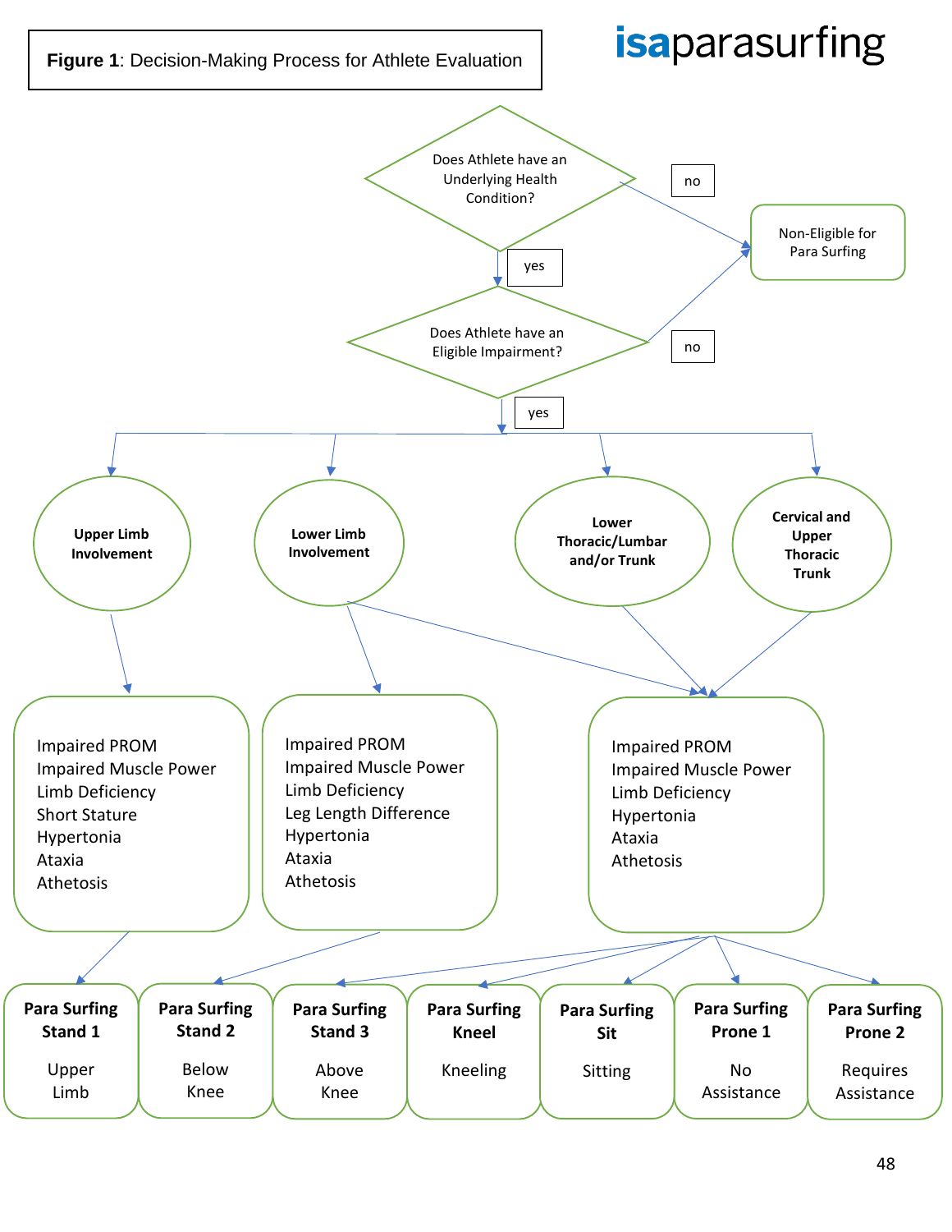**Figure 1**: Decision-Making Process for Athlete Evaluation

isaparasurfing

Does Athlete have an Underlying Health Condition?

- no → Non-Eligible for Para Surfing
- yes ↓

Does Athlete have an Eligible Impairment?

- no → Non-Eligible for Para Surfing
- yes ↓

**Upper Limb Involvement**

- Impaired PROM
- Impaired Muscle Power
- Limb Deficiency
- Short Stature
- Hypertonia
- Ataxia
- Athetosis

→ **Para Surfing Stand 1** — Upper Limb

**Lower Limb Involvement**

- Impaired PROM
- Impaired Muscle Power
- Limb Deficiency
- Leg Length Difference
- Hypertonia
- Ataxia
- Athetosis

→ **Para Surfing Stand 2** — Below Knee

**Lower Thoracic/Lumbar and/or Trunk** / **Cervical and Upper Thoracic Trunk** (and Lower Limb Involvement)

- Impaired PROM
- Impaired Muscle Power
- Limb Deficiency
- Hypertonia
- Ataxia
- Athetosis

→
- **Para Surfing Stand 3** — Above Knee
- **Para Surfing Kneel** — Kneeling
- **Para Surfing Sit** — Sitting
- **Para Surfing Prone 1** — No Assistance
- **Para Surfing Prone 2** — Requires Assistance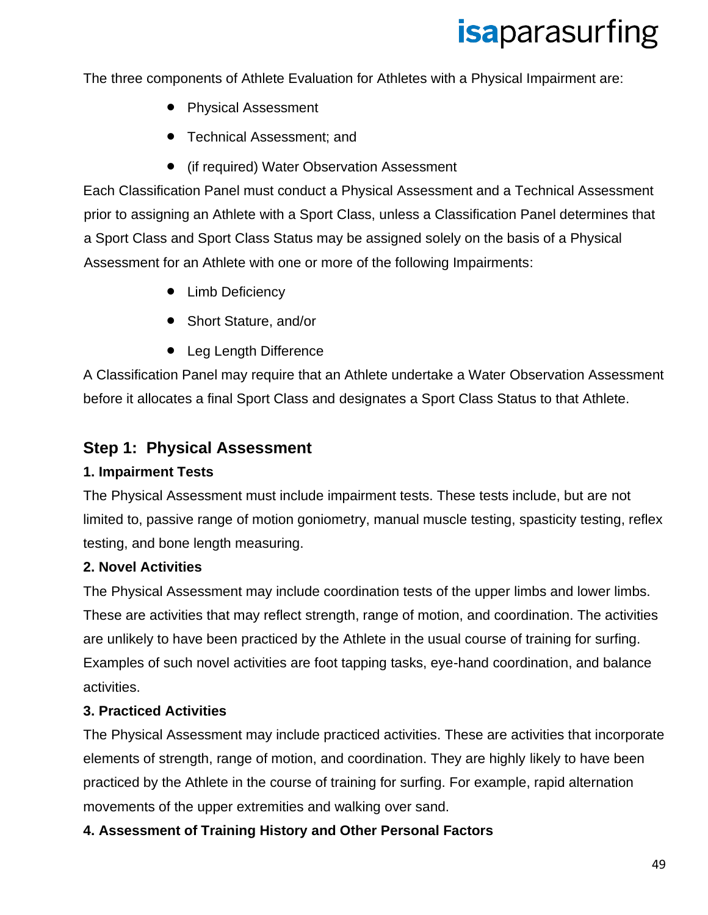The three components of Athlete Evaluation for Athletes with a Physical Impairment are:

- Physical Assessment
- Technical Assessment; and
- (if required) Water Observation Assessment

Each Classification Panel must conduct a Physical Assessment and a Technical Assessment prior to assigning an Athlete with a Sport Class, unless a Classification Panel determines that a Sport Class and Sport Class Status may be assigned solely on the basis of a Physical Assessment for an Athlete with one or more of the following Impairments:

- Limb Deficiency
- Short Stature, and/or
- Leg Length Difference

A Classification Panel may require that an Athlete undertake a Water Observation Assessment before it allocates a final Sport Class and designates a Sport Class Status to that Athlete.

## Step 1: Physical Assessment

### 1. Impairment Tests

The Physical Assessment must include impairment tests. These tests include, but are not limited to, passive range of motion goniometry, manual muscle testing, spasticity testing, reflex testing, and bone length measuring.

### 2. Novel Activities

The Physical Assessment may include coordination tests of the upper limbs and lower limbs. These are activities that may reflect strength, range of motion, and coordination. The activities are unlikely to have been practiced by the Athlete in the usual course of training for surfing. Examples of such novel activities are foot tapping tasks, eye-hand coordination, and balance activities.

### 3. Practiced Activities

The Physical Assessment may include practiced activities. These are activities that incorporate elements of strength, range of motion, and coordination. They are highly likely to have been practiced by the Athlete in the course of training for surfing. For example, rapid alternation movements of the upper extremities and walking over sand.

### 4. Assessment of Training History and Other Personal Factors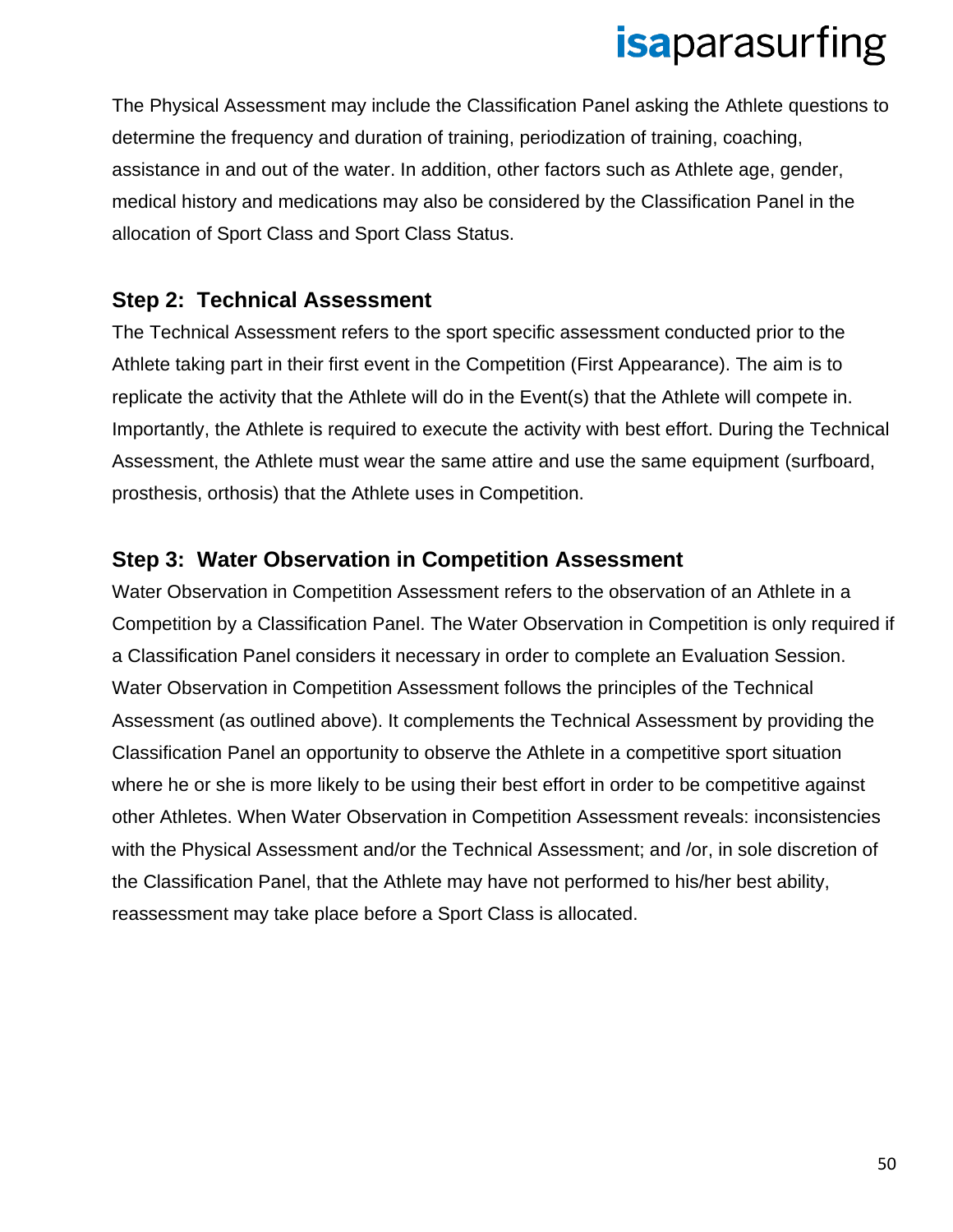The Physical Assessment may include the Classification Panel asking the Athlete questions to determine the frequency and duration of training, periodization of training, coaching, assistance in and out of the water. In addition, other factors such as Athlete age, gender, medical history and medications may also be considered by the Classification Panel in the allocation of Sport Class and Sport Class Status.

### Step 2: Technical Assessment

The Technical Assessment refers to the sport specific assessment conducted prior to the Athlete taking part in their first event in the Competition (First Appearance). The aim is to replicate the activity that the Athlete will do in the Event(s) that the Athlete will compete in. Importantly, the Athlete is required to execute the activity with best effort. During the Technical Assessment, the Athlete must wear the same attire and use the same equipment (surfboard, prosthesis, orthosis) that the Athlete uses in Competition.

### Step 3: Water Observation in Competition Assessment

Water Observation in Competition Assessment refers to the observation of an Athlete in a Competition by a Classification Panel. The Water Observation in Competition is only required if a Classification Panel considers it necessary in order to complete an Evaluation Session. Water Observation in Competition Assessment follows the principles of the Technical Assessment (as outlined above). It complements the Technical Assessment by providing the Classification Panel an opportunity to observe the Athlete in a competitive sport situation where he or she is more likely to be using their best effort in order to be competitive against other Athletes. When Water Observation in Competition Assessment reveals: inconsistencies with the Physical Assessment and/or the Technical Assessment; and /or, in sole discretion of the Classification Panel, that the Athlete may have not performed to his/her best ability, reassessment may take place before a Sport Class is allocated.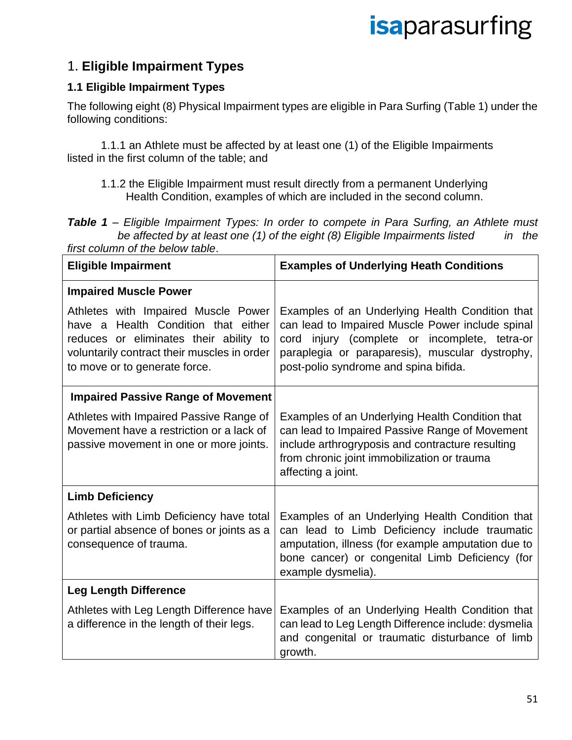# 1. **Eligible Impairment Types**

### 1.1 Eligible Impairment Types

The following eight (8) Physical Impairment types are eligible in Para Surfing (Table 1) under the following conditions:

1.1.1 an Athlete must be affected by at least one (1) of the Eligible Impairments listed in the first column of the table; and

1.1.2 the Eligible Impairment must result directly from a permanent Underlying Health Condition, examples of which are included in the second column.

***Table 1*** *– Eligible Impairment Types: In order to compete in Para Surfing, an Athlete must be affected by at least one (1) of the eight (8) Eligible Impairments listed in the first column of the below table*.

| **Eligible Impairment** | **Examples of Underlying Heath Conditions** |
| --- | --- |
| **Impaired Muscle Power**<br><br>Athletes with Impaired Muscle Power have a Health Condition that either reduces or eliminates their ability to voluntarily contract their muscles in order to move or to generate force. | Examples of an Underlying Health Condition that can lead to Impaired Muscle Power include spinal cord injury (complete or incomplete, tetra-or paraplegia or paraparesis), muscular dystrophy, post-polio syndrome and spina bifida. |
| **Impaired Passive Range of Movement**<br><br>Athletes with Impaired Passive Range of Movement have a restriction or a lack of passive movement in one or more joints. | Examples of an Underlying Health Condition that can lead to Impaired Passive Range of Movement include arthrogryposis and contracture resulting from chronic joint immobilization or trauma affecting a joint. |
| **Limb Deficiency**<br><br>Athletes with Limb Deficiency have total or partial absence of bones or joints as a consequence of trauma. | Examples of an Underlying Health Condition that can lead to Limb Deficiency include traumatic amputation, illness (for example amputation due to bone cancer) or congenital Limb Deficiency (for example dysmelia). |
| **Leg Length Difference**<br><br>Athletes with Leg Length Difference have a difference in the length of their legs. | Examples of an Underlying Health Condition that can lead to Leg Length Difference include: dysmelia and congenital or traumatic disturbance of limb growth. |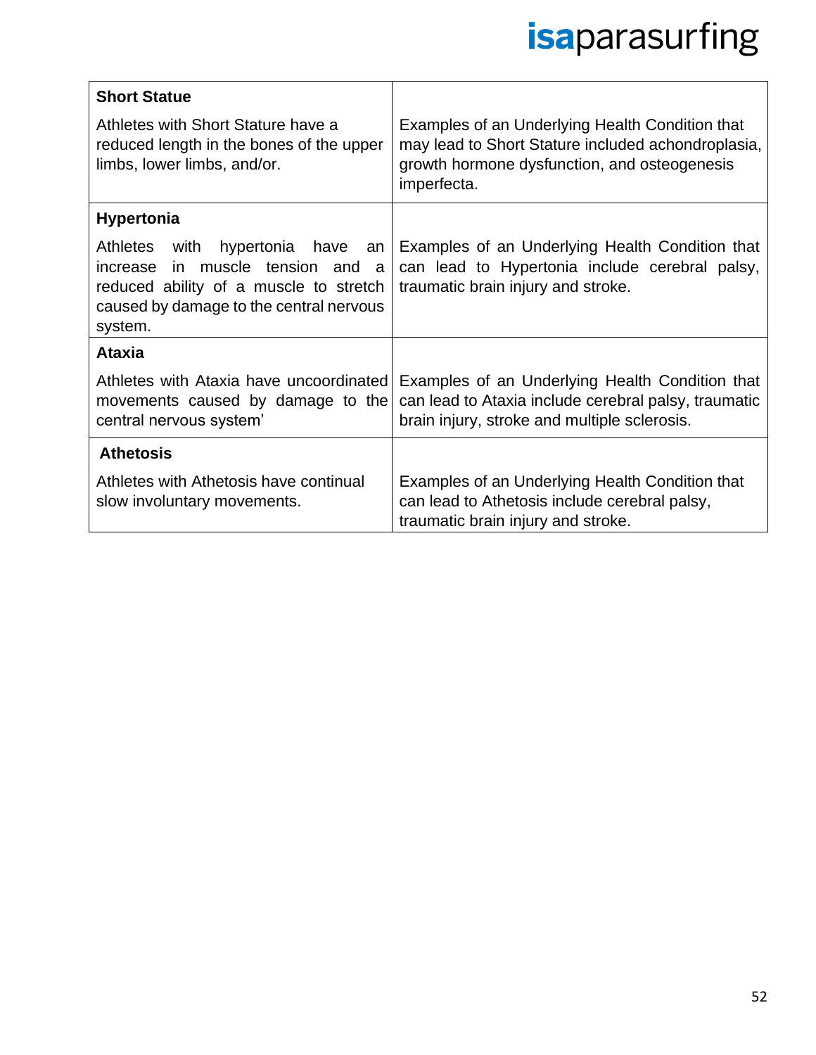| **Short Statue**<br><br>Athletes with Short Stature have a reduced length in the bones of the upper limbs, lower limbs, and/or. | Examples of an Underlying Health Condition that may lead to Short Stature included achondroplasia, growth hormone dysfunction, and osteogenesis imperfecta. |
|---|---|
| **Hypertonia**<br><br>Athletes with hypertonia have an increase in muscle tension and a reduced ability of a muscle to stretch caused by damage to the central nervous system. | Examples of an Underlying Health Condition that can lead to Hypertonia include cerebral palsy, traumatic brain injury and stroke. |
| **Ataxia**<br><br>Athletes with Ataxia have uncoordinated movements caused by damage to the central nervous system' | Examples of an Underlying Health Condition that can lead to Ataxia include cerebral palsy, traumatic brain injury, stroke and multiple sclerosis. |
| **Athetosis**<br><br>Athletes with Athetosis have continual slow involuntary movements. | Examples of an Underlying Health Condition that can lead to Athetosis include cerebral palsy, traumatic brain injury and stroke. |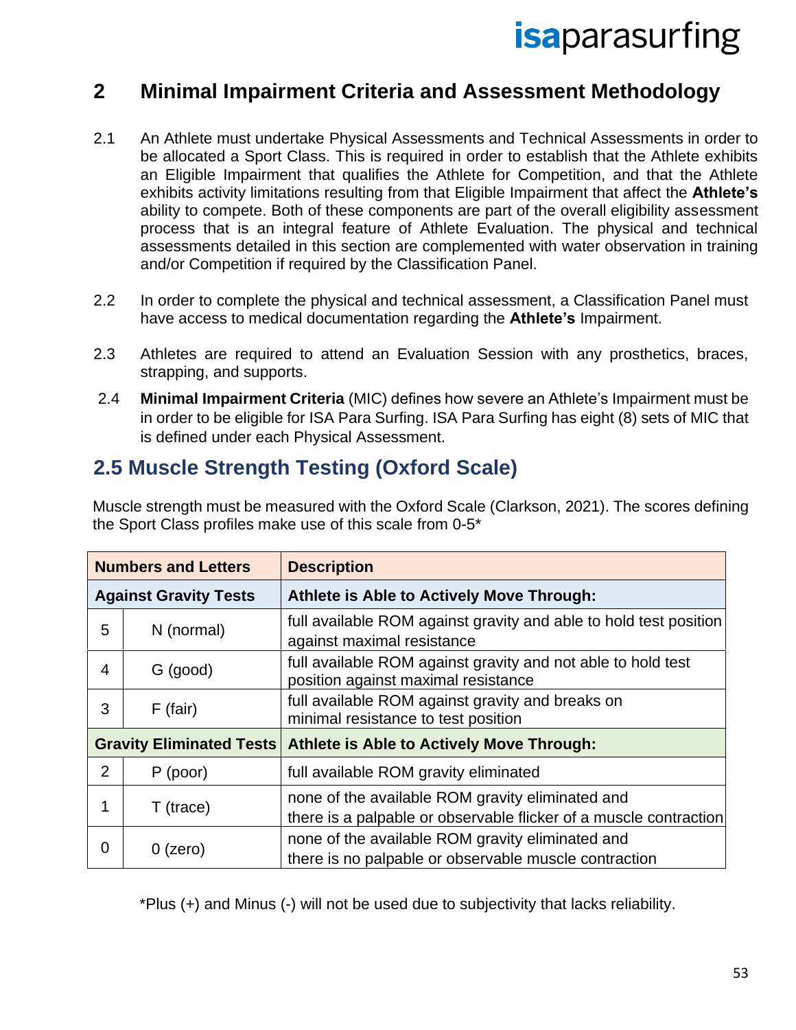## 2 Minimal Impairment Criteria and Assessment Methodology

2.1 An Athlete must undertake Physical Assessments and Technical Assessments in order to be allocated a Sport Class. This is required in order to establish that the Athlete exhibits an Eligible Impairment that qualifies the Athlete for Competition, and that the Athlete exhibits activity limitations resulting from that Eligible Impairment that affect the **Athlete's** ability to compete. Both of these components are part of the overall eligibility assessment process that is an integral feature of Athlete Evaluation. The physical and technical assessments detailed in this section are complemented with water observation in training and/or Competition if required by the Classification Panel.

2.2 In order to complete the physical and technical assessment, a Classification Panel must have access to medical documentation regarding the **Athlete's** Impairment.

2.3 Athletes are required to attend an Evaluation Session with any prosthetics, braces, strapping, and supports.

2.4 **Minimal Impairment Criteria** (MIC) defines how severe an Athlete's Impairment must be in order to be eligible for ISA Para Surfing. ISA Para Surfing has eight (8) sets of MIC that is defined under each Physical Assessment.

## 2.5 Muscle Strength Testing (Oxford Scale)

Muscle strength must be measured with the Oxford Scale (Clarkson, 2021). The scores defining the Sport Class profiles make use of this scale from 0-5*

| **Numbers and Letters** | | **Description** |
|---|---|---|
| **Against Gravity Tests** | | **Athlete is Able to Actively Move Through:** |
| 5 | N (normal) | full available ROM against gravity and able to hold test position against maximal resistance |
| 4 | G (good) | full available ROM against gravity and not able to hold test position against maximal resistance |
| 3 | F (fair) | full available ROM against gravity and breaks on minimal resistance to test position |
| **Gravity Eliminated Tests** | | **Athlete is Able to Actively Move Through:** |
| 2 | P (poor) | full available ROM gravity eliminated |
| 1 | T (trace) | none of the available ROM gravity eliminated and there is a palpable or observable flicker of a muscle contraction |
| 0 | 0 (zero) | none of the available ROM gravity eliminated and there is no palpable or observable muscle contraction |

*Plus (+) and Minus (-) will not be used due to subjectivity that lacks reliability.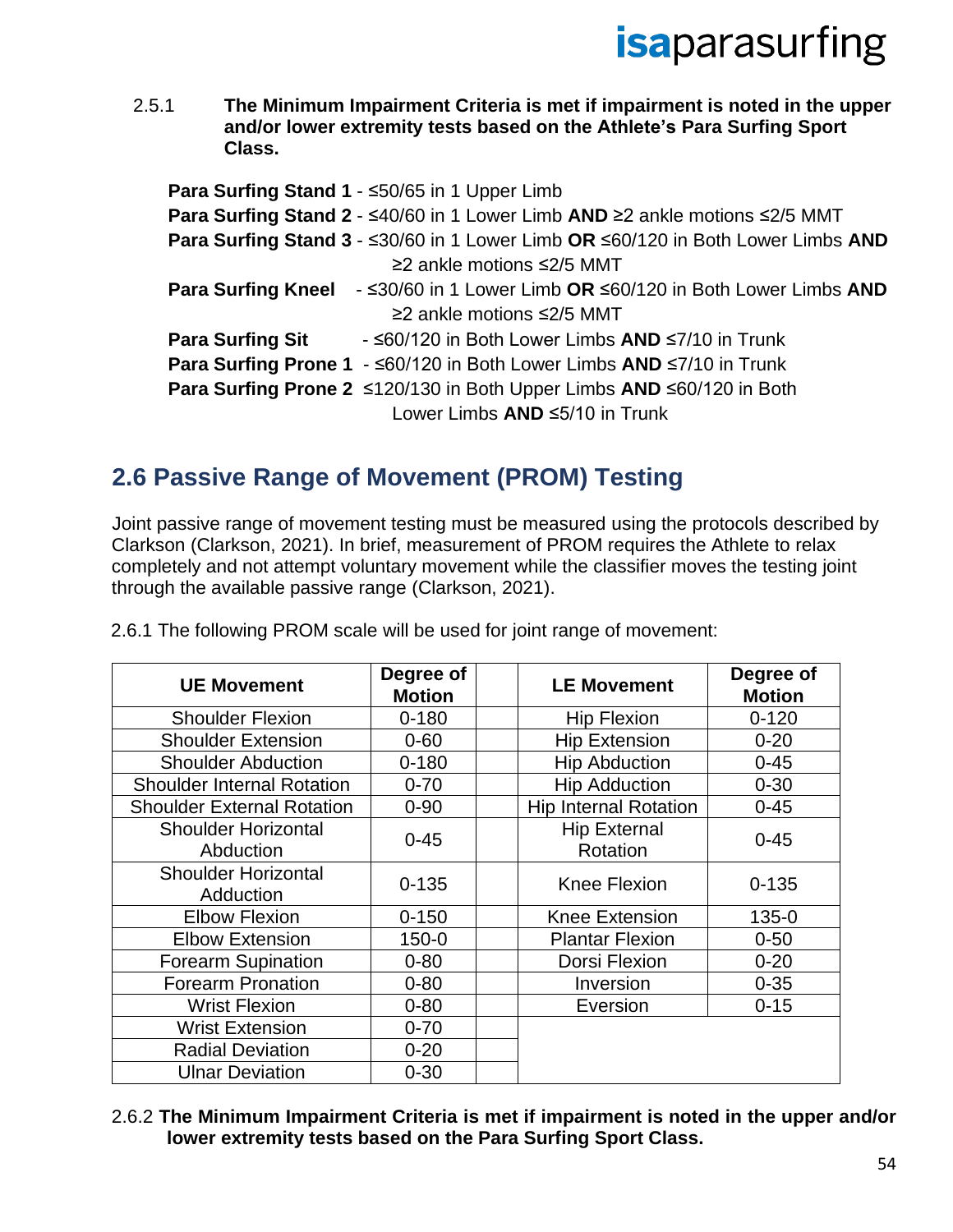2.5.1 **The Minimum Impairment Criteria is met if impairment is noted in the upper and/or lower extremity tests based on the Athlete's Para Surfing Sport Class.**

**Para Surfing Stand 1** - ≤50/65 in 1 Upper Limb
**Para Surfing Stand 2** - ≤40/60 in 1 Lower Limb **AND** ≥2 ankle motions ≤2/5 MMT
**Para Surfing Stand 3** - ≤30/60 in 1 Lower Limb **OR** ≤60/120 in Both Lower Limbs **AND** ≥2 ankle motions ≤2/5 MMT
**Para Surfing Kneel** - ≤30/60 in 1 Lower Limb **OR** ≤60/120 in Both Lower Limbs **AND** ≥2 ankle motions ≤2/5 MMT
**Para Surfing Sit** - ≤60/120 in Both Lower Limbs **AND** ≤7/10 in Trunk
**Para Surfing Prone 1** - ≤60/120 in Both Lower Limbs **AND** ≤7/10 in Trunk
**Para Surfing Prone 2** ≤120/130 in Both Upper Limbs **AND** ≤60/120 in Both Lower Limbs **AND** ≤5/10 in Trunk

## 2.6 Passive Range of Movement (PROM) Testing

Joint passive range of movement testing must be measured using the protocols described by Clarkson (Clarkson, 2021). In brief, measurement of PROM requires the Athlete to relax completely and not attempt voluntary movement while the classifier moves the testing joint through the available passive range (Clarkson, 2021).

2.6.1 The following PROM scale will be used for joint range of movement:

| UE Movement | Degree of Motion | | LE Movement | Degree of Motion |
|---|---|---|---|---|
| Shoulder Flexion | 0-180 | | Hip Flexion | 0-120 |
| Shoulder Extension | 0-60 | | Hip Extension | 0-20 |
| Shoulder Abduction | 0-180 | | Hip Abduction | 0-45 |
| Shoulder Internal Rotation | 0-70 | | Hip Adduction | 0-30 |
| Shoulder External Rotation | 0-90 | | Hip Internal Rotation | 0-45 |
| Shoulder Horizontal Abduction | 0-45 | | Hip External Rotation | 0-45 |
| Shoulder Horizontal Adduction | 0-135 | | Knee Flexion | 0-135 |
| Elbow Flexion | 0-150 | | Knee Extension | 135-0 |
| Elbow Extension | 150-0 | | Plantar Flexion | 0-50 |
| Forearm Supination | 0-80 | | Dorsi Flexion | 0-20 |
| Forearm Pronation | 0-80 | | Inversion | 0-35 |
| Wrist Flexion | 0-80 | | Eversion | 0-15 |
| Wrist Extension | 0-70 | | | |
| Radial Deviation | 0-20 | | | |
| Ulnar Deviation | 0-30 | | | |

2.6.2 **The Minimum Impairment Criteria is met if impairment is noted in the upper and/or lower extremity tests based on the Para Surfing Sport Class.**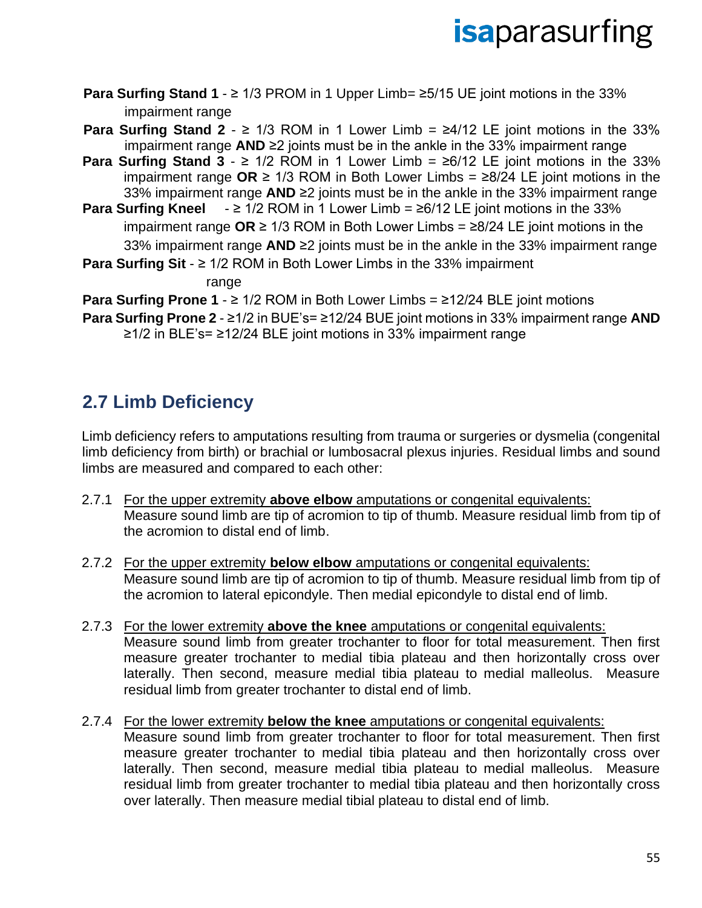**Para Surfing Stand 1** - ≥ 1/3 PROM in 1 Upper Limb= ≥5/15 UE joint motions in the 33% impairment range

**Para Surfing Stand 2** - ≥ 1/3 ROM in 1 Lower Limb = ≥4/12 LE joint motions in the 33% impairment range **AND** ≥2 joints must be in the ankle in the 33% impairment range

**Para Surfing Stand 3** - ≥ 1/2 ROM in 1 Lower Limb = ≥6/12 LE joint motions in the 33% impairment range **OR** ≥ 1/3 ROM in Both Lower Limbs = ≥8/24 LE joint motions in the 33% impairment range **AND** ≥2 joints must be in the ankle in the 33% impairment range

**Para Surfing Kneel** - ≥ 1/2 ROM in 1 Lower Limb = ≥6/12 LE joint motions in the 33% impairment range **OR** ≥ 1/3 ROM in Both Lower Limbs = ≥8/24 LE joint motions in the 33% impairment range **AND** ≥2 joints must be in the ankle in the 33% impairment range

**Para Surfing Sit** - ≥ 1/2 ROM in Both Lower Limbs in the 33% impairment range

**Para Surfing Prone 1** - ≥ 1/2 ROM in Both Lower Limbs = ≥12/24 BLE joint motions

**Para Surfing Prone 2** - ≥1/2 in BUE's= ≥12/24 BUE joint motions in 33% impairment range **AND** ≥1/2 in BLE's= ≥12/24 BLE joint motions in 33% impairment range

## 2.7 Limb Deficiency

Limb deficiency refers to amputations resulting from trauma or surgeries or dysmelia (congenital limb deficiency from birth) or brachial or lumbosacral plexus injuries. Residual limbs and sound limbs are measured and compared to each other:

2.7.1 <u>For the upper extremity **above elbow** amputations or congenital equivalents:</u>
Measure sound limb are tip of acromion to tip of thumb. Measure residual limb from tip of the acromion to distal end of limb.

2.7.2 <u>For the upper extremity **below elbow** amputations or congenital equivalents:</u>
Measure sound limb are tip of acromion to tip of thumb. Measure residual limb from tip of the acromion to lateral epicondyle. Then medial epicondyle to distal end of limb.

2.7.3 <u>For the lower extremity **above the knee** amputations or congenital equivalents:</u>
Measure sound limb from greater trochanter to floor for total measurement. Then first measure greater trochanter to medial tibia plateau and then horizontally cross over laterally. Then second, measure medial tibia plateau to medial malleolus. Measure residual limb from greater trochanter to distal end of limb.

2.7.4 <u>For the lower extremity **below the knee** amputations or congenital equivalents:</u>
Measure sound limb from greater trochanter to floor for total measurement. Then first measure greater trochanter to medial tibia plateau and then horizontally cross over laterally. Then second, measure medial tibia plateau to medial malleolus. Measure residual limb from greater trochanter to medial tibia plateau and then horizontally cross over laterally. Then measure medial tibial plateau to distal end of limb.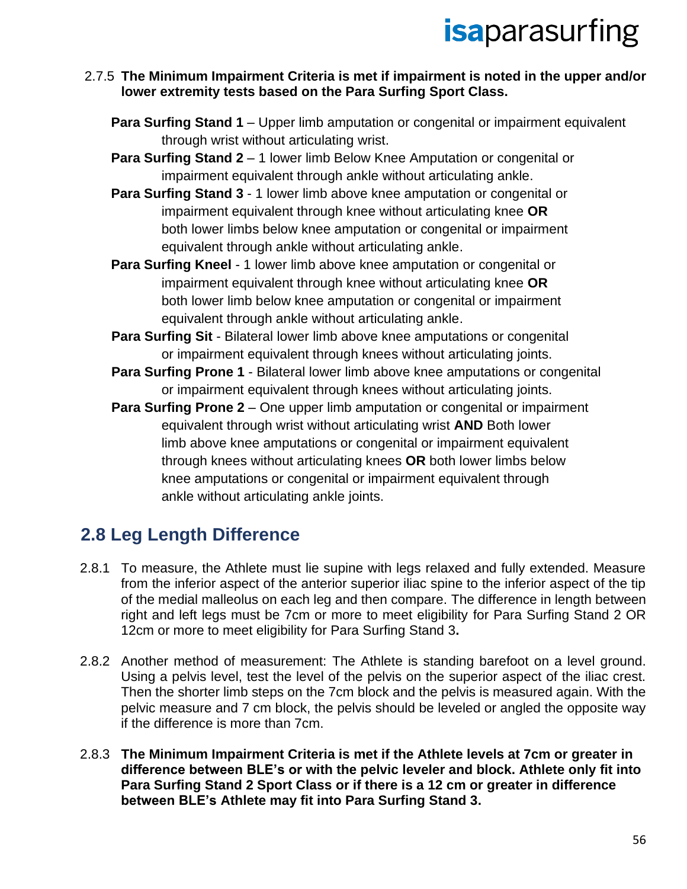2.7.5 **The Minimum Impairment Criteria is met if impairment is noted in the upper and/or lower extremity tests based on the Para Surfing Sport Class.**

**Para Surfing Stand 1** – Upper limb amputation or congenital or impairment equivalent through wrist without articulating wrist.

**Para Surfing Stand 2** – 1 lower limb Below Knee Amputation or congenital or impairment equivalent through ankle without articulating ankle.

**Para Surfing Stand 3** - 1 lower limb above knee amputation or congenital or impairment equivalent through knee without articulating knee **OR** both lower limbs below knee amputation or congenital or impairment equivalent through ankle without articulating ankle.

**Para Surfing Kneel** - 1 lower limb above knee amputation or congenital or impairment equivalent through knee without articulating knee **OR** both lower limb below knee amputation or congenital or impairment equivalent through ankle without articulating ankle.

**Para Surfing Sit** - Bilateral lower limb above knee amputations or congenital or impairment equivalent through knees without articulating joints.

**Para Surfing Prone 1** - Bilateral lower limb above knee amputations or congenital or impairment equivalent through knees without articulating joints.

**Para Surfing Prone 2** – One upper limb amputation or congenital or impairment equivalent through wrist without articulating wrist **AND** Both lower limb above knee amputations or congenital or impairment equivalent through knees without articulating knees **OR** both lower limbs below knee amputations or congenital or impairment equivalent through ankle without articulating ankle joints.

## 2.8 Leg Length Difference

2.8.1 To measure, the Athlete must lie supine with legs relaxed and fully extended. Measure from the inferior aspect of the anterior superior iliac spine to the inferior aspect of the tip of the medial malleolus on each leg and then compare. The difference in length between right and left legs must be 7cm or more to meet eligibility for Para Surfing Stand 2 OR 12cm or more to meet eligibility for Para Surfing Stand 3**.**

2.8.2 Another method of measurement: The Athlete is standing barefoot on a level ground. Using a pelvis level, test the level of the pelvis on the superior aspect of the iliac crest. Then the shorter limb steps on the 7cm block and the pelvis is measured again. With the pelvic measure and 7 cm block, the pelvis should be leveled or angled the opposite way if the difference is more than 7cm.

2.8.3 **The Minimum Impairment Criteria is met if the Athlete levels at 7cm or greater in difference between BLE's or with the pelvic leveler and block. Athlete only fit into Para Surfing Stand 2 Sport Class or if there is a 12 cm or greater in difference between BLE's Athlete may fit into Para Surfing Stand 3.**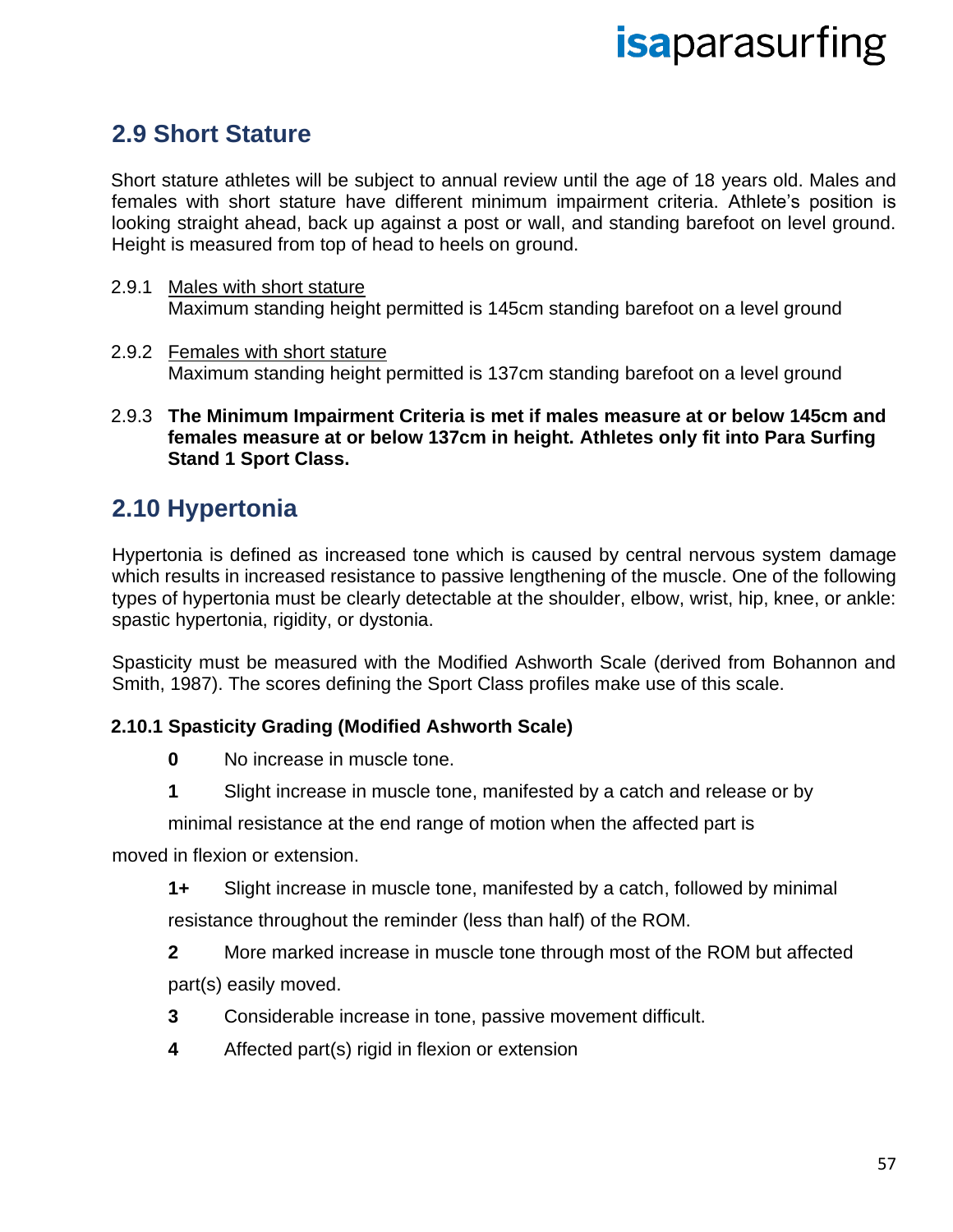## 2.9 Short Stature

Short stature athletes will be subject to annual review until the age of 18 years old. Males and females with short stature have different minimum impairment criteria. Athlete's position is looking straight ahead, back up against a post or wall, and standing barefoot on level ground. Height is measured from top of head to heels on ground.

2.9.1 Males with short stature
Maximum standing height permitted is 145cm standing barefoot on a level ground

2.9.2 Females with short stature
Maximum standing height permitted is 137cm standing barefoot on a level ground

2.9.3 **The Minimum Impairment Criteria is met if males measure at or below 145cm and females measure at or below 137cm in height. Athletes only fit into Para Surfing Stand 1 Sport Class.**

## 2.10 Hypertonia

Hypertonia is defined as increased tone which is caused by central nervous system damage which results in increased resistance to passive lengthening of the muscle. One of the following types of hypertonia must be clearly detectable at the shoulder, elbow, wrist, hip, knee, or ankle: spastic hypertonia, rigidity, or dystonia.

Spasticity must be measured with the Modified Ashworth Scale (derived from Bohannon and Smith, 1987). The scores defining the Sport Class profiles make use of this scale.

### 2.10.1 Spasticity Grading (Modified Ashworth Scale)

**0** No increase in muscle tone.

**1** Slight increase in muscle tone, manifested by a catch and release or by minimal resistance at the end range of motion when the affected part is moved in flexion or extension.

**1+** Slight increase in muscle tone, manifested by a catch, followed by minimal resistance throughout the reminder (less than half) of the ROM.

**2** More marked increase in muscle tone through most of the ROM but affected part(s) easily moved.

**3** Considerable increase in tone, passive movement difficult.

**4** Affected part(s) rigid in flexion or extension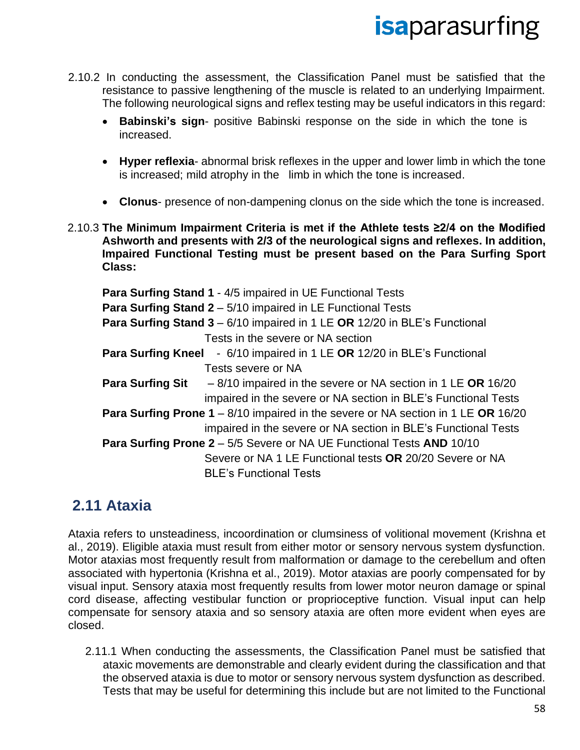2.10.2 In conducting the assessment, the Classification Panel must be satisfied that the resistance to passive lengthening of the muscle is related to an underlying Impairment. The following neurological signs and reflex testing may be useful indicators in this regard:

- **Babinski's sign**- positive Babinski response on the side in which the tone is increased.
- **Hyper reflexia**- abnormal brisk reflexes in the upper and lower limb in which the tone is increased; mild atrophy in the limb in which the tone is increased.
- **Clonus**- presence of non-dampening clonus on the side which the tone is increased.

2.10.3 **The Minimum Impairment Criteria is met if the Athlete tests ≥2/4 on the Modified Ashworth and presents with 2/3 of the neurological signs and reflexes. In addition, Impaired Functional Testing must be present based on the Para Surfing Sport Class:**

**Para Surfing Stand 1** - 4/5 impaired in UE Functional Tests
**Para Surfing Stand 2** – 5/10 impaired in LE Functional Tests
**Para Surfing Stand 3** – 6/10 impaired in 1 LE **OR** 12/20 in BLE's Functional Tests in the severe or NA section
**Para Surfing Kneel** - 6/10 impaired in 1 LE **OR** 12/20 in BLE's Functional Tests severe or NA
**Para Surfing Sit** – 8/10 impaired in the severe or NA section in 1 LE **OR** 16/20 impaired in the severe or NA section in BLE's Functional Tests
**Para Surfing Prone 1** – 8/10 impaired in the severe or NA section in 1 LE **OR** 16/20 impaired in the severe or NA section in BLE's Functional Tests
**Para Surfing Prone 2** – 5/5 Severe or NA UE Functional Tests **AND** 10/10 Severe or NA 1 LE Functional tests **OR** 20/20 Severe or NA BLE's Functional Tests

## 2.11 Ataxia

Ataxia refers to unsteadiness, incoordination or clumsiness of volitional movement (Krishna et al., 2019). Eligible ataxia must result from either motor or sensory nervous system dysfunction. Motor ataxias most frequently result from malformation or damage to the cerebellum and often associated with hypertonia (Krishna et al., 2019). Motor ataxias are poorly compensated for by visual input. Sensory ataxia most frequently results from lower motor neuron damage or spinal cord disease, affecting vestibular function or proprioceptive function. Visual input can help compensate for sensory ataxia and so sensory ataxia are often more evident when eyes are closed.

2.11.1 When conducting the assessments, the Classification Panel must be satisfied that ataxic movements are demonstrable and clearly evident during the classification and that the observed ataxia is due to motor or sensory nervous system dysfunction as described. Tests that may be useful for determining this include but are not limited to the Functional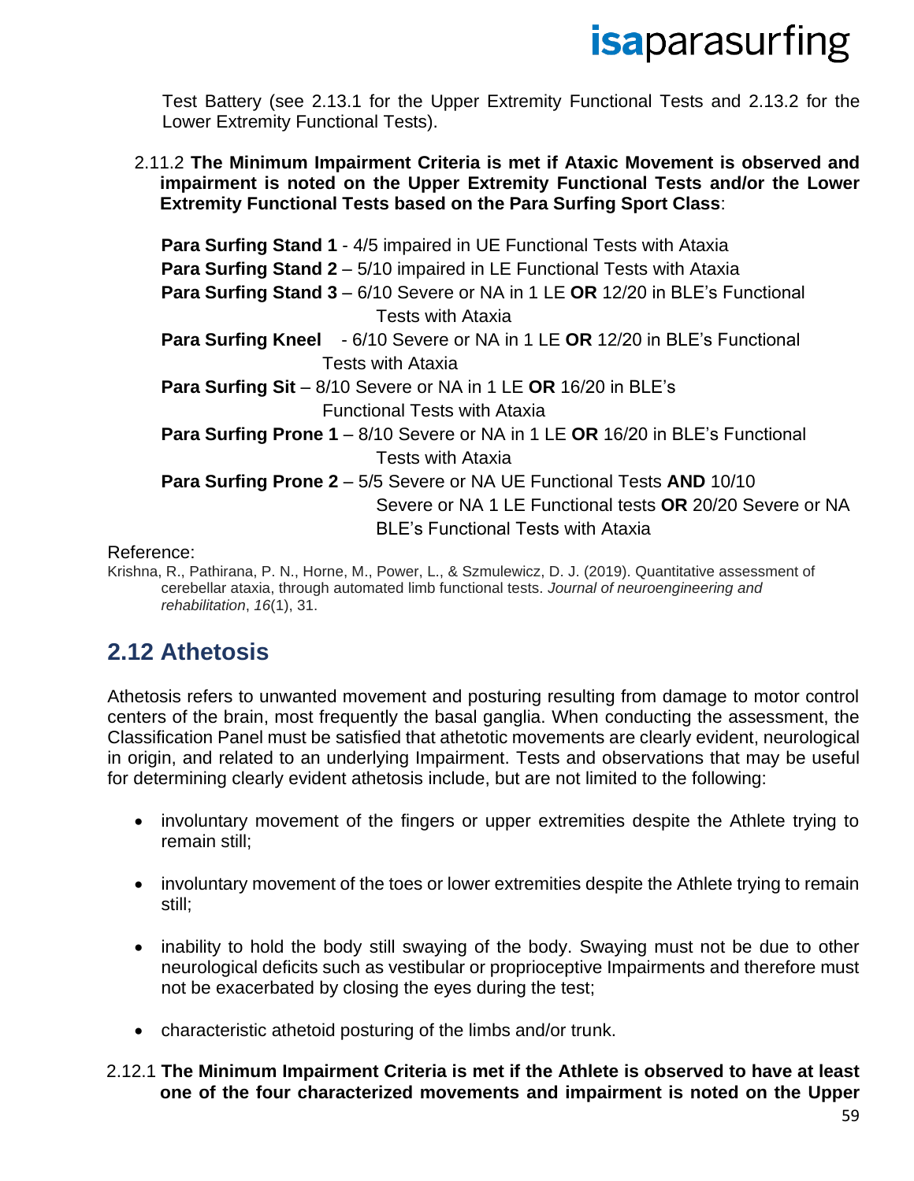Test Battery (see 2.13.1 for the Upper Extremity Functional Tests and 2.13.2 for the Lower Extremity Functional Tests).

2.11.2 **The Minimum Impairment Criteria is met if Ataxic Movement is observed and impairment is noted on the Upper Extremity Functional Tests and/or the Lower Extremity Functional Tests based on the Para Surfing Sport Class**:

**Para Surfing Stand 1** - 4/5 impaired in UE Functional Tests with Ataxia
**Para Surfing Stand 2** – 5/10 impaired in LE Functional Tests with Ataxia
**Para Surfing Stand 3** – 6/10 Severe or NA in 1 LE **OR** 12/20 in BLE's Functional Tests with Ataxia
**Para Surfing Kneel** - 6/10 Severe or NA in 1 LE **OR** 12/20 in BLE's Functional Tests with Ataxia
**Para Surfing Sit** – 8/10 Severe or NA in 1 LE **OR** 16/20 in BLE's Functional Tests with Ataxia
**Para Surfing Prone 1** – 8/10 Severe or NA in 1 LE **OR** 16/20 in BLE's Functional Tests with Ataxia
**Para Surfing Prone 2** – 5/5 Severe or NA UE Functional Tests **AND** 10/10 Severe or NA 1 LE Functional tests **OR** 20/20 Severe or NA BLE's Functional Tests with Ataxia

Reference:

Krishna, R., Pathirana, P. N., Horne, M., Power, L., & Szmulewicz, D. J. (2019). Quantitative assessment of cerebellar ataxia, through automated limb functional tests. *Journal of neuroengineering and rehabilitation*, *16*(1), 31.

## 2.12 Athetosis

Athetosis refers to unwanted movement and posturing resulting from damage to motor control centers of the brain, most frequently the basal ganglia. When conducting the assessment, the Classification Panel must be satisfied that athetotic movements are clearly evident, neurological in origin, and related to an underlying Impairment. Tests and observations that may be useful for determining clearly evident athetosis include, but are not limited to the following:

- involuntary movement of the fingers or upper extremities despite the Athlete trying to remain still;
- involuntary movement of the toes or lower extremities despite the Athlete trying to remain still;
- inability to hold the body still swaying of the body. Swaying must not be due to other neurological deficits such as vestibular or proprioceptive Impairments and therefore must not be exacerbated by closing the eyes during the test;
- characteristic athetoid posturing of the limbs and/or trunk.

2.12.1 **The Minimum Impairment Criteria is met if the Athlete is observed to have at least one of the four characterized movements and impairment is noted on the Upper**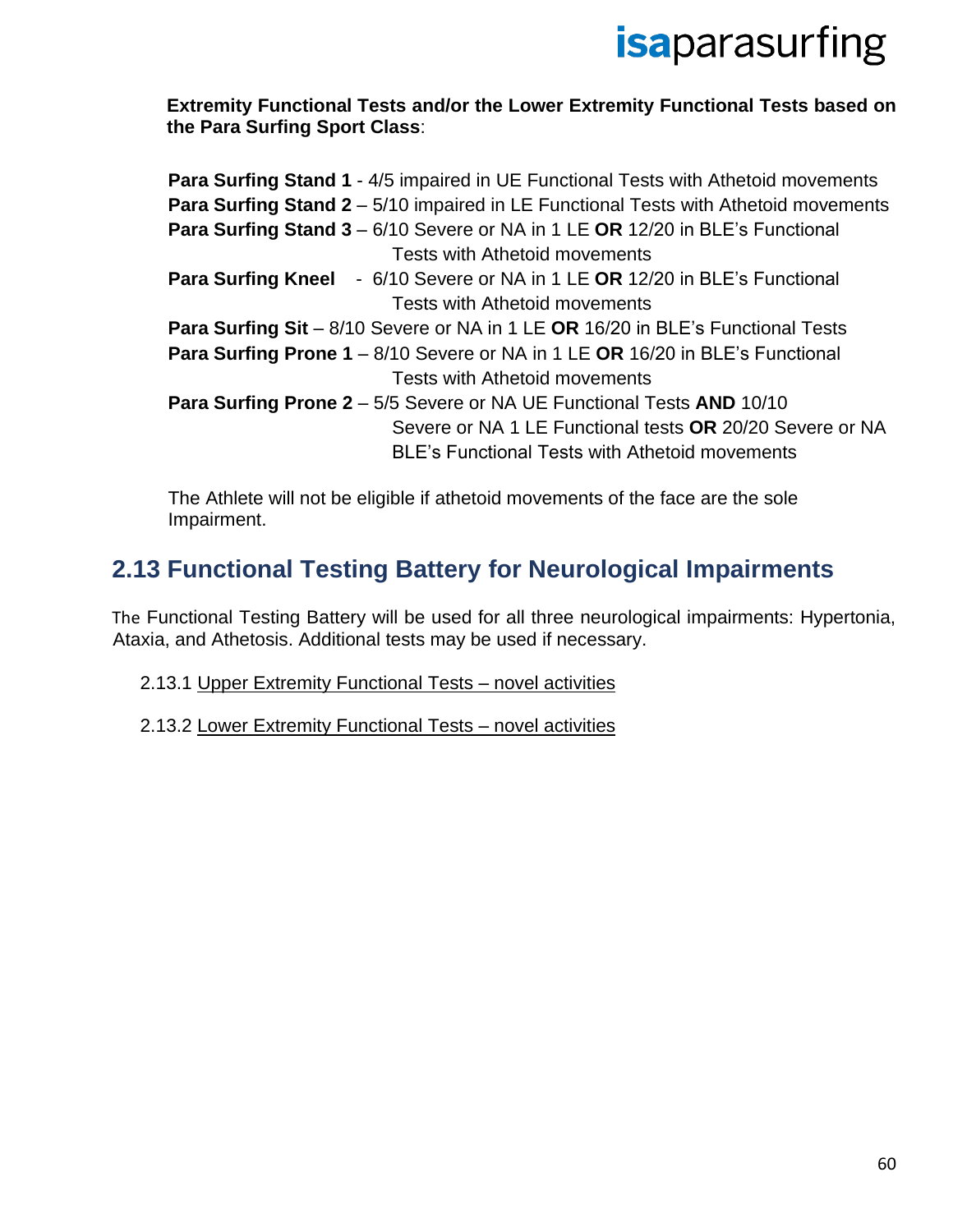**Extremity Functional Tests and/or the Lower Extremity Functional Tests based on the Para Surfing Sport Class**:

**Para Surfing Stand 1** - 4/5 impaired in UE Functional Tests with Athetoid movements
**Para Surfing Stand 2** – 5/10 impaired in LE Functional Tests with Athetoid movements
**Para Surfing Stand 3** – 6/10 Severe or NA in 1 LE **OR** 12/20 in BLE's Functional Tests with Athetoid movements
**Para Surfing Kneel** - 6/10 Severe or NA in 1 LE **OR** 12/20 in BLE's Functional Tests with Athetoid movements
**Para Surfing Sit** – 8/10 Severe or NA in 1 LE **OR** 16/20 in BLE's Functional Tests
**Para Surfing Prone 1** – 8/10 Severe or NA in 1 LE **OR** 16/20 in BLE's Functional Tests with Athetoid movements
**Para Surfing Prone 2** – 5/5 Severe or NA UE Functional Tests **AND** 10/10 Severe or NA 1 LE Functional tests **OR** 20/20 Severe or NA BLE's Functional Tests with Athetoid movements

The Athlete will not be eligible if athetoid movements of the face are the sole Impairment.

## 2.13 Functional Testing Battery for Neurological Impairments

The Functional Testing Battery will be used for all three neurological impairments: Hypertonia, Ataxia, and Athetosis. Additional tests may be used if necessary.

2.13.1 Upper Extremity Functional Tests – novel activities

2.13.2 Lower Extremity Functional Tests – novel activities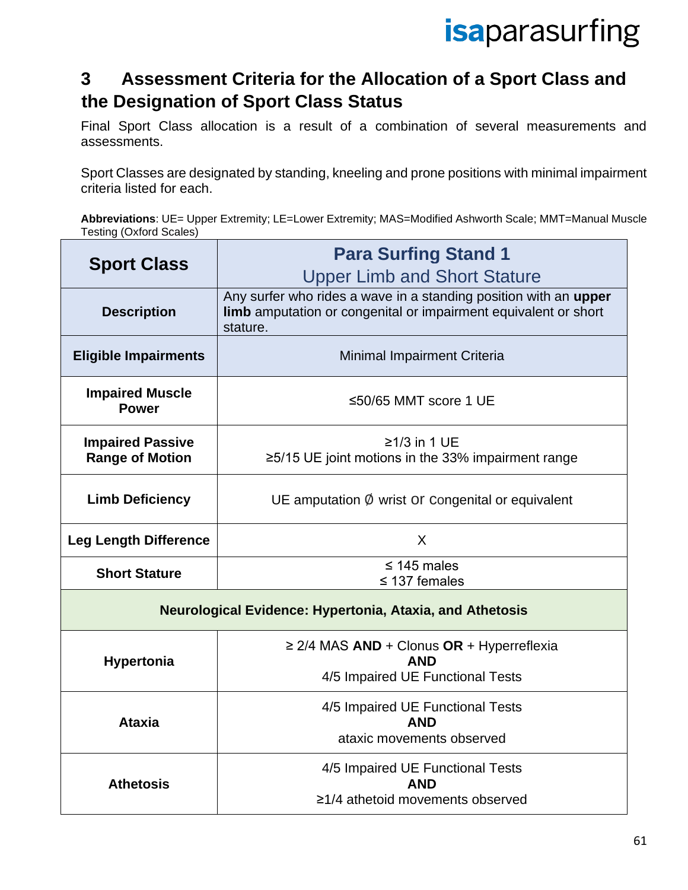## 3 Assessment Criteria for the Allocation of a Sport Class and the Designation of Sport Class Status

Final Sport Class allocation is a result of a combination of several measurements and assessments.

Sport Classes are designated by standing, kneeling and prone positions with minimal impairment criteria listed for each.

**Abbreviations**: UE= Upper Extremity; LE=Lower Extremity; MAS=Modified Ashworth Scale; MMT=Manual Muscle Testing (Oxford Scales)

| **Sport Class** | **Para Surfing Stand 1**<br>Upper Limb and Short Stature |
|---|---|
| **Description** | Any surfer who rides a wave in a standing position with an **upper limb** amputation or congenital or impairment equivalent or short stature. |
| **Eligible Impairments** | Minimal Impairment Criteria |
| **Impaired Muscle Power** | ≤50/65 MMT score 1 UE |
| **Impaired Passive Range of Motion** | ≥1/3 in 1 UE<br>≥5/15 UE joint motions in the 33% impairment range |
| **Limb Deficiency** | UE amputation ∅ wrist or congenital or equivalent |
| **Leg Length Difference** | X |
| **Short Stature** | ≤ 145 males<br>≤ 137 females |
| **Neurological Evidence: Hypertonia, Ataxia, and Athetosis** | |
| **Hypertonia** | ≥ 2/4 MAS **AND** + Clonus **OR** + Hyperreflexia<br>**AND**<br>4/5 Impaired UE Functional Tests |
| **Ataxia** | 4/5 Impaired UE Functional Tests<br>**AND**<br>ataxic movements observed |
| **Athetosis** | 4/5 Impaired UE Functional Tests<br>**AND**<br>≥1/4 athetoid movements observed |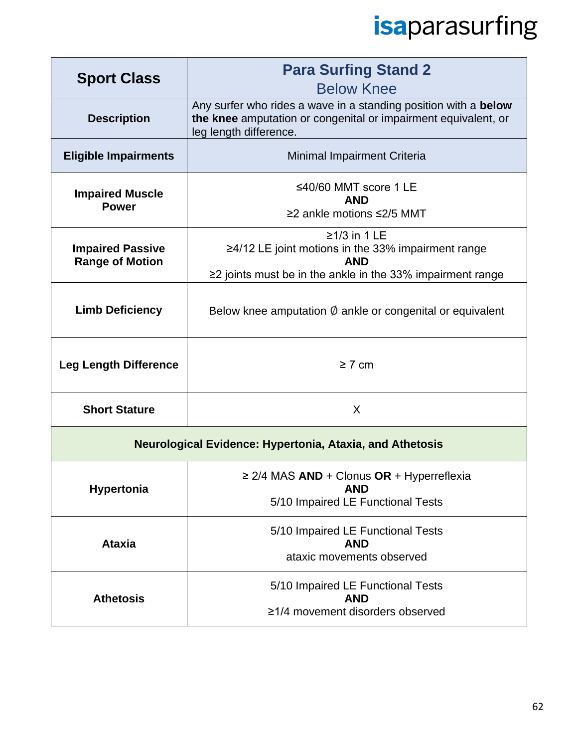| Sport Class | **Para Surfing Stand 2**<br>Below Knee |
|---|---|
| **Description** | Any surfer who rides a wave in a standing position with a **below the knee** amputation or congenital or impairment equivalent, or leg length difference. |
| **Eligible Impairments** | Minimal Impairment Criteria |
| **Impaired Muscle Power** | ≤40/60 MMT score 1 LE<br>**AND**<br>≥2 ankle motions ≤2/5 MMT |
| **Impaired Passive Range of Motion** | ≥1/3 in 1 LE<br>≥4/12 LE joint motions in the 33% impairment range<br>**AND**<br>≥2 joints must be in the ankle in the 33% impairment range |
| **Limb Deficiency** | Below knee amputation ∅ ankle or congenital or equivalent |
| **Leg Length Difference** | ≥ 7 cm |
| **Short Stature** | X |
| **Neurological Evidence: Hypertonia, Ataxia, and Athetosis** | |
| **Hypertonia** | ≥ 2/4 MAS **AND** + Clonus **OR** + Hyperreflexia<br>**AND**<br>5/10 Impaired LE Functional Tests |
| **Ataxia** | 5/10 Impaired LE Functional Tests<br>**AND**<br>ataxic movements observed |
| **Athetosis** | 5/10 Impaired LE Functional Tests<br>**AND**<br>≥1/4 movement disorders observed |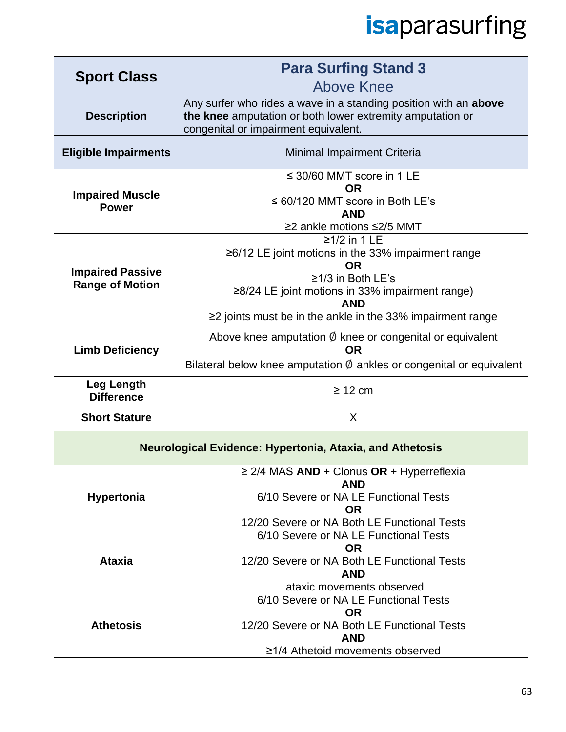| Sport Class | Para Surfing Stand 3<br>Above Knee |
|---|---|
| Description | Any surfer who rides a wave in a standing position with an **above the knee** amputation or both lower extremity amputation or congenital or impairment equivalent. |
| Eligible Impairments | Minimal Impairment Criteria |
| Impaired Muscle Power | ≤ 30/60 MMT score in 1 LE<br>**OR**<br>≤ 60/120 MMT score in Both LE's<br>**AND**<br>≥2 ankle motions ≤2/5 MMT |
| Impaired Passive Range of Motion | ≥1/2 in 1 LE<br>≥6/12 LE joint motions in the 33% impairment range<br>**OR**<br>≥1/3 in Both LE's<br>≥8/24 LE joint motions in 33% impairment range)<br>**AND**<br>≥2 joints must be in the ankle in the 33% impairment range |
| Limb Deficiency | Above knee amputation Ø knee or congenital or equivalent<br>**OR**<br>Bilateral below knee amputation Ø ankles or congenital or equivalent |
| Leg Length Difference | ≥ 12 cm |
| Short Stature | X |
| **Neurological Evidence: Hypertonia, Ataxia, and Athetosis** | |
| Hypertonia | ≥ 2/4 MAS **AND** + Clonus **OR** + Hyperreflexia<br>**AND**<br>6/10 Severe or NA LE Functional Tests<br>**OR**<br>12/20 Severe or NA Both LE Functional Tests |
| Ataxia | 6/10 Severe or NA LE Functional Tests<br>**OR**<br>12/20 Severe or NA Both LE Functional Tests<br>**AND**<br>ataxic movements observed |
| Athetosis | 6/10 Severe or NA LE Functional Tests<br>**OR**<br>12/20 Severe or NA Both LE Functional Tests<br>**AND**<br>≥1/4 Athetoid movements observed |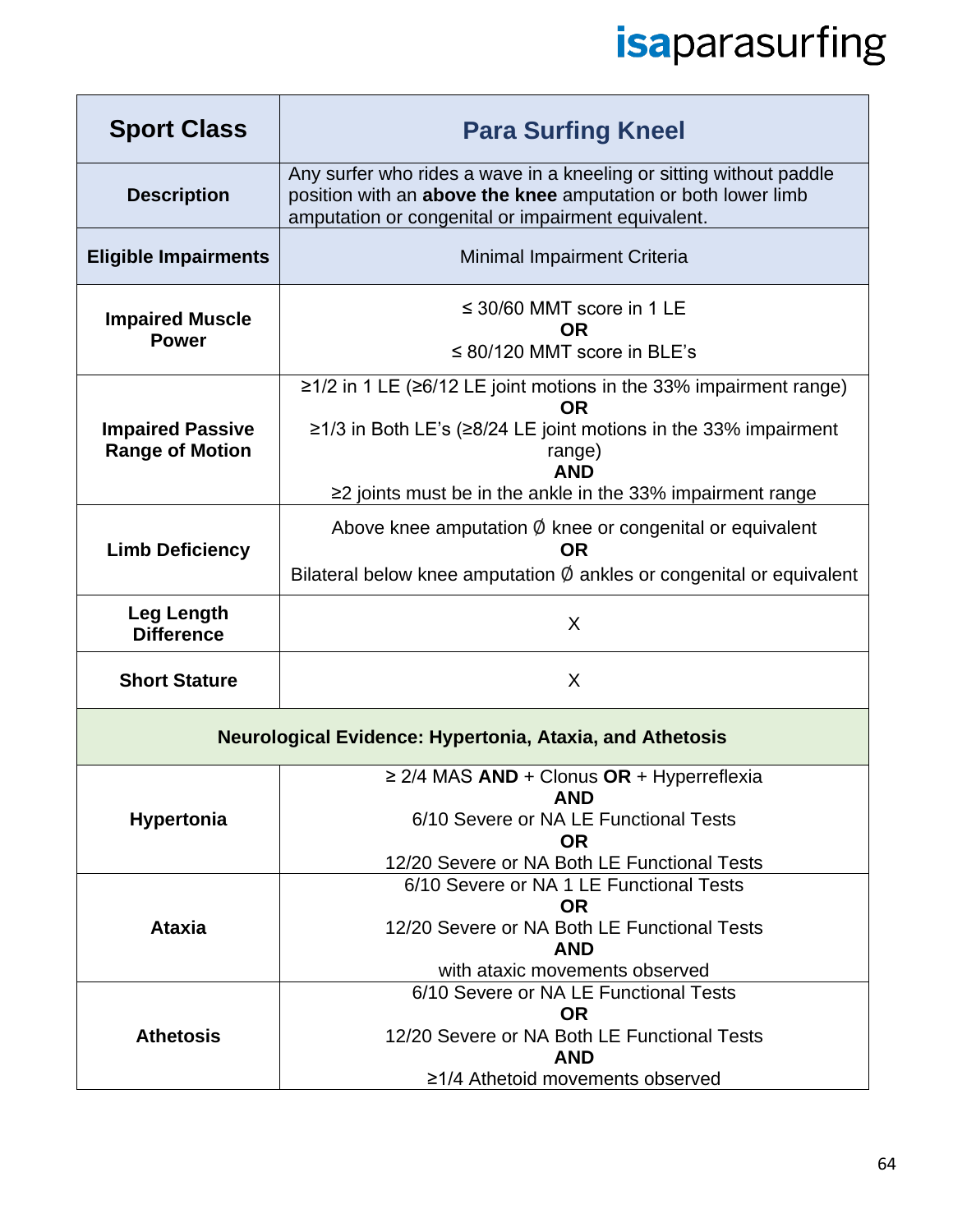| Sport Class | Para Surfing Kneel |
|---|---|
| **Description** | Any surfer who rides a wave in a kneeling or sitting without paddle position with an **above the knee** amputation or both lower limb amputation or congenital or impairment equivalent. |
| **Eligible Impairments** | Minimal Impairment Criteria |
| **Impaired Muscle Power** | ≤ 30/60 MMT score in 1 LE **OR** ≤ 80/120 MMT score in BLE's |
| **Impaired Passive Range of Motion** | ≥1/2 in 1 LE (≥6/12 LE joint motions in the 33% impairment range) **OR** ≥1/3 in Both LE's (≥8/24 LE joint motions in the 33% impairment range) **AND** ≥2 joints must be in the ankle in the 33% impairment range |
| **Limb Deficiency** | Above knee amputation Ø knee or congenital or equivalent **OR** Bilateral below knee amputation Ø ankles or congenital or equivalent |
| **Leg Length Difference** | X |
| **Short Stature** | X |
| **Neurological Evidence: Hypertonia, Ataxia, and Athetosis** | |
| **Hypertonia** | ≥ 2/4 MAS **AND** + Clonus **OR** + Hyperreflexia **AND** 6/10 Severe or NA LE Functional Tests **OR** 12/20 Severe or NA Both LE Functional Tests |
| **Ataxia** | 6/10 Severe or NA 1 LE Functional Tests **OR** 12/20 Severe or NA Both LE Functional Tests **AND** with ataxic movements observed |
| **Athetosis** | 6/10 Severe or NA LE Functional Tests **OR** 12/20 Severe or NA Both LE Functional Tests **AND** ≥1/4 Athetoid movements observed |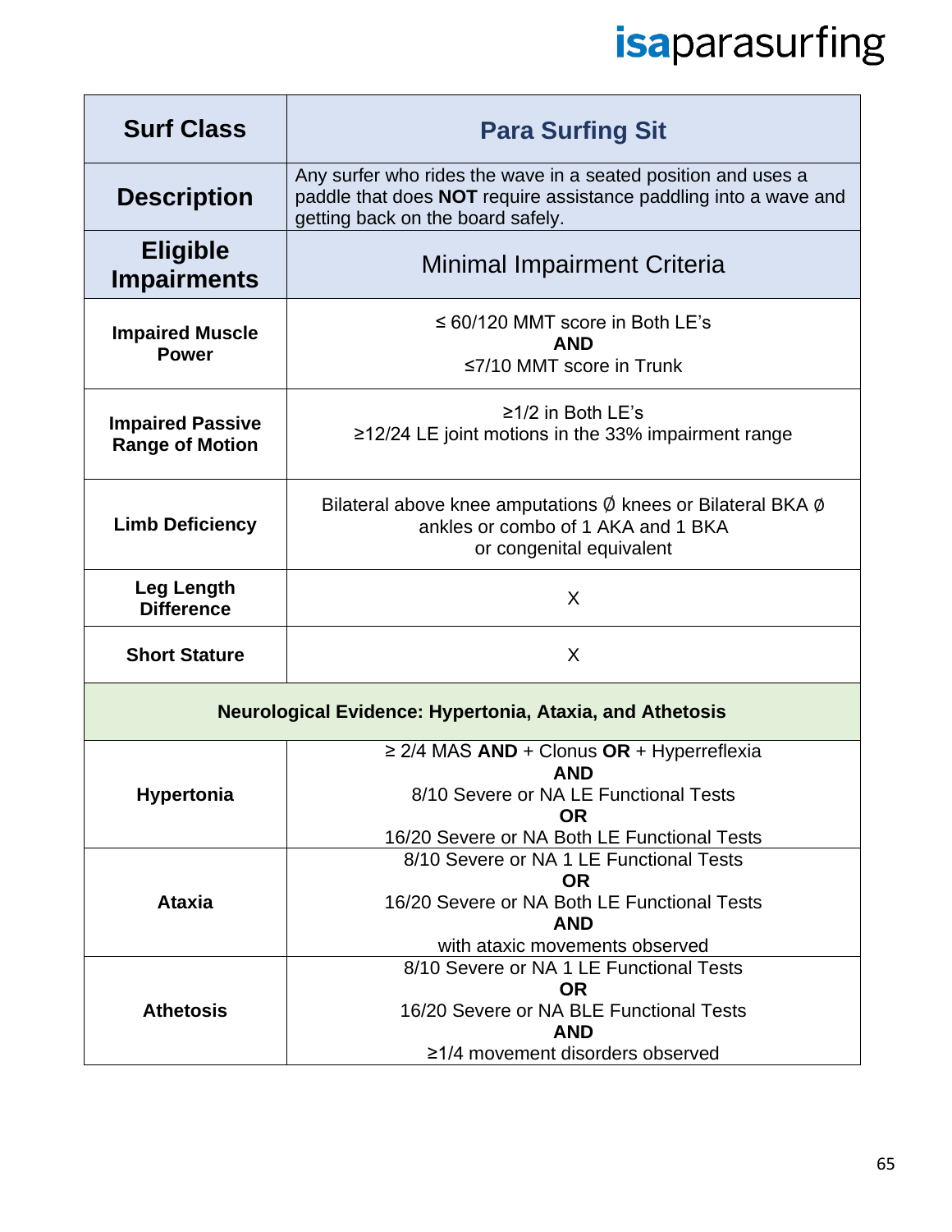| Surf Class | Para Surfing Sit |
|---|---|
| **Description** | Any surfer who rides the wave in a seated position and uses a paddle that does **NOT** require assistance paddling into a wave and getting back on the board safely. |
| **Eligible Impairments** | Minimal Impairment Criteria |
| **Impaired Muscle Power** | ≤ 60/120 MMT score in Both LE's<br>**AND**<br>≤7/10 MMT score in Trunk |
| **Impaired Passive Range of Motion** | ≥1/2 in Both LE's<br>≥12/24 LE joint motions in the 33% impairment range |
| **Limb Deficiency** | Bilateral above knee amputations Ø knees or Bilateral BKA ø ankles or combo of 1 AKA and 1 BKA or congenital equivalent |
| **Leg Length Difference** | X |
| **Short Stature** | X |
| **Neurological Evidence: Hypertonia, Ataxia, and Athetosis** | |
| **Hypertonia** | ≥ 2/4 MAS **AND** + Clonus **OR** + Hyperreflexia<br>**AND**<br>8/10 Severe or NA LE Functional Tests<br>**OR**<br>16/20 Severe or NA Both LE Functional Tests |
| **Ataxia** | 8/10 Severe or NA 1 LE Functional Tests<br>**OR**<br>16/20 Severe or NA Both LE Functional Tests<br>**AND**<br>with ataxic movements observed |
| **Athetosis** | 8/10 Severe or NA 1 LE Functional Tests<br>**OR**<br>16/20 Severe or NA BLE Functional Tests<br>**AND**<br>≥1/4 movement disorders observed |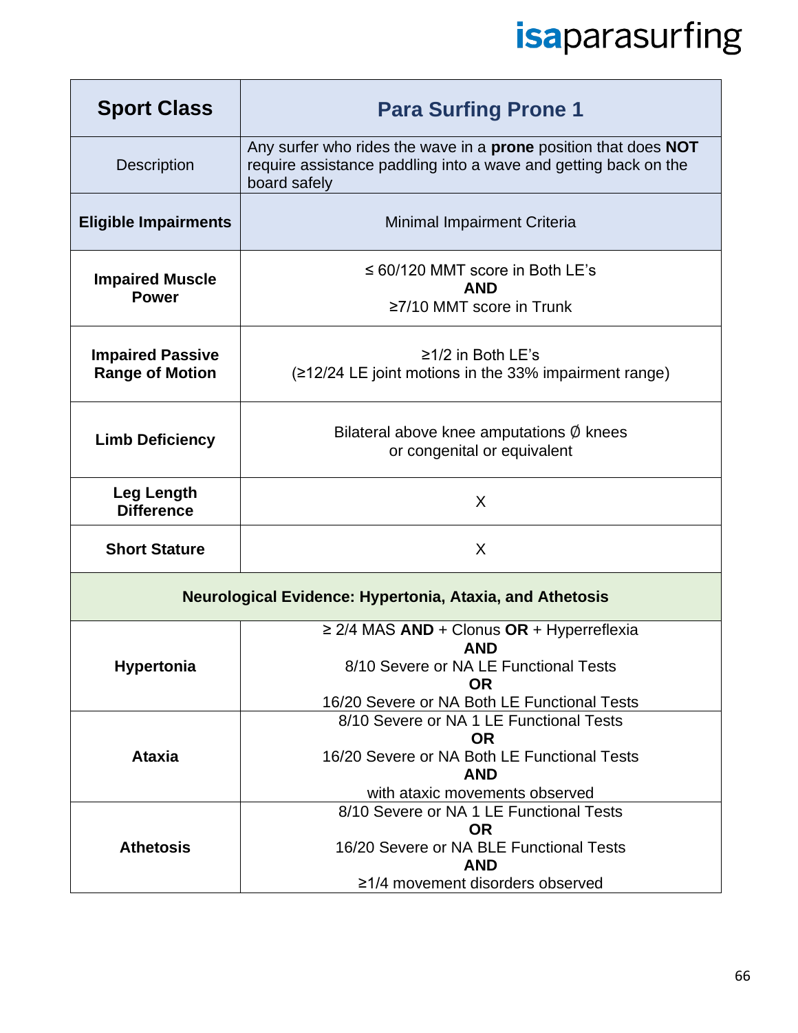| Sport Class | Para Surfing Prone 1 |
|---|---|
| Description | Any surfer who rides the wave in a **prone** position that does **NOT** require assistance paddling into a wave and getting back on the board safely |
| **Eligible Impairments** | Minimal Impairment Criteria |
| **Impaired Muscle Power** | ≤ 60/120 MMT score in Both LE's **AND** ≥7/10 MMT score in Trunk |
| **Impaired Passive Range of Motion** | ≥1/2 in Both LE's (≥12/24 LE joint motions in the 33% impairment range) |
| **Limb Deficiency** | Bilateral above knee amputations Ø knees or congenital or equivalent |
| **Leg Length Difference** | X |
| **Short Stature** | X |
| **Neurological Evidence: Hypertonia, Ataxia, and Athetosis** | |
| **Hypertonia** | ≥ 2/4 MAS **AND** + Clonus **OR** + Hyperreflexia **AND** 8/10 Severe or NA LE Functional Tests **OR** 16/20 Severe or NA Both LE Functional Tests |
| **Ataxia** | 8/10 Severe or NA 1 LE Functional Tests **OR** 16/20 Severe or NA Both LE Functional Tests **AND** with ataxic movements observed |
| **Athetosis** | 8/10 Severe or NA 1 LE Functional Tests **OR** 16/20 Severe or NA BLE Functional Tests **AND** ≥1/4 movement disorders observed |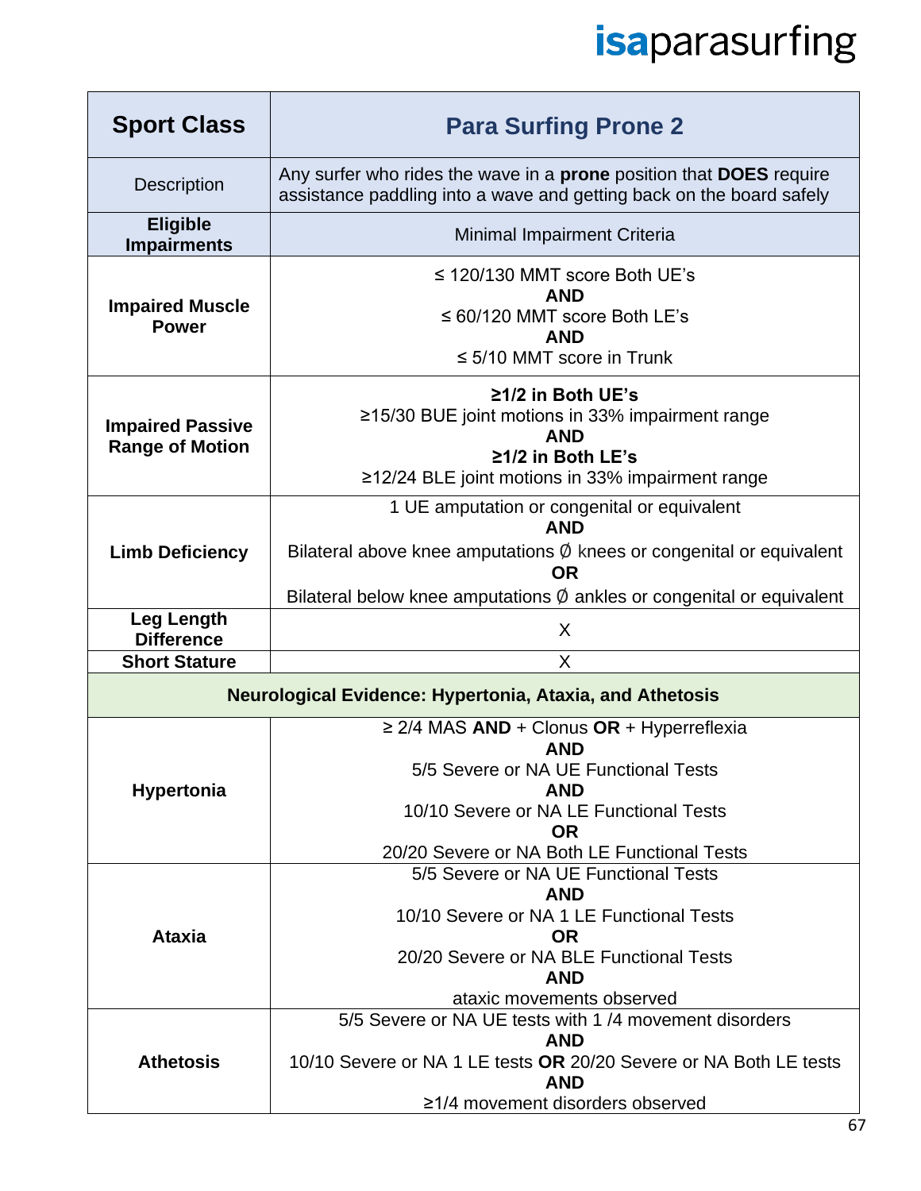| Sport Class | Para Surfing Prone 2 |
|---|---|
| Description | Any surfer who rides the wave in a **prone** position that **DOES** require assistance paddling into a wave and getting back on the board safely |
| **Eligible Impairments** | Minimal Impairment Criteria |
| **Impaired Muscle Power** | ≤ 120/130 MMT score Both UE's<br>**AND**<br>≤ 60/120 MMT score Both LE's<br>**AND**<br>≤ 5/10 MMT score in Trunk |
| **Impaired Passive Range of Motion** | **≥1/2 in Both UE's**<br>≥15/30 BUE joint motions in 33% impairment range<br>**AND**<br>**≥1/2 in Both LE's**<br>≥12/24 BLE joint motions in 33% impairment range |
| **Limb Deficiency** | 1 UE amputation or congenital or equivalent<br>**AND**<br>Bilateral above knee amputations ∅ knees or congenital or equivalent<br>**OR**<br>Bilateral below knee amputations ∅ ankles or congenital or equivalent |
| **Leg Length Difference** | X |
| **Short Stature** | X |
| **Neurological Evidence: Hypertonia, Ataxia, and Athetosis** | |
| **Hypertonia** | ≥ 2/4 MAS **AND** + Clonus **OR** + Hyperreflexia<br>**AND**<br>5/5 Severe or NA UE Functional Tests<br>**AND**<br>10/10 Severe or NA LE Functional Tests<br>**OR**<br>20/20 Severe or NA Both LE Functional Tests |
| **Ataxia** | 5/5 Severe or NA UE Functional Tests<br>**AND**<br>10/10 Severe or NA 1 LE Functional Tests<br>**OR**<br>20/20 Severe or NA BLE Functional Tests<br>**AND**<br>ataxic movements observed |
| **Athetosis** | 5/5 Severe or NA UE tests with 1 /4 movement disorders<br>**AND**<br>10/10 Severe or NA 1 LE tests **OR** 20/20 Severe or NA Both LE tests<br>**AND**<br>≥1/4 movement disorders observed |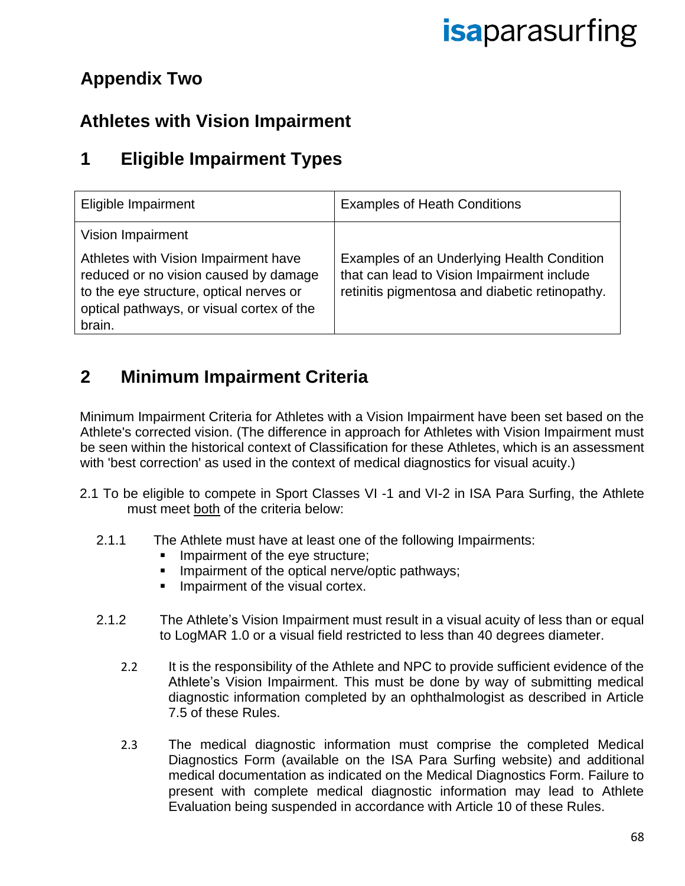## Appendix Two

## Athletes with Vision Impairment

## 1 Eligible Impairment Types

| Eligible Impairment | Examples of Heath Conditions |
|---|---|
| Vision Impairment<br><br>Athletes with Vision Impairment have reduced or no vision caused by damage to the eye structure, optical nerves or optical pathways, or visual cortex of the brain. | Examples of an Underlying Health Condition that can lead to Vision Impairment include retinitis pigmentosa and diabetic retinopathy. |

## 2 Minimum Impairment Criteria

Minimum Impairment Criteria for Athletes with a Vision Impairment have been set based on the Athlete's corrected vision. (The difference in approach for Athletes with Vision Impairment must be seen within the historical context of Classification for these Athletes, which is an assessment with 'best correction' as used in the context of medical diagnostics for visual acuity.)

2.1 To be eligible to compete in Sport Classes VI -1 and VI-2 in ISA Para Surfing, the Athlete must meet both of the criteria below:

2.1.1 The Athlete must have at least one of the following Impairments:

- Impairment of the eye structure;
- Impairment of the optical nerve/optic pathways;
- Impairment of the visual cortex.

2.1.2 The Athlete's Vision Impairment must result in a visual acuity of less than or equal to LogMAR 1.0 or a visual field restricted to less than 40 degrees diameter.

2.2 It is the responsibility of the Athlete and NPC to provide sufficient evidence of the Athlete's Vision Impairment. This must be done by way of submitting medical diagnostic information completed by an ophthalmologist as described in Article 7.5 of these Rules.

2.3 The medical diagnostic information must comprise the completed Medical Diagnostics Form (available on the ISA Para Surfing website) and additional medical documentation as indicated on the Medical Diagnostics Form. Failure to present with complete medical diagnostic information may lead to Athlete Evaluation being suspended in accordance with Article 10 of these Rules.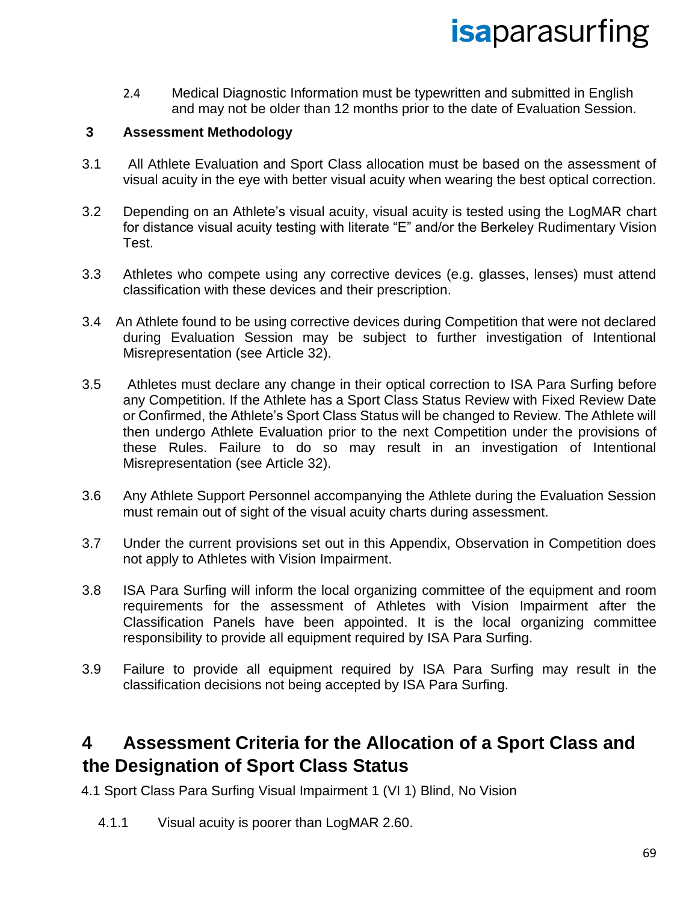2.4 Medical Diagnostic Information must be typewritten and submitted in English and may not be older than 12 months prior to the date of Evaluation Session.

### 3 Assessment Methodology

3.1 All Athlete Evaluation and Sport Class allocation must be based on the assessment of visual acuity in the eye with better visual acuity when wearing the best optical correction.

3.2 Depending on an Athlete's visual acuity, visual acuity is tested using the LogMAR chart for distance visual acuity testing with literate "E" and/or the Berkeley Rudimentary Vision Test.

3.3 Athletes who compete using any corrective devices (e.g. glasses, lenses) must attend classification with these devices and their prescription.

3.4 An Athlete found to be using corrective devices during Competition that were not declared during Evaluation Session may be subject to further investigation of Intentional Misrepresentation (see Article 32).

3.5 Athletes must declare any change in their optical correction to ISA Para Surfing before any Competition. If the Athlete has a Sport Class Status Review with Fixed Review Date or Confirmed, the Athlete's Sport Class Status will be changed to Review. The Athlete will then undergo Athlete Evaluation prior to the next Competition under the provisions of these Rules. Failure to do so may result in an investigation of Intentional Misrepresentation (see Article 32).

3.6 Any Athlete Support Personnel accompanying the Athlete during the Evaluation Session must remain out of sight of the visual acuity charts during assessment.

3.7 Under the current provisions set out in this Appendix, Observation in Competition does not apply to Athletes with Vision Impairment.

3.8 ISA Para Surfing will inform the local organizing committee of the equipment and room requirements for the assessment of Athletes with Vision Impairment after the Classification Panels have been appointed. It is the local organizing committee responsibility to provide all equipment required by ISA Para Surfing.

3.9 Failure to provide all equipment required by ISA Para Surfing may result in the classification decisions not being accepted by ISA Para Surfing.

## 4 Assessment Criteria for the Allocation of a Sport Class and the Designation of Sport Class Status

4.1 Sport Class Para Surfing Visual Impairment 1 (VI 1) Blind, No Vision

4.1.1 Visual acuity is poorer than LogMAR 2.60.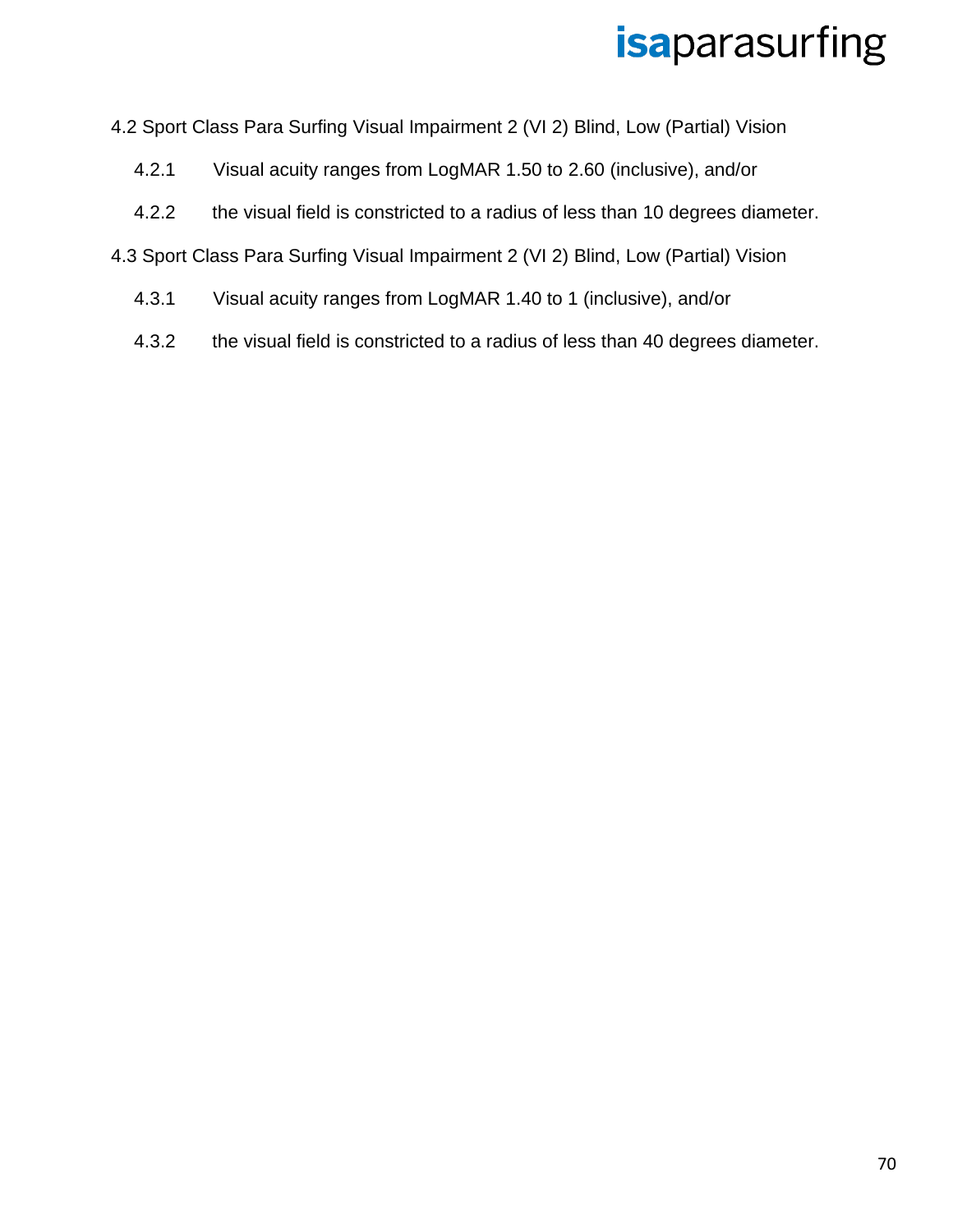4.2 Sport Class Para Surfing Visual Impairment 2 (VI 2) Blind, Low (Partial) Vision

4.2.1 Visual acuity ranges from LogMAR 1.50 to 2.60 (inclusive), and/or

4.2.2 the visual field is constricted to a radius of less than 10 degrees diameter.

4.3 Sport Class Para Surfing Visual Impairment 2 (VI 2) Blind, Low (Partial) Vision

4.3.1 Visual acuity ranges from LogMAR 1.40 to 1 (inclusive), and/or

4.3.2 the visual field is constricted to a radius of less than 40 degrees diameter.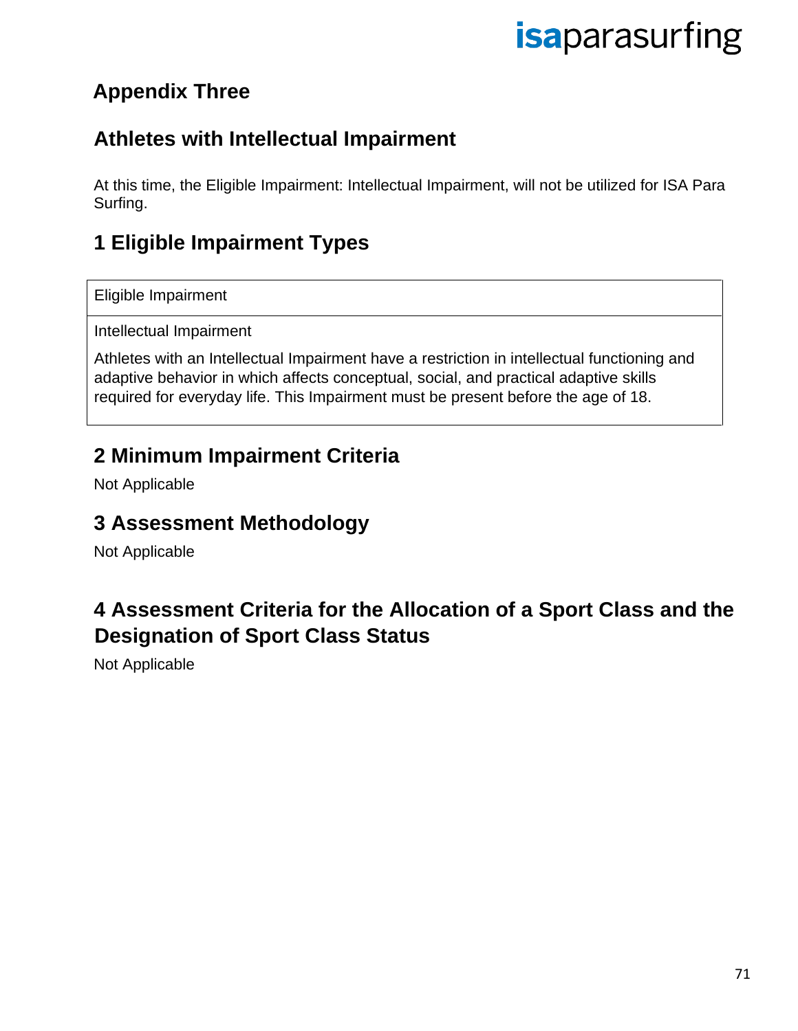## Appendix Three

## Athletes with Intellectual Impairment

At this time, the Eligible Impairment: Intellectual Impairment, will not be utilized for ISA Para Surfing.

## 1 Eligible Impairment Types

| Eligible Impairment |
| --- |
| Intellectual Impairment<br><br>Athletes with an Intellectual Impairment have a restriction in intellectual functioning and adaptive behavior in which affects conceptual, social, and practical adaptive skills required for everyday life. This Impairment must be present before the age of 18. |

## 2 Minimum Impairment Criteria

Not Applicable

## 3 Assessment Methodology

Not Applicable

## 4 Assessment Criteria for the Allocation of a Sport Class and the Designation of Sport Class Status

Not Applicable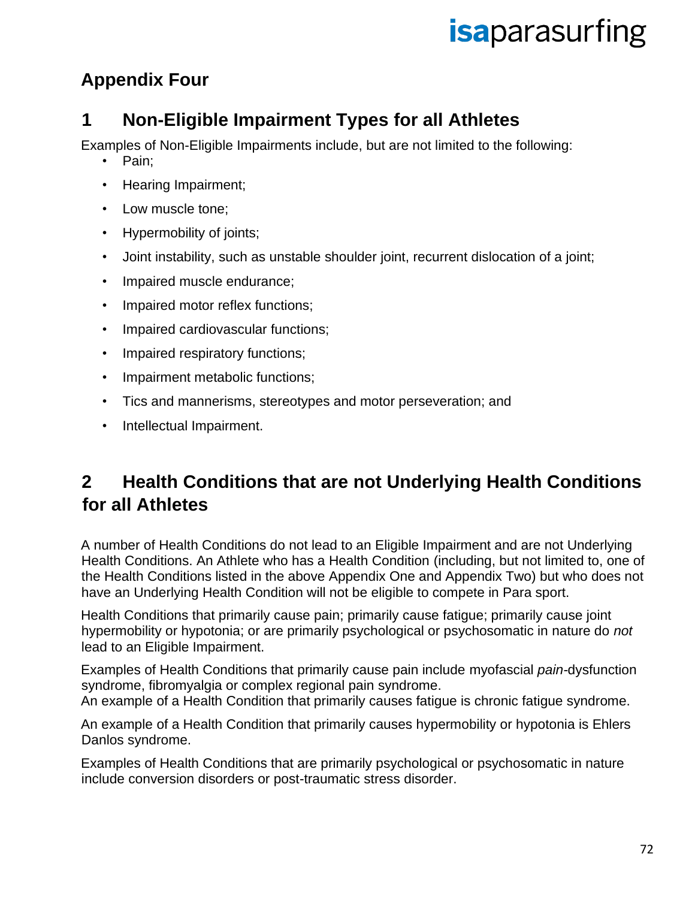## Appendix Four

## 1 Non-Eligible Impairment Types for all Athletes

Examples of Non-Eligible Impairments include, but are not limited to the following:

- Pain;
- Hearing Impairment;
- Low muscle tone;
- Hypermobility of joints;
- Joint instability, such as unstable shoulder joint, recurrent dislocation of a joint;
- Impaired muscle endurance;
- Impaired motor reflex functions;
- Impaired cardiovascular functions;
- Impaired respiratory functions;
- Impairment metabolic functions;
- Tics and mannerisms, stereotypes and motor perseveration; and
- Intellectual Impairment.

## 2 Health Conditions that are not Underlying Health Conditions for all Athletes

A number of Health Conditions do not lead to an Eligible Impairment and are not Underlying Health Conditions. An Athlete who has a Health Condition (including, but not limited to, one of the Health Conditions listed in the above Appendix One and Appendix Two) but who does not have an Underlying Health Condition will not be eligible to compete in Para sport.

Health Conditions that primarily cause pain; primarily cause fatigue; primarily cause joint hypermobility or hypotonia; or are primarily psychological or psychosomatic in nature do *not* lead to an Eligible Impairment.

Examples of Health Conditions that primarily cause pain include myofascial *pain*-dysfunction syndrome, fibromyalgia or complex regional pain syndrome.
An example of a Health Condition that primarily causes fatigue is chronic fatigue syndrome.

An example of a Health Condition that primarily causes hypermobility or hypotonia is Ehlers Danlos syndrome.

Examples of Health Conditions that are primarily psychological or psychosomatic in nature include conversion disorders or post-traumatic stress disorder.